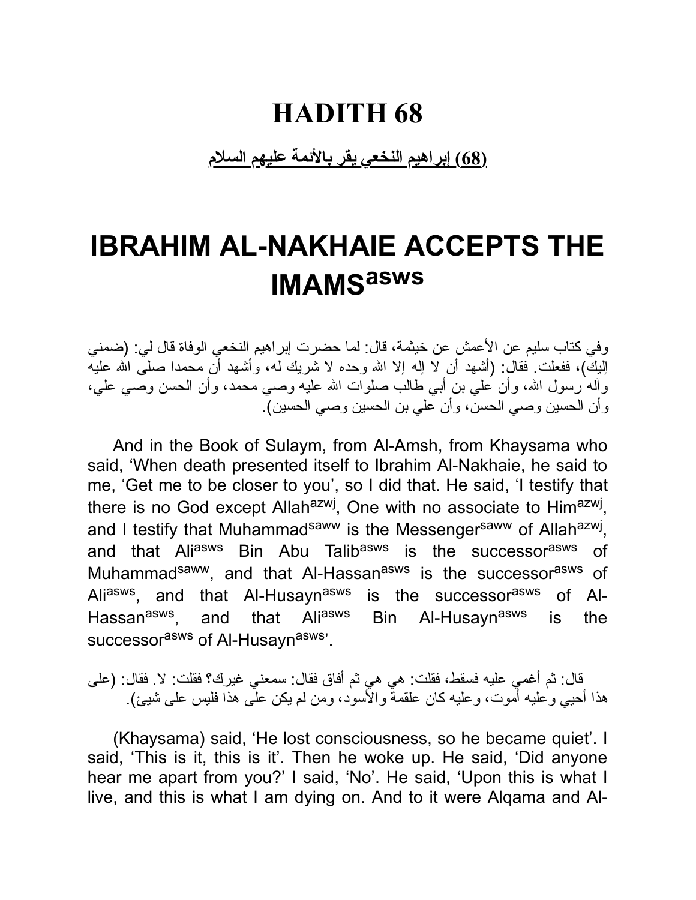# HADITH 68

**(68) إبراهيم النخعي يقر بالأئمة عليهم السلام**

# IBRAHIM AL-NAKHAIE ACCEPTS THE IMAMS^asws

وفي كتاب سليم عن الأعمش عن خيثمة، قال: لما حضرت إبراهيم النخعي الوفاة قال لي: (ضمني إليك)، ففعلت. فقال: (أشهد أن لا إله إلا الله وحده لا شريك له، وأشهد أن محمدا صلى الله عليه وآله رسول الله، وأن علي بن أبي طالب صلوات الله عليه وصي محمد، وأن الحسن وصي علي، وأن الحسين وصي الحسن، وأن علي بن الحسين وصي الحسين).

And in the Book of Sulaym, from Al-Amsh, from Khaysama who said, 'When death presented itself to Ibrahim Al-Nakhaie, he said to me, 'Get me to be closer to you', so I did that. He said, 'I testify that there is no God except Allah^azwj, One with no associate to Him^azwj, and I testify that Muhammad^saww is the Messenger^saww of Allah^azwj, and that Ali^asws Bin Abu Talib^asws is the successor^asws of Muhammad^saww, and that Al-Hassan^asws is the successor^asws of Ali^asws, and that Al-Husayn^asws is the successor^asws of Al-Hassan^asws, and that Ali^asws Bin Al-Husayn^asws is the successor^asws of Al-Husayn^asws'.

قال: ثم أغمي عليه فسقط، فقلت: هي هي ثم أفاق فقال: سمعني غيرك؟ فقلت: لا. فقال: (على هذا أحيي وعليه أموت، وعليه كان علقمة والأسود، ومن لم يكن على هذا فليس على شيئ).

(Khaysama) said, 'He lost consciousness, so he became quiet'. I said, 'This is it, this is it'. Then he woke up. He said, 'Did anyone hear me apart from you?' I said, 'No'. He said, 'Upon this is what I live, and this is what I am dying on. And to it were Alqama and Al-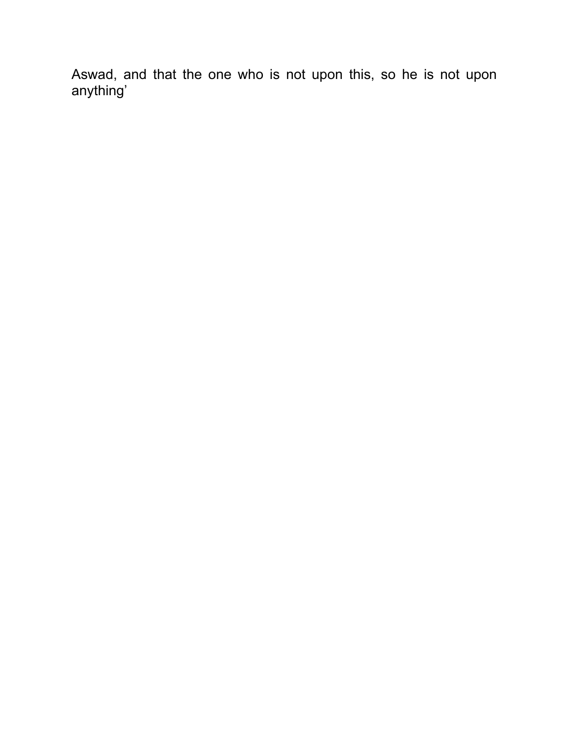Aswad, and that the one who is not upon this, so he is not upon anything’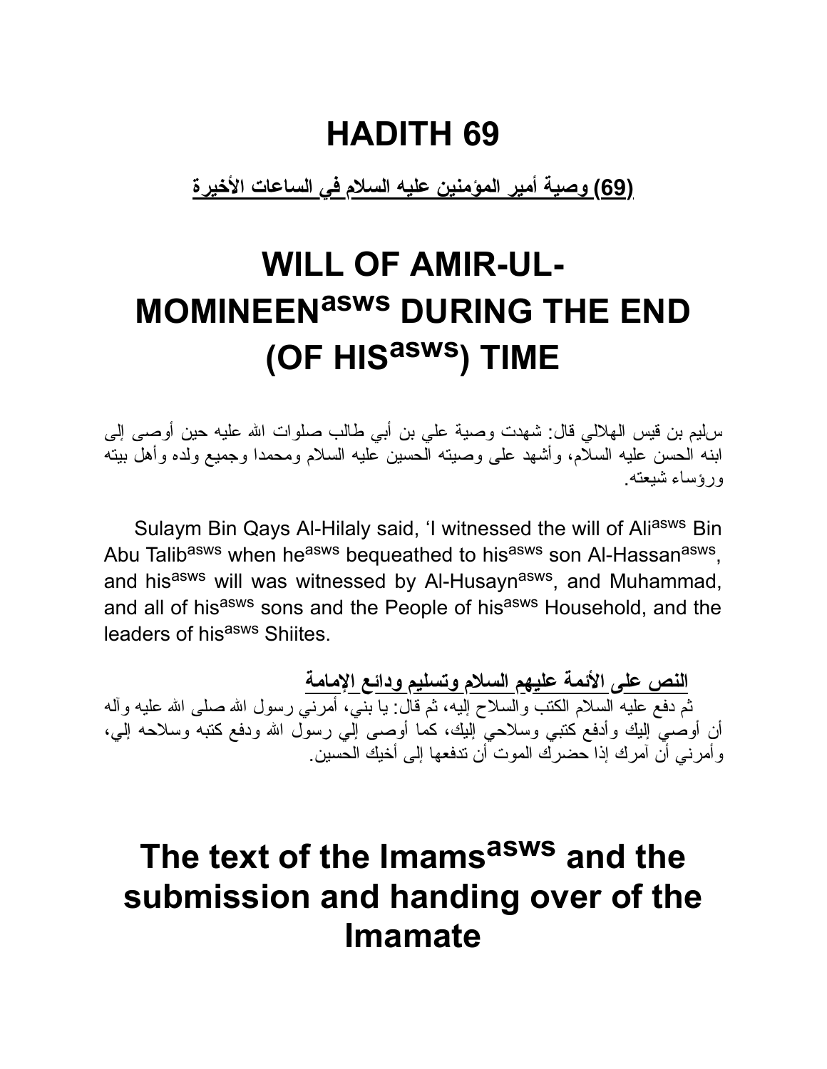# HADITH 69

**(69) وصية أمير المؤمنين عليه السلام في الساعات الأخيرة**

# WILL OF AMIR-UL-MOMINEEN$^{asws}$ DURING THE END (OF HIS$^{asws}$) TIME

سليم بن قيس الهلالي قال: شهدت وصية علي بن أبي طالب صلوات الله عليه حين أوصى إلى ابنه الحسن عليه السلام، وأشهد على وصيته الحسين عليه السلام ومحمدا وجميع ولده وأهل بيته ورؤساء شيعته.

Sulaym Bin Qays Al-Hilaly said, 'I witnessed the will of Ali$^{asws}$ Bin Abu Talib$^{asws}$ when he$^{asws}$ bequeathed to his$^{asws}$ son Al-Hassan$^{asws}$, and his$^{asws}$ will was witnessed by Al-Husayn$^{asws}$, and Muhammad, and all of his$^{asws}$ sons and the People of his$^{asws}$ Household, and the leaders of his$^{asws}$ Shiites.

**النص على الأئمة عليهم السلام وتسليم ودائع الإمامة**

ثم دفع عليه السلام الكتب والسلاح إليه، ثم قال: يا بني، أمرني رسول الله صلى الله عليه وآله أن أوصي إليك وأدفع كتبي وسلاحي إليك، كما أوصى إلي رسول الله ودفع كتبه وسلاحه إلي، وأمرني أن آمرك إذا حضرك الموت أن تدفعها إلى أخيك الحسين.

# The text of the Imams$^{asws}$ and the submission and handing over of the Imamate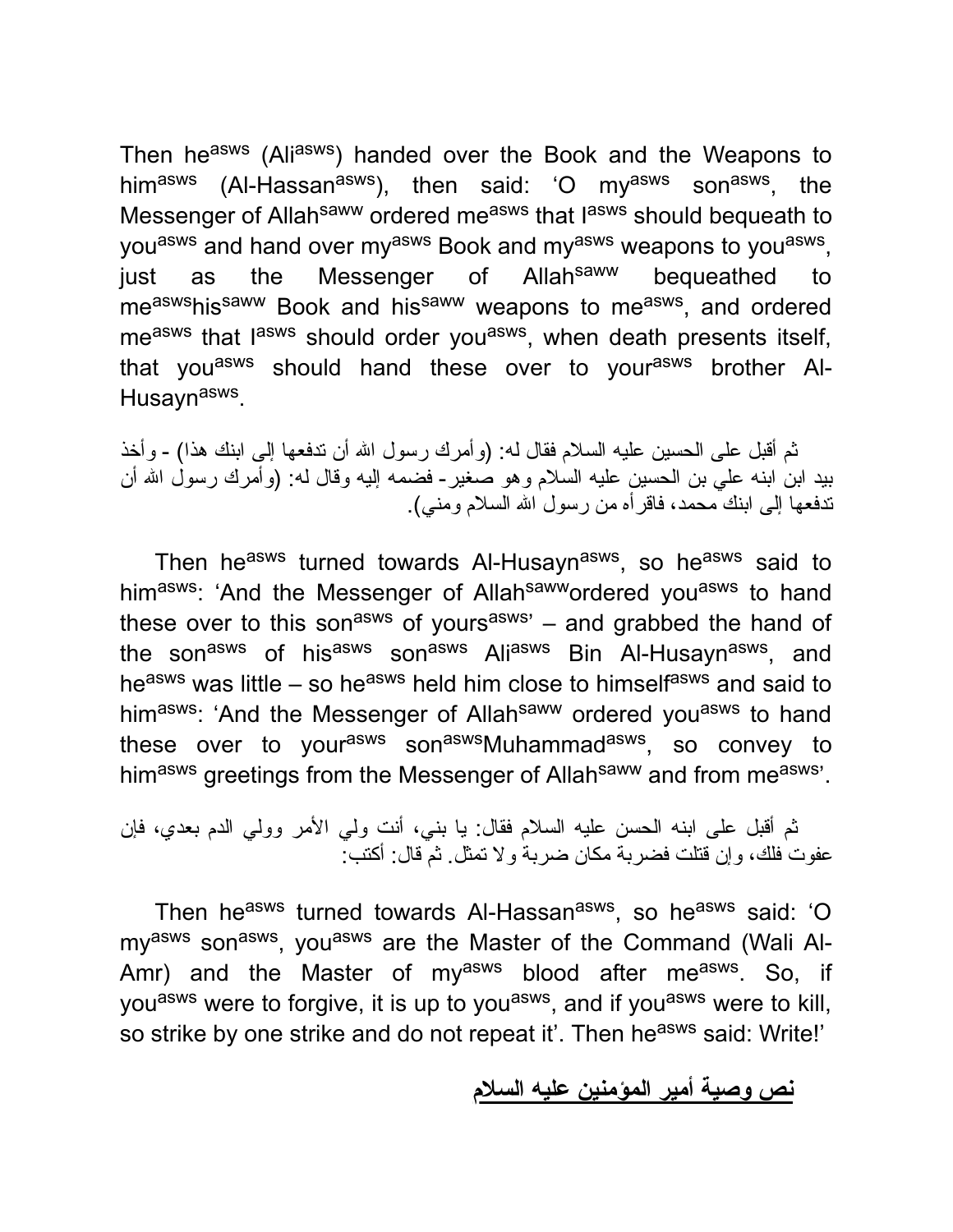Then he[asws] (Ali[asws]) handed over the Book and the Weapons to him[asws] (Al-Hassan[asws]), then said: ‘O my[asws] son[asws], the Messenger of Allah[saww] ordered me[asws] that I[asws] should bequeath to you[asws] and hand over my[asws] Book and my[asws] weapons to you[asws], just as the Messenger of Allah[saww] bequeathed to me[asws]his[saww] Book and his[saww] weapons to me[asws], and ordered me[asws] that I[asws] should order you[asws], when death presents itself, that you[asws] should hand these over to your[asws] brother Al-Husayn[asws].

ثم أقبل على الحسين عليه السلام فقال له: (وأمرك رسول الله أن تدفعها إلى ابنك هذا) - وأخذ بيد ابن ابنه علي بن الحسين عليه السلام وهو صغير- فضمه إليه وقال له: (وأمرك رسول الله أن تدفعها إلى ابنك محمد، فاقرأه من رسول الله السلام ومني).

Then he[asws] turned towards Al-Husayn[asws], so he[asws] said to him[asws]: ‘And the Messenger of Allah[saww]ordered you[asws] to hand these over to this son[asws] of yours[asws]’ – and grabbed the hand of the son[asws] of his[asws] son[asws] Ali[asws] Bin Al-Husayn[asws], and he[asws] was little – so he[asws] held him close to himself[asws] and said to him[asws]: ‘And the Messenger of Allah[saww] ordered you[asws] to hand these over to your[asws] son[asws]Muhammad[asws], so convey to him[asws] greetings from the Messenger of Allah[saww] and from me[asws]’.

ثم أقبل على ابنه الحسن عليه السلام فقال: يا بني، أنت ولي الأمر وولي الدم بعدي، فإن عفوت فلك، وإن قتلت فضربة مكان ضربة ولا تمثل. ثم قال: أكتب:

Then he[asws] turned towards Al-Hassan[asws], so he[asws] said: ‘O my[asws] son[asws], you[asws] are the Master of the Command (Wali Al-Amr) and the Master of my[asws] blood after me[asws]. So, if you[asws] were to forgive, it is up to you[asws], and if you[asws] were to kill, so strike by one strike and do not repeat it’. Then he[asws] said: Write!’

**<u>نص وصية أمير المؤمنين عليه السلام</u>**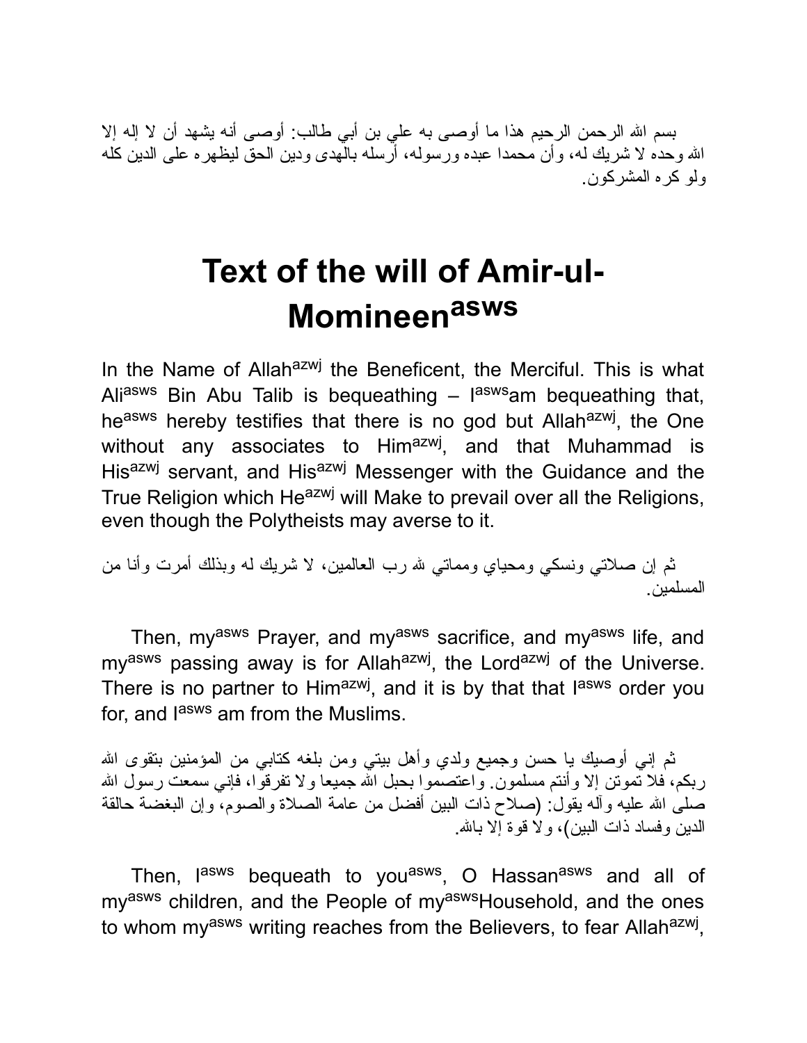بسم الله الرحمن الرحيم هذا ما أوصى به علي بن أبي طالب: أوصى أنه يشهد أن لا إله إلا الله وحده لا شريك له، وأن محمدا عبده ورسوله، أرسله بالهدى ودين الحق ليظهره على الدين كله ولو كره المشركون.

# Text of the will of Amir-ul-Momineen[asws]

In the Name of Allah[azwj] the Beneficent, the Merciful. This is what Ali[asws] Bin Abu Talib is bequeathing – I[asws]am bequeathing that, he[asws] hereby testifies that there is no god but Allah[azwj], the One without any associates to Him[azwj], and that Muhammad is His[azwj] servant, and His[azwj] Messenger with the Guidance and the True Religion which He[azwj] will Make to prevail over all the Religions, even though the Polytheists may averse to it.

ثم إن صلاتي ونسكي ومحياي ومماتي لله رب العالمين، لا شريك له وبذلك أمرت وأنا من المسلمين.

Then, my[asws] Prayer, and my[asws] sacrifice, and my[asws] life, and my[asws] passing away is for Allah[azwj], the Lord[azwj] of the Universe. There is no partner to Him[azwj], and it is by that that I[asws] order you for, and I[asws] am from the Muslims.

ثم إني أوصيك يا حسن وجميع ولدي وأهل بيتي ومن بلغه كتابي من المؤمنين بتقوى الله ربكم، فلا تموتن إلا وأنتم مسلمون. واعتصموا بحبل الله جميعا ولا تفرقوا، فإني سمعت رسول الله صلى الله عليه وآله يقول: (صلاح ذات البين أفضل من عامة الصلاة والصوم، وإن البغضة حالقة الدين وفساد ذات البين)، ولا قوة إلا بالله.

Then, I[asws] bequeath to you[asws], O Hassan[asws] and all of my[asws] children, and the People of my[asws]Household, and the ones to whom my[asws] writing reaches from the Believers, to fear Allah[azwj],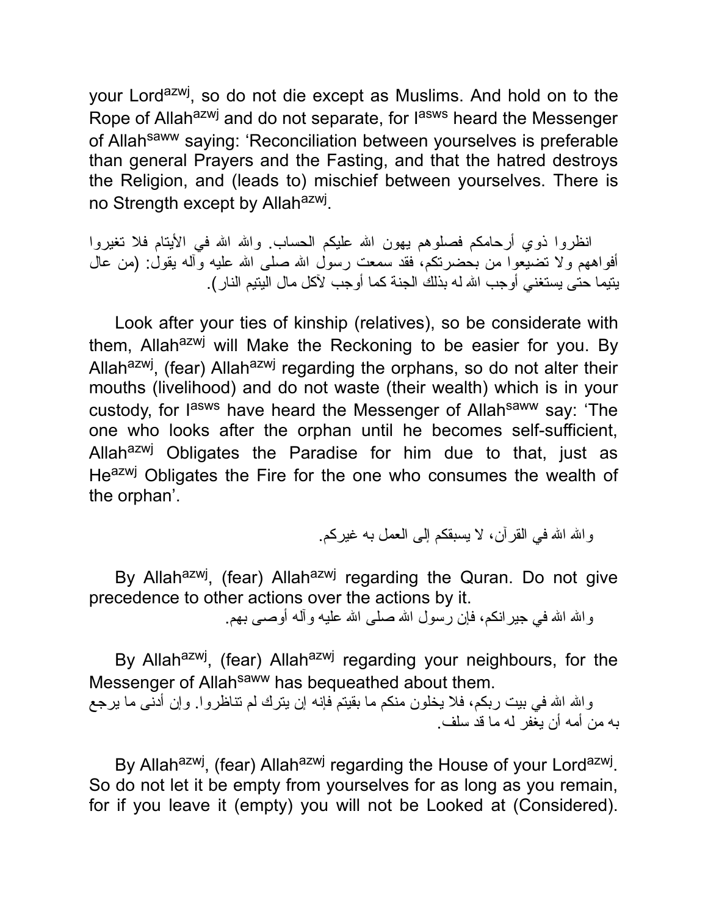your Lord[azwj], so do not die except as Muslims. And hold on to the Rope of Allah[azwj] and do not separate, for I[asws] heard the Messenger of Allah[saww] saying: 'Reconciliation between yourselves is preferable than general Prayers and the Fasting, and that the hatred destroys the Religion, and (leads to) mischief between yourselves. There is no Strength except by Allah[azwj].

انظروا ذوي أرحامكم فصلوهم يهون الله عليكم الحساب. والله الله في الأيتام فلا تغيروا أفواههم ولا تضيعوا من بحضرتكم، فقد سمعت رسول الله صلى الله عليه وآله يقول: (من عال يتيما حتى يستغني أوجب الله له بذلك الجنة كما أوجب لآكل مال اليتيم النار).

Look after your ties of kinship (relatives), so be considerate with them, Allah[azwj] will Make the Reckoning to be easier for you. By Allah[azwj], (fear) Allah[azwj] regarding the orphans, so do not alter their mouths (livelihood) and do not waste (their wealth) which is in your custody, for I[asws] have heard the Messenger of Allah[saww] say: 'The one who looks after the orphan until he becomes self-sufficient, Allah[azwj] Obligates the Paradise for him due to that, just as He[azwj] Obligates the Fire for the one who consumes the wealth of the orphan'.

والله الله في القرآن، لا يسبقكم إلى العمل به غيركم.

By Allah[azwj], (fear) Allah[azwj] regarding the Quran. Do not give precedence to other actions over the actions by it.

والله الله في جيرانكم، فإن رسول الله صلى الله عليه وآله أوصى بهم.

By Allah[azwj], (fear) Allah[azwj] regarding your neighbours, for the Messenger of Allah[saww] has bequeathed about them.

والله الله في بيت ربكم، فلا يخلون منكم ما بقيتم فإنه إن يترك لم تناظروا. وإن أدنى ما يرجع به من أمه أن يغفر له ما قد سلف.

By Allah[azwj], (fear) Allah[azwj] regarding the House of your Lord[azwj]. So do not let it be empty from yourselves for as long as you remain, for if you leave it (empty) you will not be Looked at (Considered).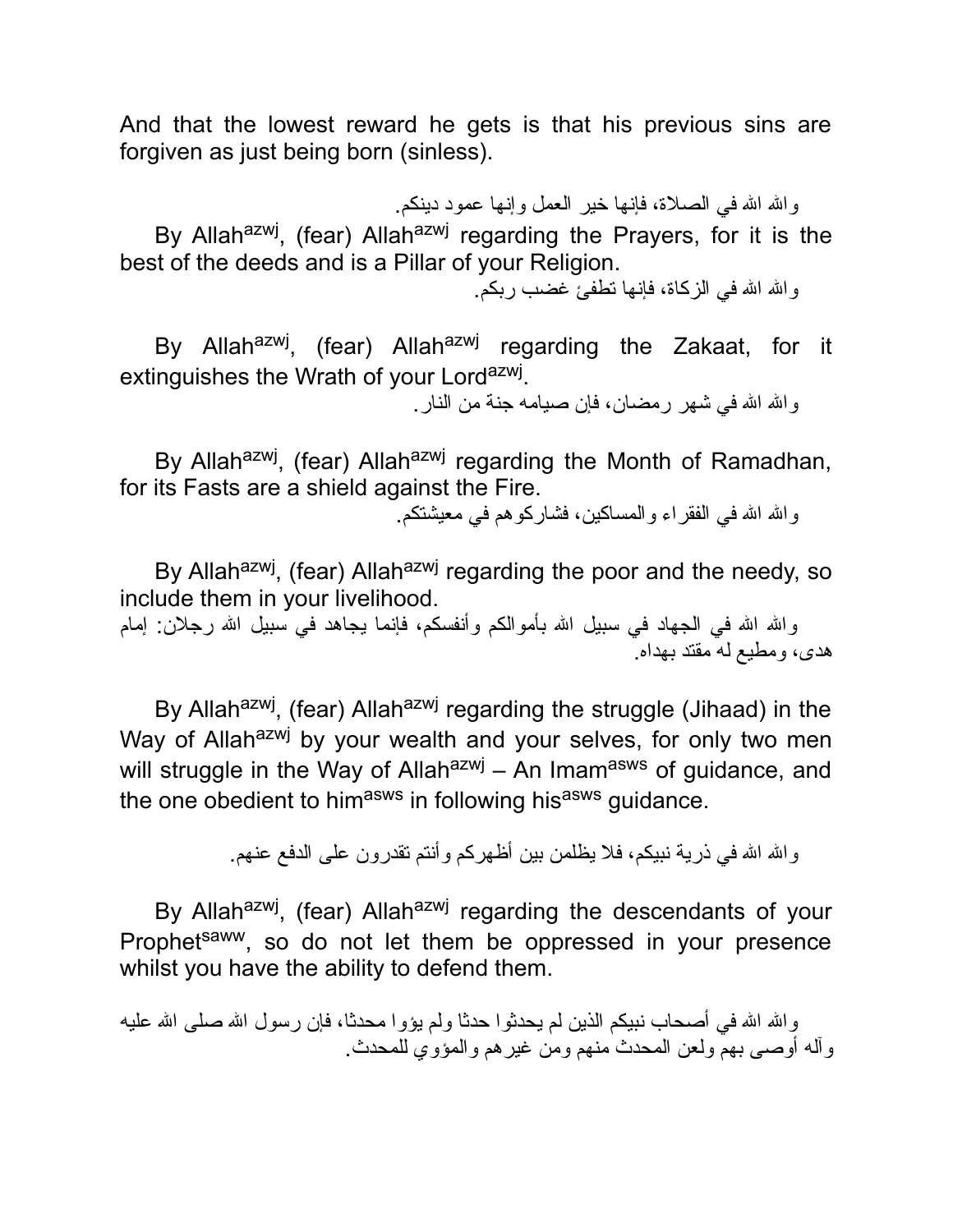And that the lowest reward he gets is that his previous sins are forgiven as just being born (sinless).

والله الله في الصلاة، فإنها خير العمل وإنها عمود دينكم.

By Allah[azwj], (fear) Allah[azwj] regarding the Prayers, for it is the best of the deeds and is a Pillar of your Religion.

والله الله في الزكاة، فإنها تطفئ غضب ربكم.

By Allah[azwj], (fear) Allah[azwj] regarding the Zakaat, for it extinguishes the Wrath of your Lord[azwj].

والله الله في شهر رمضان، فإن صيامه جنة من النار.

By Allah[azwj], (fear) Allah[azwj] regarding the Month of Ramadhan, for its Fasts are a shield against the Fire.

والله الله في الفقراء والمساكين، فشاركوهم في معيشتكم.

By Allah[azwj], (fear) Allah[azwj] regarding the poor and the needy, so include them in your livelihood.

والله الله في الجهاد في سبيل الله بأموالكم وأنفسكم، فإنما يجاهد في سبيل الله رجلان: إمام هدى، ومطيع له مقتد بهداه.

By Allah[azwj], (fear) Allah[azwj] regarding the struggle (Jihaad) in the Way of Allah[azwj] by your wealth and your selves, for only two men will struggle in the Way of Allah[azwj] – An Imam[asws] of guidance, and the one obedient to him[asws] in following his[asws] guidance.

والله الله في ذرية نبيكم، فلا يظلمن بين أظهركم وأنتم تقدرون على الدفع عنهم.

By Allah[azwj], (fear) Allah[azwj] regarding the descendants of your Prophet[saww], so do not let them be oppressed in your presence whilst you have the ability to defend them.

والله الله في أصحاب نبيكم الذين لم يحدثوا حدثا ولم يؤوا محدثا، فإن رسول الله صلى الله عليه وآله أوصى بهم ولعن المحدث منهم ومن غيرهم والمؤوي للمحدث.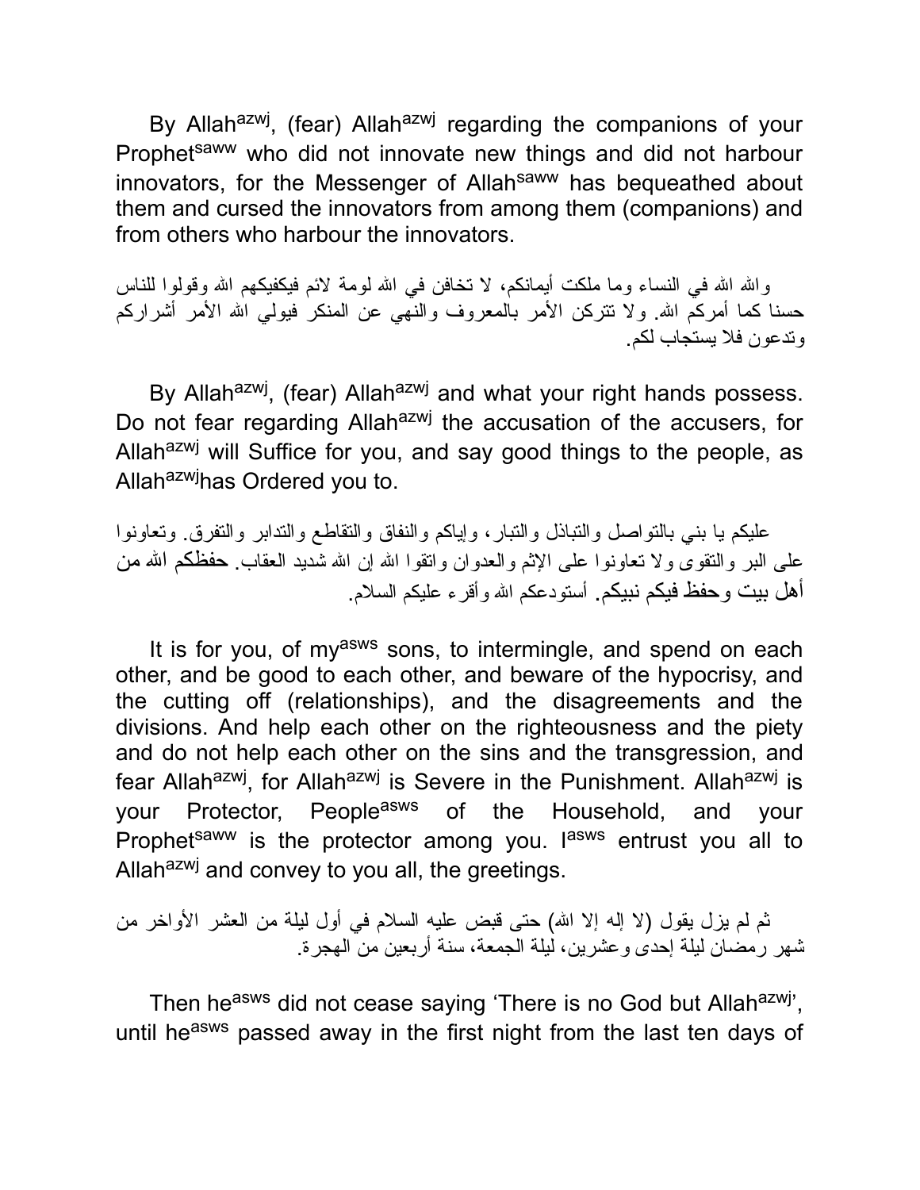By Allah[azwj], (fear) Allah[azwj] regarding the companions of your Prophet[saww] who did not innovate new things and did not harbour innovators, for the Messenger of Allah[saww] has bequeathed about them and cursed the innovators from among them (companions) and from others who harbour the innovators.

والله الله في النساء وما ملكت أيمانكم، لا تخافن في الله لومة لائم فيكفيكهم الله وقولوا للناس حسنا كما أمركم الله. ولا تتركن الأمر بالمعروف والنهي عن المنكر فيولي الله الأمر أشراركم وتدعون فلا يستجاب لكم.

By Allah[azwj], (fear) Allah[azwj] and what your right hands possess. Do not fear regarding Allah[azwj] the accusation of the accusers, for Allah[azwj] will Suffice for you, and say good things to the people, as Allah[azwj]has Ordered you to.

عليكم يا بني بالتواصل والتباذل والتبار، وإياكم والنفاق والتقاطع والتدابر والتفرق. وتعاونوا على البر والتقوى ولا تعاونوا على الإثم والعدوان واتقوا الله إن الله شديد العقاب. حفظكم الله من أهل بيت وحفظ فيكم نبيكم. أستودعكم الله وأقرء عليكم السلام.

It is for you, of my[asws] sons, to intermingle, and spend on each other, and be good to each other, and beware of the hypocrisy, and the cutting off (relationships), and the disagreements and the divisions. And help each other on the righteousness and the piety and do not help each other on the sins and the transgression, and fear Allah[azwj], for Allah[azwj] is Severe in the Punishment. Allah[azwj] is your Protector, People[asws] of the Household, and your Prophet[saww] is the protector among you. I[asws] entrust you all to Allah[azwj] and convey to you all, the greetings.

ثم لم يزل يقول (لا إله إلا الله) حتى قبض عليه السلام في أول ليلة من العشر الأواخر من شهر رمضان ليلة إحدى وعشرين، ليلة الجمعة، سنة أربعين من الهجرة.

Then he[asws] did not cease saying 'There is no God but Allah[azwj]', until he[asws] passed away in the first night from the last ten days of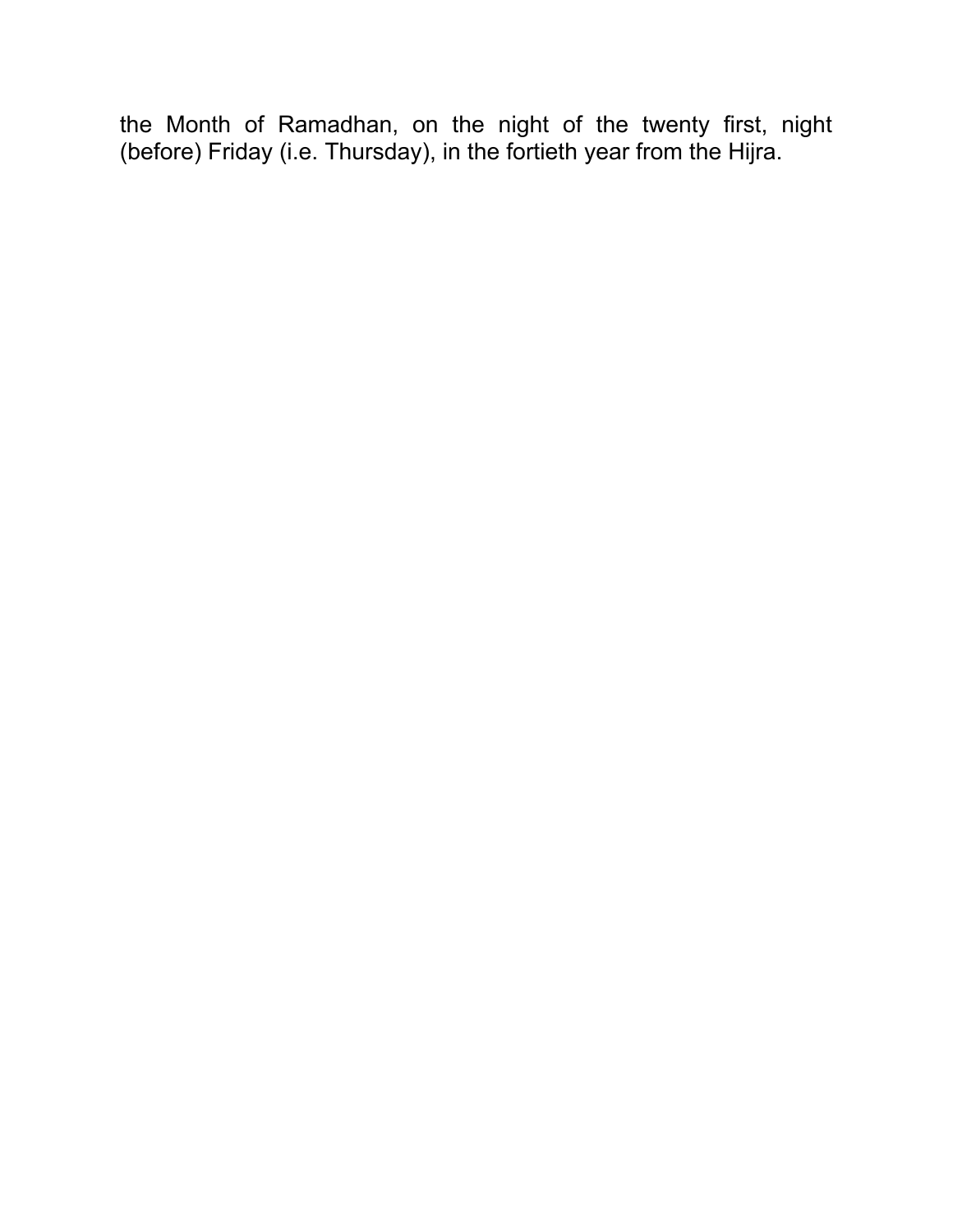the Month of Ramadhan, on the night of the twenty first, night (before) Friday (i.e. Thursday), in the fortieth year from the Hijra.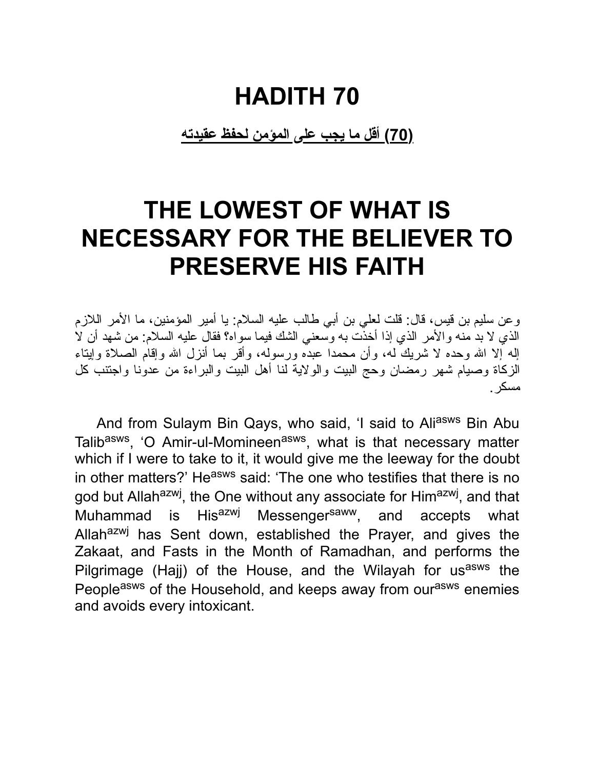# HADITH 70

**(70) أقل ما يجب على المؤمن لحفظ عقيدته**

# THE LOWEST OF WHAT IS NECESSARY FOR THE BELIEVER TO PRESERVE HIS FAITH

وعن سليم بن قيس، قال: قلت لعلي بن أبي طالب عليه السلام: يا أمير المؤمنين، ما الأمر اللازم الذي لا بد منه والأمر الذي إذا أخذت به وسعني الشك فيما سواه؟ فقال عليه السلام: من شهد أن لا إله إلا الله وحده لا شريك له، وأن محمدا عبده ورسوله، وأقر بما أنزل الله وإقام الصلاة وإيتاء الزكاة وصيام شهر رمضان وحج البيت والولاية لنا أهل البيت والبراءة من عدونا واجتنب كل مسكر.

And from Sulaym Bin Qays, who said, 'I said to Ali[asws] Bin Abu Talib[asws], 'O Amir-ul-Momineen[asws], what is that necessary matter which if I were to take to it, it would give me the leeway for the doubt in other matters?' He[asws] said: 'The one who testifies that there is no god but Allah[azwj], the One without any associate for Him[azwj], and that Muhammad is His[azwj] Messenger[saww], and accepts what Allah[azwj] has Sent down, established the Prayer, and gives the Zakaat, and Fasts in the Month of Ramadhan, and performs the Pilgrimage (Hajj) of the House, and the Wilayah for us[asws] the People[asws] of the Household, and keeps away from our[asws] enemies and avoids every intoxicant.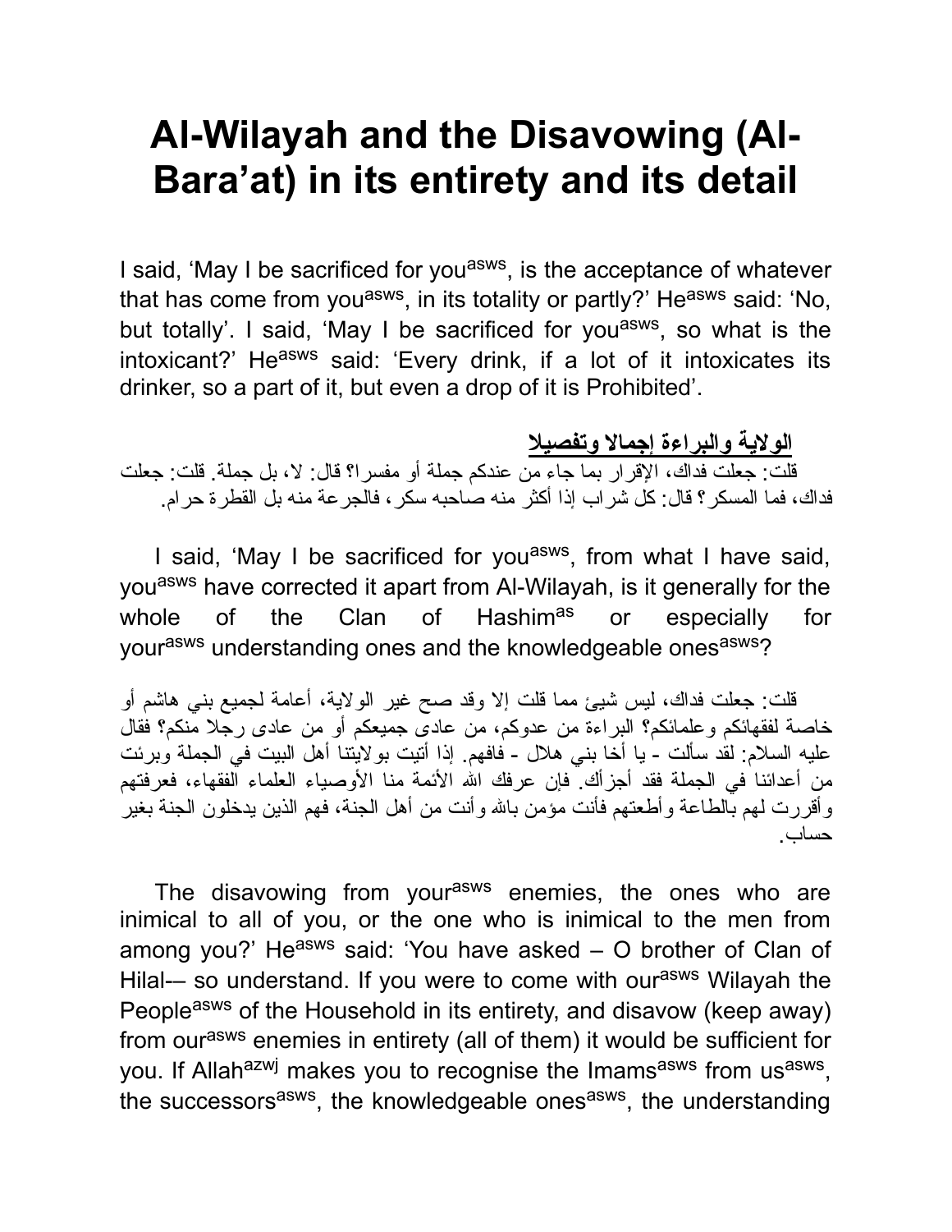# Al-Wilayah and the Disavowing (Al-Bara'at) in its entirety and its detail

I said, 'May I be sacrificed for you[asws], is the acceptance of whatever that has come from you[asws], in its totality or partly?' He[asws] said: 'No, but totally'. I said, 'May I be sacrificed for you[asws], so what is the intoxicant?' He[asws] said: 'Every drink, if a lot of it intoxicates its drinker, so a part of it, but even a drop of it is Prohibited'.

**الولاية والبراءة إجمالا وتفصيلا**

قلت: جعلت فداك، الإقرار بما جاء من عندكم جملة أو مفسرا؟ قال: لا، بل جملة. قلت: جعلت فداك، فما المسكر؟ قال: كل شراب إذا أكثر منه صاحبه سكر، فالجرعة منه بل القطرة حرام.

I said, 'May I be sacrificed for you[asws], from what I have said, you[asws] have corrected it apart from Al-Wilayah, is it generally for the whole of the Clan of Hashim[as] or especially for your[asws] understanding ones and the knowledgeable ones[asws]?

قلت: جعلت فداك، ليس شيئ مما قلت إلا وقد صح غير الولاية، أعامة لجميع بني هاشم أو خاصة لفقهائكم وعلمائكم؟ البراءة من عدوكم، من عادى جميعكم أو من عادى رجلا منكم؟ فقال عليه السلام: لقد سألت - يا أخا بني هلال - فافهم. إذا أتيت بولايتنا أهل البيت في الجملة وبرئت من أعدائنا في الجملة فقد أجزأك. فإن عرفك الله الأئمة منا الأوصياء العلماء الفقهاء، فعرفتهم وأقررت لهم بالطاعة وأطعتهم فأنت مؤمن بالله وأنت من أهل الجنة، فهم الذين يدخلون الجنة بغير حساب.

The disavowing from your[asws] enemies, the ones who are inimical to all of you, or the one who is inimical to the men from among you?' He[asws] said: 'You have asked – O brother of Clan of Hilal-– so understand. If you were to come with our[asws] Wilayah the People[asws] of the Household in its entirety, and disavow (keep away) from our[asws] enemies in entirety (all of them) it would be sufficient for you. If Allah[azwj] makes you to recognise the Imams[asws] from us[asws], the successors[asws], the knowledgeable ones[asws], the understanding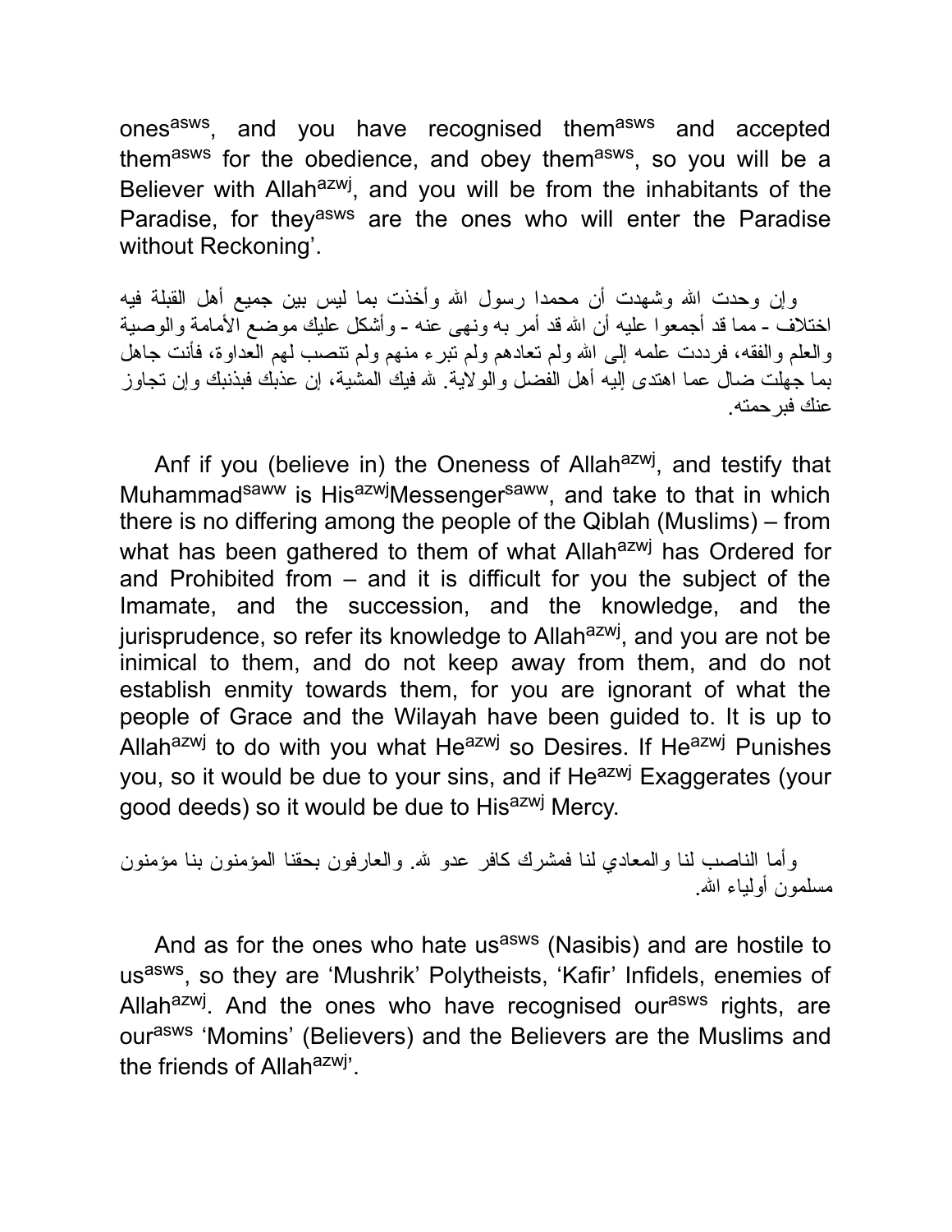ones[asws], and you have recognised them[asws] and accepted them[asws] for the obedience, and obey them[asws], so you will be a Believer with Allah[azwj], and you will be from the inhabitants of the Paradise, for they[asws] are the ones who will enter the Paradise without Reckoning'.

وإن وحدت الله وشهدت أن محمدا رسول الله وأخذت بما ليس بين جميع أهل القبلة فيه اختلاف - مما قد أجمعوا عليه أن الله قد أمر به ونهى عنه - وأشكل عليك موضع الأمامة والوصية والعلم والفقه، فرددت علمه إلى الله ولم تعادهم ولم تبرء منهم ولم تنصب لهم العداوة، فأنت جاهل بما جهلت ضال عما اهتدى إليه أهل الفضل والولاية. لله فيك المشية، إن عذبك فبذنبك وإن تجاوز عنك فبرحمته.

Anf if you (believe in) the Oneness of Allah[azwj], and testify that Muhammad[saww] is His[azwj]Messenger[saww], and take to that in which there is no differing among the people of the Qiblah (Muslims) – from what has been gathered to them of what Allah[azwj] has Ordered for and Prohibited from – and it is difficult for you the subject of the Imamate, and the succession, and the knowledge, and the jurisprudence, so refer its knowledge to Allah[azwj], and you are not be inimical to them, and do not keep away from them, and do not establish enmity towards them, for you are ignorant of what the people of Grace and the Wilayah have been guided to. It is up to Allah[azwj] to do with you what He[azwj] so Desires. If He[azwj] Punishes you, so it would be due to your sins, and if He[azwj] Exaggerates (your good deeds) so it would be due to His[azwj] Mercy.

وأما الناصب لنا والمعادي لنا فمشرك كافر عدو لله. والعارفون بحقنا المؤمنون بنا مؤمنون مسلمون أولياء الله.

And as for the ones who hate us[asws] (Nasibis) and are hostile to us[asws], so they are 'Mushrik' Polytheists, 'Kafir' Infidels, enemies of Allah[azwj]. And the ones who have recognised our[asws] rights, are our[asws] 'Momins' (Believers) and the Believers are the Muslims and the friends of Allah[azwj]'.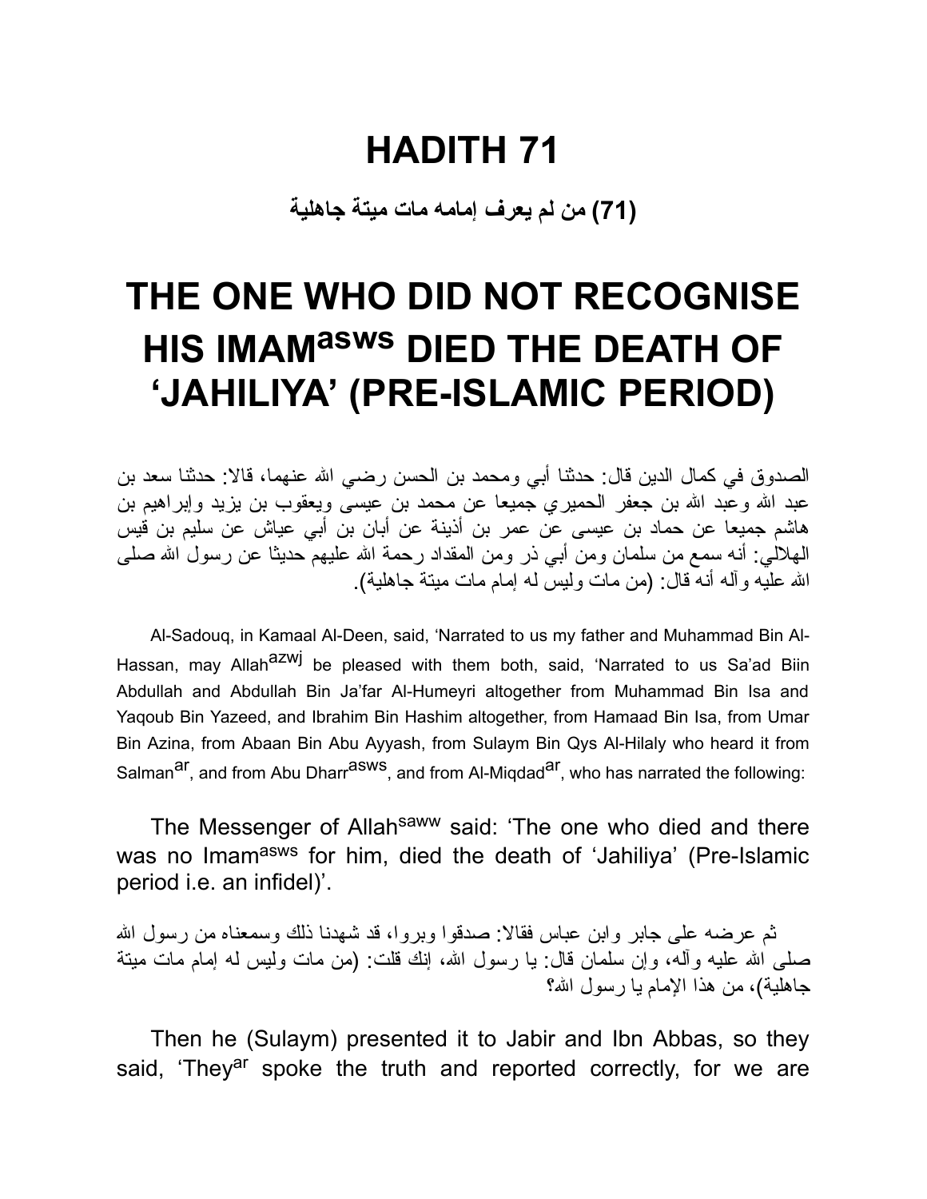# HADITH 71

**(71) من لم يعرف إمامه مات ميتة جاهلية**

# THE ONE WHO DID NOT RECOGNISE HIS IMAM[asws] DIED THE DEATH OF 'JAHILIYA' (PRE-ISLAMIC PERIOD)

الصدوق في كمال الدين قال: حدثنا أبي ومحمد بن الحسن رضي الله عنهما، قالا: حدثنا سعد بن عبد الله وعبد الله بن جعفر الحميري جميعا عن محمد بن عيسى ويعقوب بن يزيد وإبراهيم بن هاشم جميعا عن حماد بن عيسى عن عمر بن أذينة عن أبان بن أبي عياش عن سليم بن قيس الهلالي: أنه سمع من سلمان ومن أبي ذر ومن المقداد رحمة الله عليهم حديثا عن رسول الله صلى الله عليه وآله أنه قال: (من مات وليس له إمام مات ميتة جاهلية).

Al-Sadouq, in Kamaal Al-Deen, said, 'Narrated to us my father and Muhammad Bin Al-Hassan, may Allah[azwj] be pleased with them both, said, 'Narrated to us Sa'ad Biin Abdullah and Abdullah Bin Ja'far Al-Humeyri altogether from Muhammad Bin Isa and Yaqoub Bin Yazeed, and Ibrahim Bin Hashim altogether, from Hamaad Bin Isa, from Umar Bin Azina, from Abaan Bin Abu Ayyash, from Sulaym Bin Qys Al-Hilaly who heard it from Salman[ar], and from Abu Dharr[asws], and from Al-Miqdad[ar], who has narrated the following:

The Messenger of Allah[saww] said: 'The one who died and there was no Imam[asws] for him, died the death of 'Jahiliya' (Pre-Islamic period i.e. an infidel)'.

ثم عرضه على جابر وابن عباس فقالا: صدقوا وبروا، قد شهدنا ذلك وسمعناه من رسول الله صلى الله عليه وآله، وإن سلمان قال: يا رسول الله، إنك قلت: (من مات وليس له إمام مات ميتة جاهلية)، من هذا الإمام يا رسول الله؟

Then he (Sulaym) presented it to Jabir and Ibn Abbas, so they said, 'They[ar] spoke the truth and reported correctly, for we are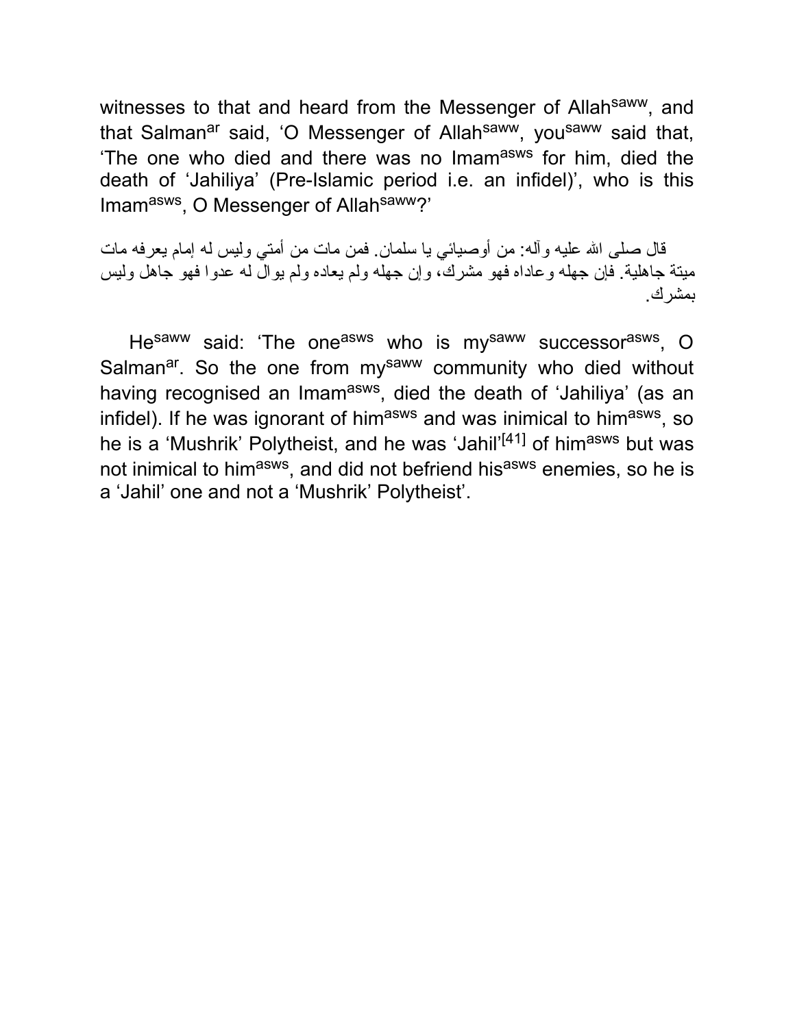witnesses to that and heard from the Messenger of Allah[saww], and that Salman[ar] said, 'O Messenger of Allah[saww], you[saww] said that, 'The one who died and there was no Imam[asws] for him, died the death of 'Jahiliya' (Pre-Islamic period i.e. an infidel)', who is this Imam[asws], O Messenger of Allah[saww]?'

قال صلى الله عليه وآله: من أوصيائي يا سلمان. فمن مات من أمتي وليس له إمام يعرفه مات ميتة جاهلية. فإن جهله وعاداه فهو مشرك، وإن جهله ولم يعاده ولم يوال له عدوا فهو جاهل وليس بمشرك.

He[saww] said: 'The one[asws] who is my[saww] successor[asws], O Salman[ar]. So the one from my[saww] community who died without having recognised an Imam[asws], died the death of 'Jahiliya' (as an infidel). If he was ignorant of him[asws] and was inimical to him[asws], so he is a 'Mushrik' Polytheist, and he was 'Jahil'[41] of him[asws] but was not inimical to him[asws], and did not befriend his[asws] enemies, so he is a 'Jahil' one and not a 'Mushrik' Polytheist'.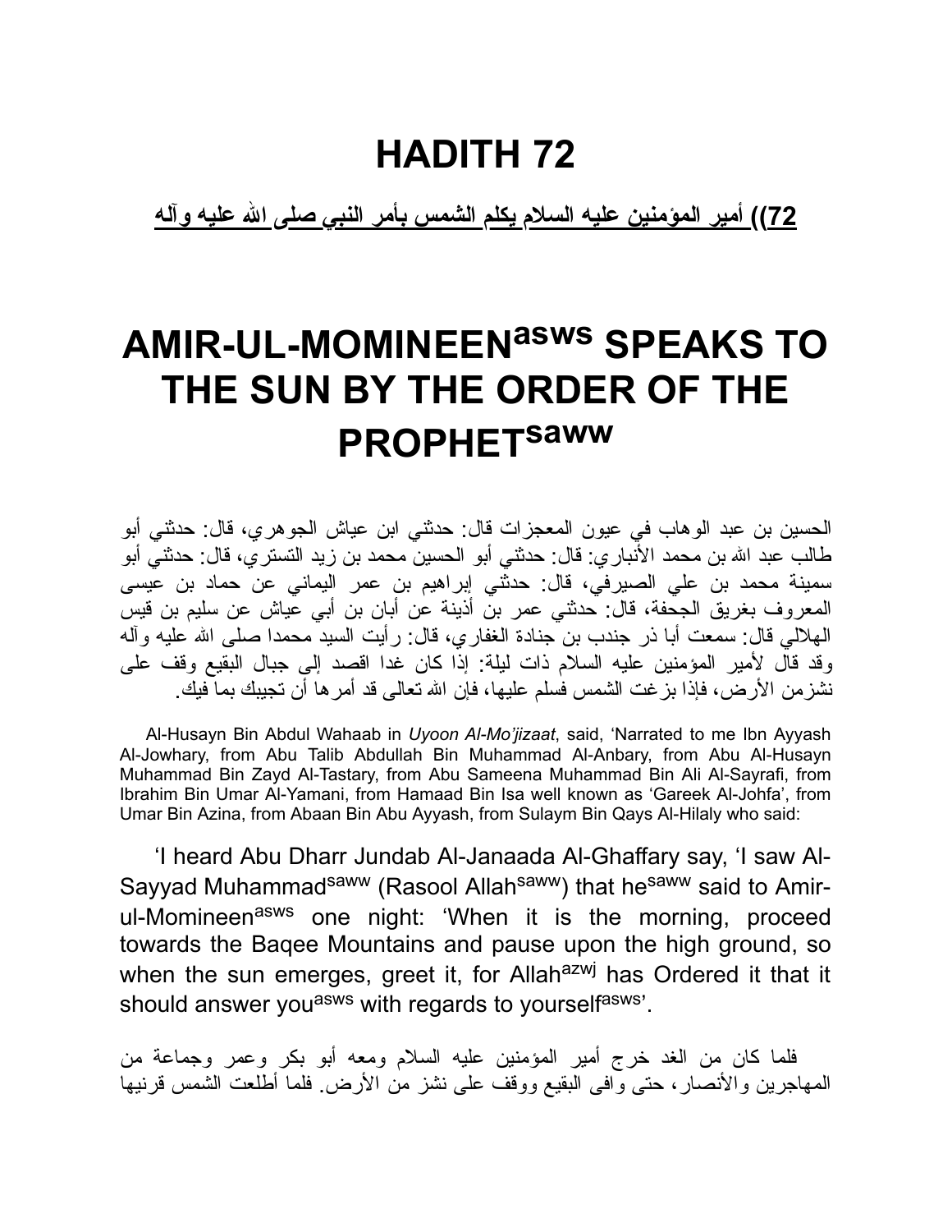# HADITH 72

**72)) أمير المؤمنين عليه السلام يكلم الشمس بأمر النبي صلى الله عليه وآله**

# AMIR-UL-MOMINEEN[asws] SPEAKS TO THE SUN BY THE ORDER OF THE PROPHET[saww]

الحسين بن عبد الوهاب في عيون المعجزات قال: حدثني ابن عياش الجوهري، قال: حدثني أبو طالب عبد الله بن محمد الأنباري: قال: حدثني أبو الحسين محمد بن زيد التستري، قال: حدثني أبو سمينة محمد بن علي الصيرفي، قال: حدثني إبراهيم بن عمر اليماني عن حماد بن عيسى المعروف بغريق الجحفة، قال: حدثني عمر بن أذينة عن أبان بن أبي عياش عن سليم بن قيس الهلالي قال: سمعت أبا ذر جندب بن جنادة الغفاري، قال: رأيت السيد محمدا صلى الله عليه وآله وقد قال لأمير المؤمنين عليه السلام ذات ليلة: إذا كان غدا اقصد إلى جبال البقيع وقف على نشزمن الأرض، فإذا بزغت الشمس فسلم عليها، فإن الله تعالى قد أمرها أن تجيبك بما فيك.

Al-Husayn Bin Abdul Wahaab in *Uyoon Al-Mo'jizaat*, said, 'Narrated to me Ibn Ayyash Al-Jowhary, from Abu Talib Abdullah Bin Muhammad Al-Anbary, from Abu Al-Husayn Muhammad Bin Zayd Al-Tastary, from Abu Sameena Muhammad Bin Ali Al-Sayrafi, from Ibrahim Bin Umar Al-Yamani, from Hamaad Bin Isa well known as 'Gareek Al-Johfa', from Umar Bin Azina, from Abaan Bin Abu Ayyash, from Sulaym Bin Qays Al-Hilaly who said:

'I heard Abu Dharr Jundab Al-Janaada Al-Ghaffary say, 'I saw Al-Sayyad Muhammad[saww] (Rasool Allah[saww]) that he[saww] said to Amir-ul-Momineen[asws] one night: 'When it is the morning, proceed towards the Baqee Mountains and pause upon the high ground, so when the sun emerges, greet it, for Allah[azwj] has Ordered it that it should answer you[asws] with regards to yourself[asws]'.

فلما كان من الغد خرج أمير المؤمنين عليه السلام ومعه أبو بكر وعمر وجماعة من المهاجرين والأنصار، حتى وافى البقيع ووقف على نشز من الأرض. فلما أطلعت الشمس قرنيها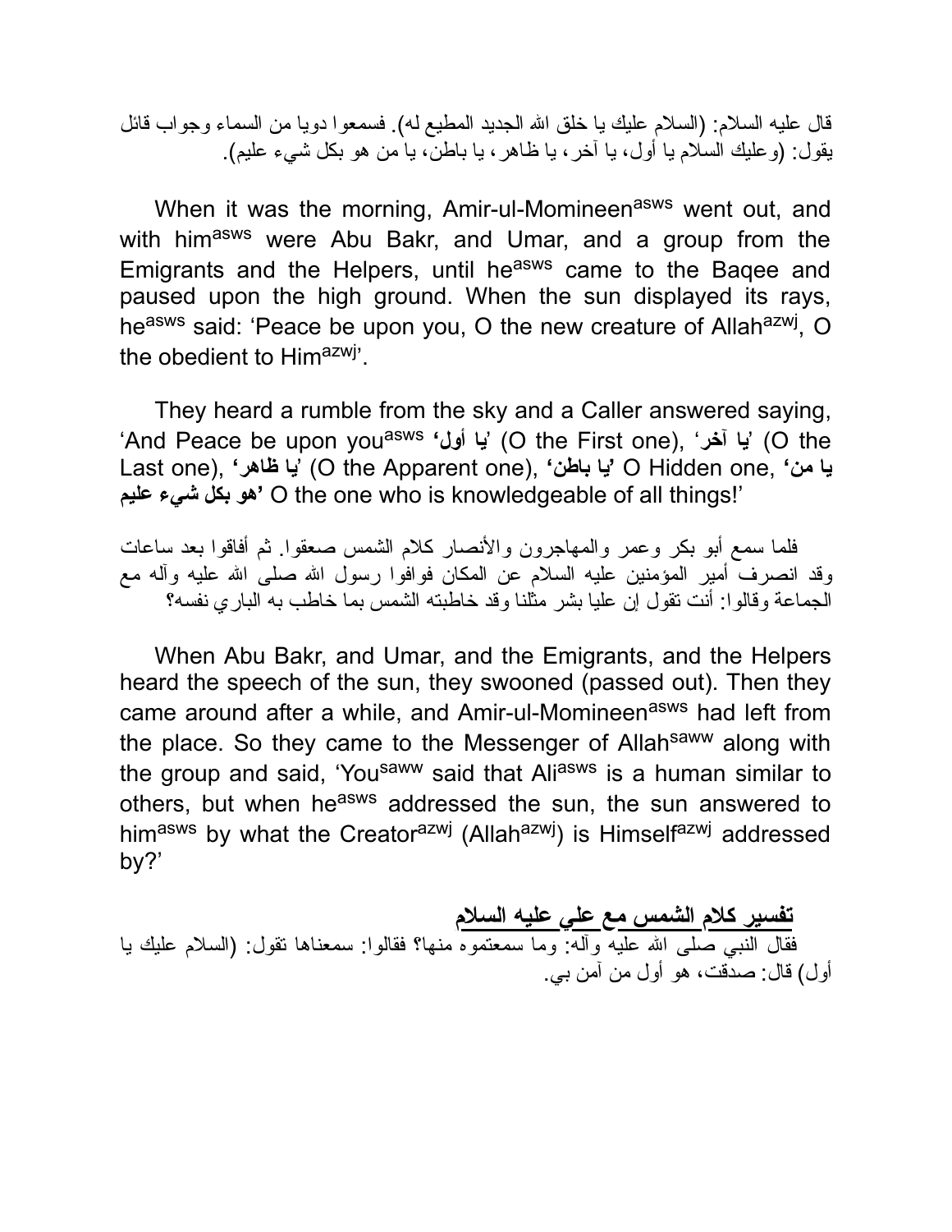قال عليه السلام: (السلام عليك يا خلق الله الجديد المطيع له). فسمعوا دويا من السماء وجواب قائل يقول: (وعليك السلام يا أول، يا آخر، يا ظاهر، يا باطن، يا من هو بكل شيء عليم).

When it was the morning, Amir-ul-Momineen[asws] went out, and with him[asws] were Abu Bakr, and Umar, and a group from the Emigrants and the Helpers, until he[asws] came to the Baqee and paused upon the high ground. When the sun displayed its rays, he[asws] said: 'Peace be upon you, O the new creature of Allah[azwj], O the obedient to Him[azwj]'.

They heard a rumble from the sky and a Caller answered saying, 'And Peace be upon you[asws] '**يا أول**' (O the First one), '**يا آخر**' (O the Last one), '**يا ظاهر**' (O the Apparent one), '**يا باطن**' O Hidden one, '**يا من هو بكل شيء عليم**' O the one who is knowledgeable of all things!'

فلما سمع أبو بكر وعمر والمهاجرون والأنصار كلام الشمس صعقوا. ثم أفاقوا بعد ساعات وقد انصرف أمير المؤمنين عليه السلام عن المكان فوافوا رسول الله صلى الله عليه وآله مع الجماعة وقالوا: أنت تقول إن عليا بشر مثلنا وقد خاطبته الشمس بما خاطب به الباري نفسه؟

When Abu Bakr, and Umar, and the Emigrants, and the Helpers heard the speech of the sun, they swooned (passed out). Then they came around after a while, and Amir-ul-Momineen[asws] had left from the place. So they came to the Messenger of Allah[saww] along with the group and said, 'You[saww] said that Ali[asws] is a human similar to others, but when he[asws] addressed the sun, the sun answered to him[asws] by what the Creator[azwj] (Allah[azwj]) is Himself[azwj] addressed by?'

## تفسير كلام الشمس مع علي عليه السلام

فقال النبي صلى الله عليه وآله: وما سمعتموه منها؟ فقالوا: سمعناها تقول: (السلام عليك يا أول) قال: صدقت، هو أول من آمن بي.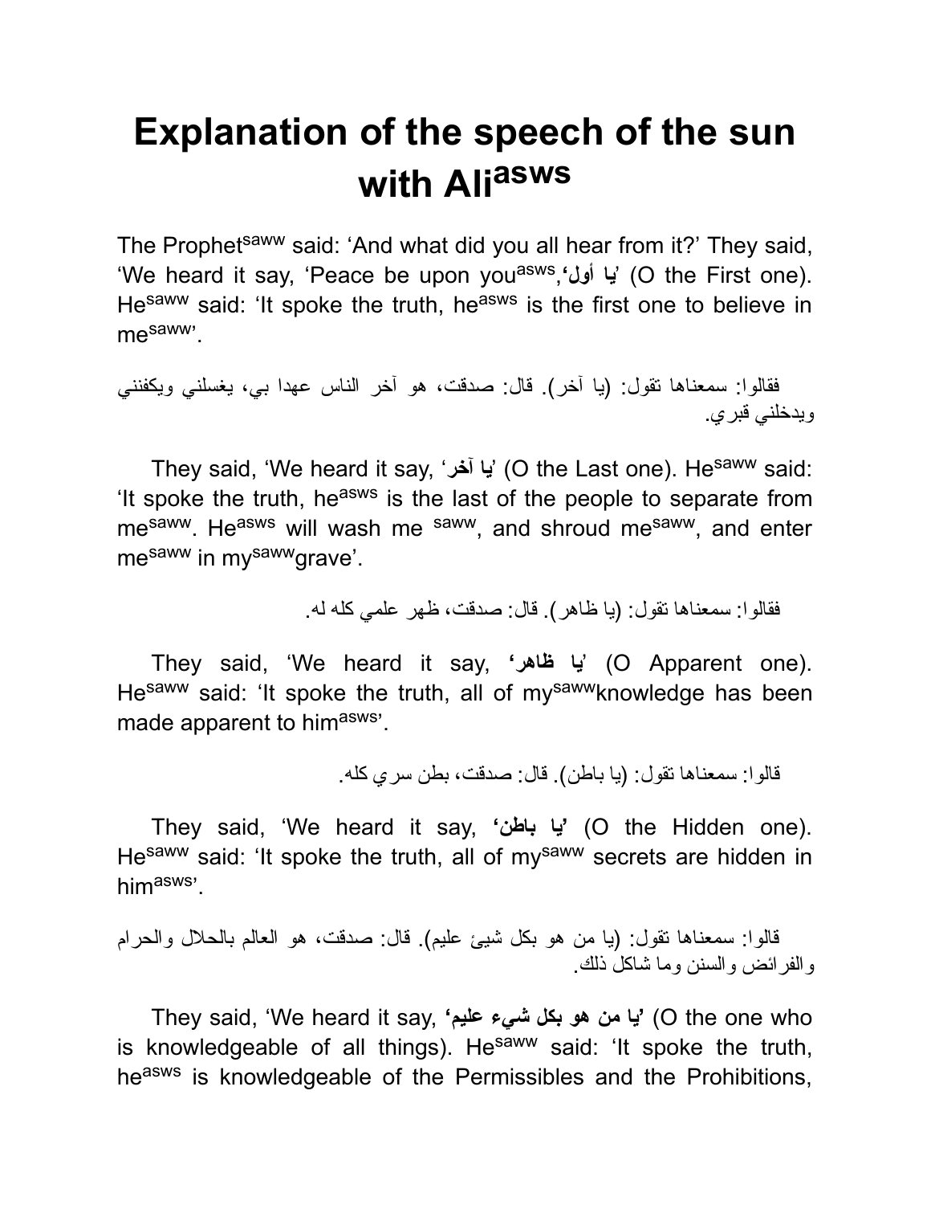# Explanation of the speech of the sun with Ali[asws]

The Prophet[saww] said: 'And what did you all hear from it?' They said, 'We heard it say, 'Peace be upon you[asws],**'يا أول'** (O the First one). He[saww] said: 'It spoke the truth, he[asws] is the first one to believe in me[saww]'.

فقالوا: سمعناها تقول: (يا آخر). قال: صدقت، هو آخر الناس عهدا بي، يغسلني ويكفنني ويدخلني قبري.

They said, 'We heard it say, '**يا آخر**' (O the Last one). He[saww] said: 'It spoke the truth, he[asws] is the last of the people to separate from me[saww]. He[asws] will wash me [saww], and shroud me[saww], and enter me[saww] in my[saww]grave'.

فقالوا: سمعناها تقول: (يا ظاهر). قال: صدقت، ظهر علمي كله له.

They said, 'We heard it say, **'يا ظاهر'** (O Apparent one). He[saww] said: 'It spoke the truth, all of my[saww]knowledge has been made apparent to him[asws]'.

قالوا: سمعناها تقول: (يا باطن). قال: صدقت، بطن سري كله.

They said, 'We heard it say, **'يا باطن'** (O the Hidden one). He[saww] said: 'It spoke the truth, all of my[saww] secrets are hidden in him[asws]'.

قالوا: سمعناها تقول: (يا من هو بكل شيئ عليم). قال: صدقت، هو العالم بالحلال والحرام والفرائض والسنن وما شاكل ذلك.

They said, 'We heard it say, **'يا من هو بكل شيء عليم'** (O the one who is knowledgeable of all things). He[saww] said: 'It spoke the truth, he[asws] is knowledgeable of the Permissibles and the Prohibitions,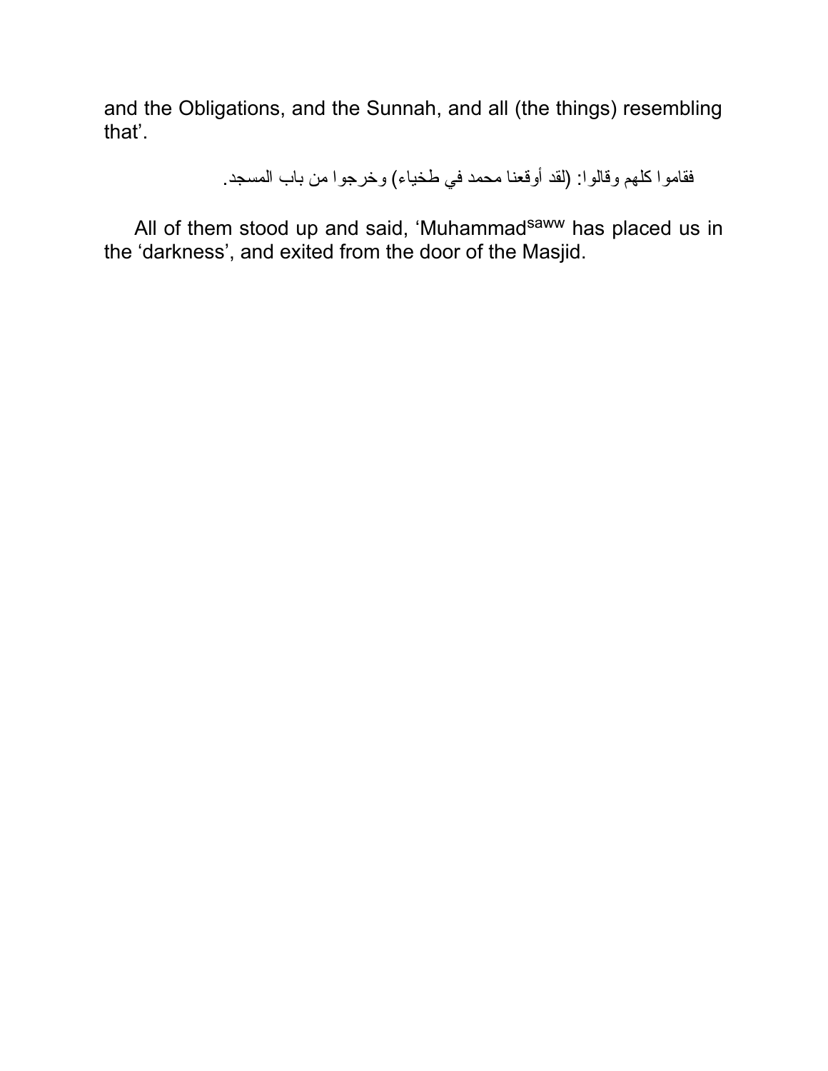and the Obligations, and the Sunnah, and all (the things) resembling that'.

فقاموا كلهم وقالوا: (لقد أوقعنا محمد في طخياء) وخرجوا من باب المسجد.

All of them stood up and said, 'Muhammad[saww] has placed us in the 'darkness', and exited from the door of the Masjid.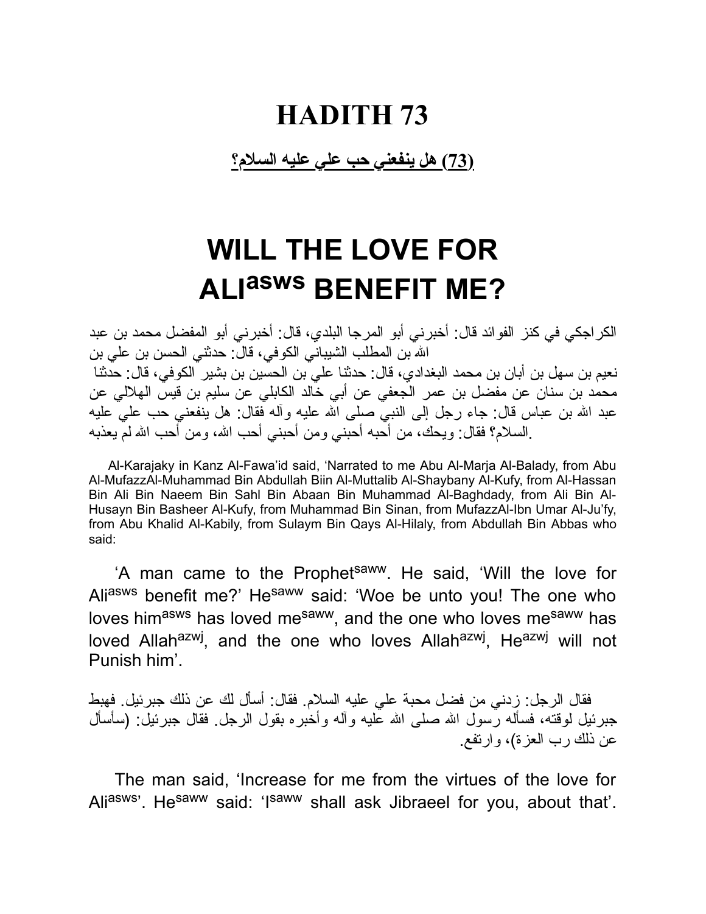# HADITH 73

**(73) هل ينفعني حب علي عليه السلام؟**

# WILL THE LOVE FOR ALI[asws] BENEFIT ME?

الكراجكي في كنز الفوائد قال: أخبرني أبو المرجا البلدي، قال: أخبرني أبو المفضل محمد بن عبد الله بن المطلب الشيباني الكوفي، قال: حدثني الحسن بن علي بن نعيم بن سهل بن أبان بن محمد البغدادي، قال: حدثنا علي بن الحسين بن بشير الكوفي، قال: حدثنا محمد بن سنان عن مفضل بن عمر الجعفي عن أبي خالد الكابلي عن سليم بن قيس الهلالي عن عبد الله بن عباس قال: جاء رجل إلى النبي صلى الله عليه وآله فقال: هل ينفعني حب علي عليه السلام؟ فقال: ويحك، من أحبه أحبني ومن أحبني أحب الله، ومن أحب الله لم يعذبه.

Al-Karajaky in Kanz Al-Fawa'id said, 'Narrated to me Abu Al-Marja Al-Balady, from Abu Al-MufazzAl-Muhammad Bin Abdullah Biin Al-Muttalib Al-Shaybany Al-Kufy, from Al-Hassan Bin Ali Bin Naeem Bin Sahl Bin Abaan Bin Muhammad Al-Baghdady, from Ali Bin Al-Husayn Bin Basheer Al-Kufy, from Muhammad Bin Sinan, from MufazzAl-Ibn Umar Al-Ju'fy, from Abu Khalid Al-Kabily, from Sulaym Bin Qays Al-Hilaly, from Abdullah Bin Abbas who said:

'A man came to the Prophet[saww]. He said, 'Will the love for Ali[asws] benefit me?' He[saww] said: 'Woe be unto you! The one who loves him[asws] has loved me[saww], and the one who loves me[saww] has loved Allah[azwj], and the one who loves Allah[azwj], He[azwj] will not Punish him'.

فقال الرجل: زدني من فضل محبة علي عليه السلام. فقال: أسأل لك عن ذلك جبرئيل. فهبط جبرئيل لوقته، فسأله رسول الله صلى الله عليه وآله وأخبره بقول الرجل. فقال جبرئيل: (سأسأل عن ذلك رب العزة)، وارتفع.

The man said, 'Increase for me from the virtues of the love for Ali[asws]'. He[saww] said: 'I[saww] shall ask Jibraeel for you, about that'.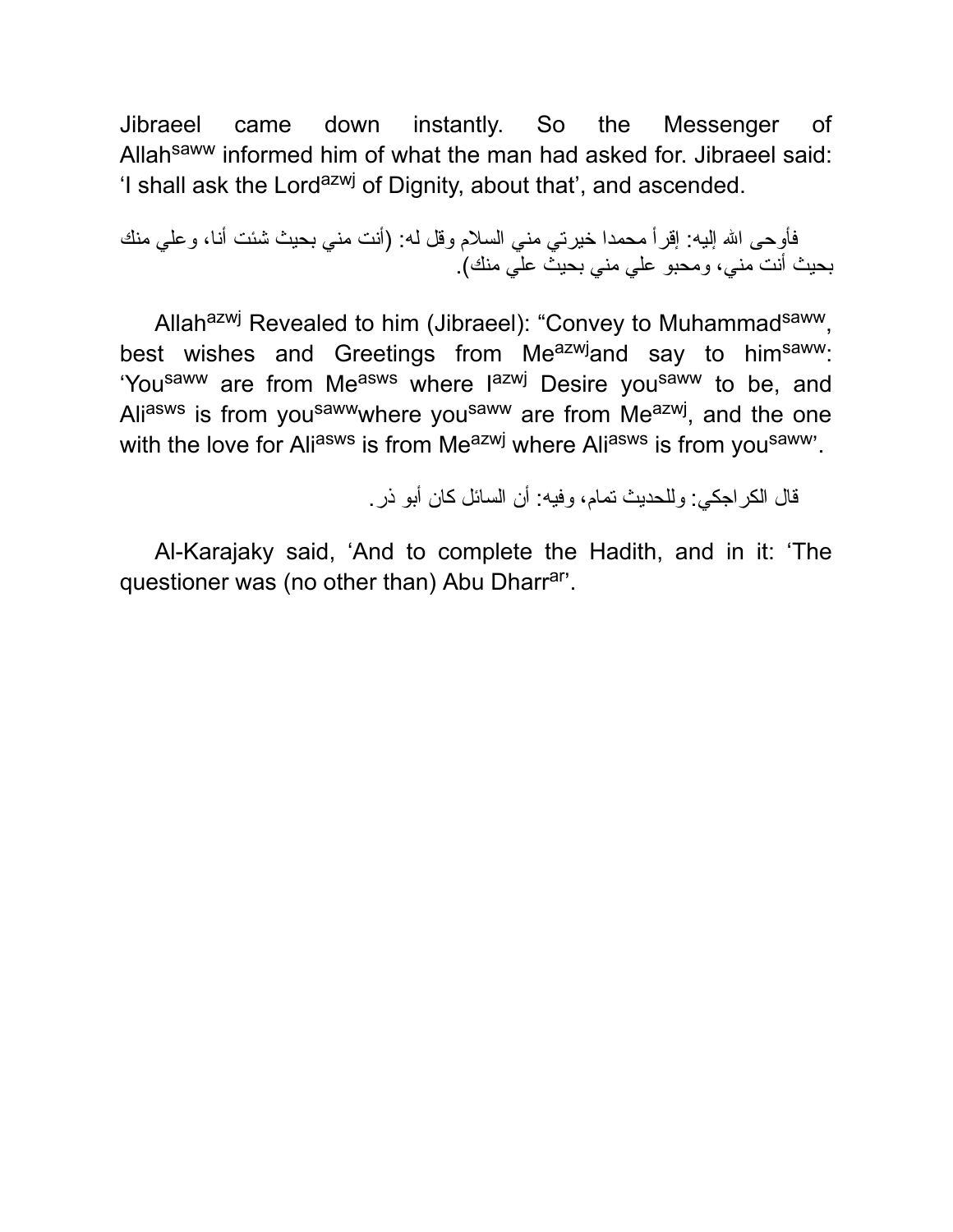Jibraeel came down instantly. So the Messenger of Allah[saww] informed him of what the man had asked for. Jibraeel said: 'I shall ask the Lord[azwj] of Dignity, about that', and ascended.

فأوحى الله إليه: إقرأ محمدا خيرتي مني السلام وقل له: (أنت مني بحيث شئت أنا، وعلي منك بحيث أنت مني، ومحبو علي مني بحيث علي منك).

Allah[azwj] Revealed to him (Jibraeel): "Convey to Muhammad[saww], best wishes and Greetings from Me[azwj]and say to him[saww]: 'You[saww] are from Me[asws] where I[azwj] Desire you[saww] to be, and Ali[asws] is from you[saww]where you[saww] are from Me[azwj], and the one with the love for Ali[asws] is from Me[azwj] where Ali[asws] is from you[saww]'.

قال الكراجكي: وللحديث تمام، وفيه: أن السائل كان أبو ذر.

Al-Karajaky said, 'And to complete the Hadith, and in it: 'The questioner was (no other than) Abu Dharr[ar]'.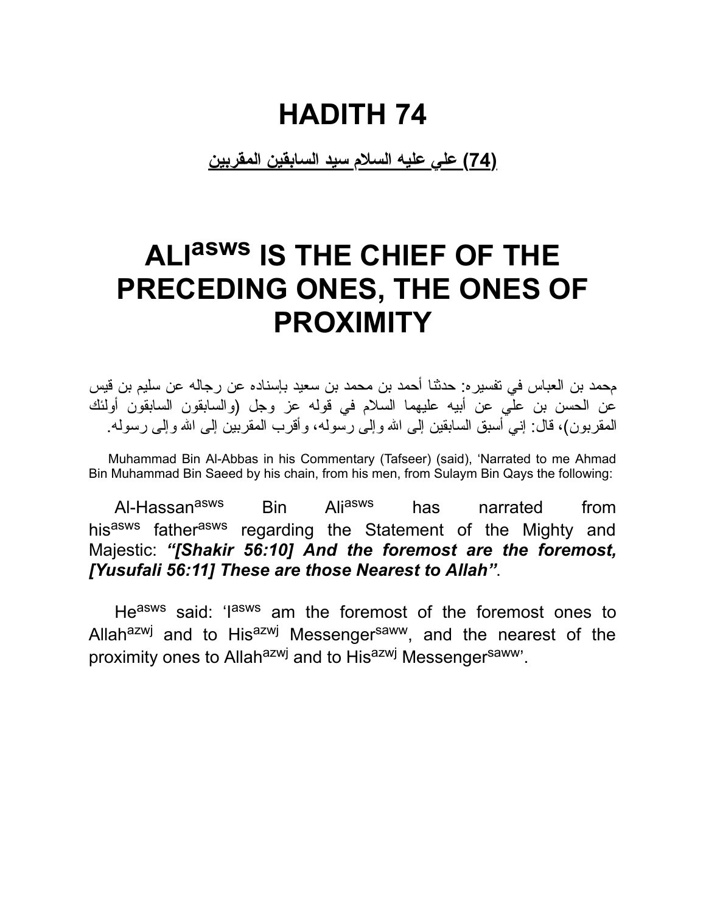# HADITH 74

**(74) علي عليه السلام سيد السابقين المقربين**

# ALI[asws] IS THE CHIEF OF THE PRECEDING ONES, THE ONES OF PROXIMITY

محمد بن العباس في تفسيره: حدثنا أحمد بن محمد بن سعيد بإسناده عن رجاله عن سليم بن قيس عن الحسن بن علي عن أبيه عليهما السلام في قوله عز وجل (والسابقون السابقون أولئك المقربون)، قال: إني أسبق السابقين إلى الله وإلى رسوله، وأقرب المقربين إلى الله وإلى رسوله.

Muhammad Bin Al-Abbas in his Commentary (Tafseer) (said), 'Narrated to me Ahmad Bin Muhammad Bin Saeed by his chain, from his men, from Sulaym Bin Qays the following:

Al-Hassan[asws] Bin Ali[asws] has narrated from his[asws] father[asws] regarding the Statement of the Mighty and Majestic: ***"[Shakir 56:10] And the foremost are the foremost, [Yusufali 56:11] These are those Nearest to Allah"***.

He[asws] said: 'I[asws] am the foremost of the foremost ones to Allah[azwj] and to His[azwj] Messenger[saww], and the nearest of the proximity ones to Allah[azwj] and to His[azwj] Messenger[saww]'.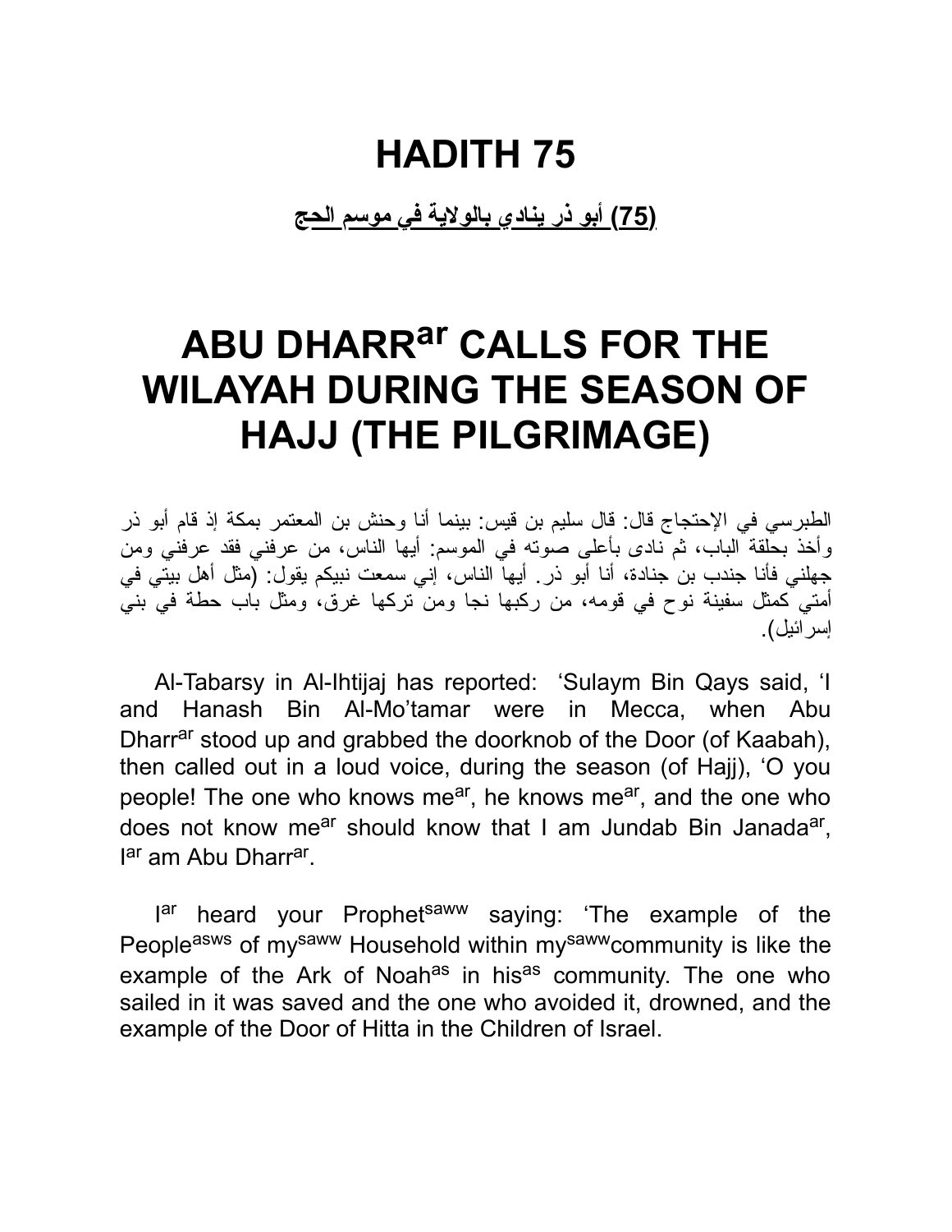# HADITH 75

**(75) أبو ذر ينادي بالولاية في موسم الحج**

# ABU DHARR[ar] CALLS FOR THE WILAYAH DURING THE SEASON OF HAJJ (THE PILGRIMAGE)

الطبرسي في الإحتجاج قال: قال سليم بن قيس: بينما أنا وحنش بن المعتمر بمكة إذ قام أبو ذر وأخذ بحلقة الباب، ثم نادى بأعلى صوته في الموسم: أيها الناس، من عرفني فقد عرفني ومن جهلني فأنا جندب بن جنادة، أنا أبو ذر. أيها الناس، إني سمعت نبيكم يقول: (مثل أهل بيتي في أمتي كمثل سفينة نوح في قومه، من ركبها نجا ومن تركها غرق، ومثل باب حطة في بني إسرائيل).

Al-Tabarsy in Al-Ihtijaj has reported: 'Sulaym Bin Qays said, 'I and Hanash Bin Al-Mo'tamar were in Mecca, when Abu Dharr[ar] stood up and grabbed the doorknob of the Door (of Kaabah), then called out in a loud voice, during the season (of Hajj), 'O you people! The one who knows me[ar], he knows me[ar], and the one who does not know me[ar] should know that I am Jundab Bin Janada[ar], I[ar] am Abu Dharr[ar].

I[ar] heard your Prophet[saww] saying: 'The example of the People[asws] of my[saww] Household within my[saww]community is like the example of the Ark of Noah[as] in his[as] community. The one who sailed in it was saved and the one who avoided it, drowned, and the example of the Door of Hitta in the Children of Israel.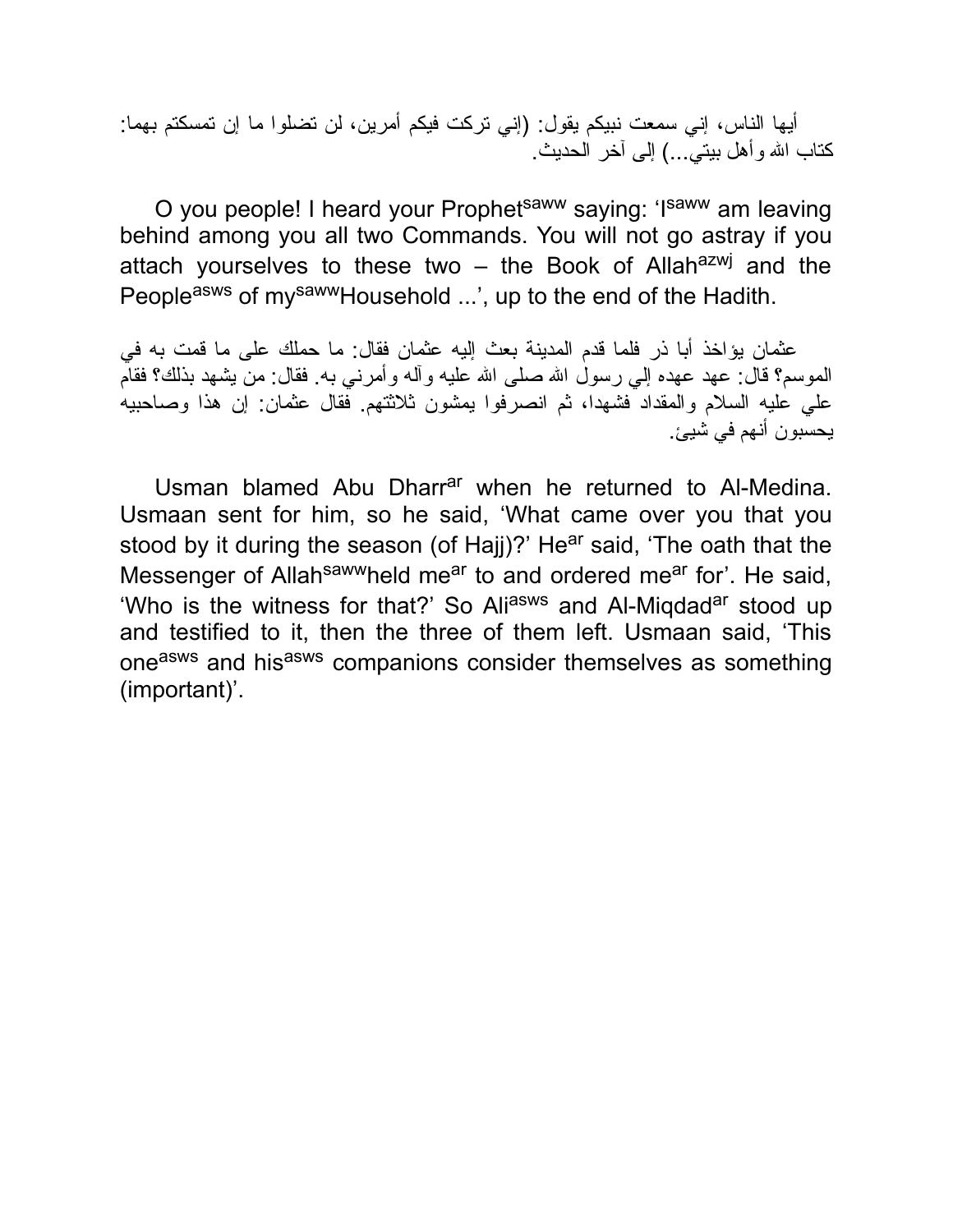أيها الناس، إني سمعت نبيكم يقول: (إني تركت فيكم أمرين، لن تضلوا ما إن تمسكتم بهما: كتاب الله وأهل بيتي...) إلى آخر الحديث.

O you people! I heard your Prophet[saww] saying: 'I[saww] am leaving behind among you all two Commands. You will not go astray if you attach yourselves to these two – the Book of Allah[azwj] and the People[asws] of my[saww]Household ...', up to the end of the Hadith.

عثمان يؤاخذ أبا ذر فلما قدم المدينة بعث إليه عثمان فقال: ما حملك على ما قمت به في الموسم؟ قال: عهد عهده إلي رسول الله صلى الله عليه وآله وأمرني به. فقال: من يشهد بذلك؟ فقام علي عليه السلام والمقداد فشهدا، ثم انصرفوا يمشون ثلاثتهم. فقال عثمان: إن هذا وصاحبيه يحسبون أنهم في شيئ.

Usman blamed Abu Dharr[ar] when he returned to Al-Medina. Usmaan sent for him, so he said, 'What came over you that you stood by it during the season (of Hajj)?' He[ar] said, 'The oath that the Messenger of Allah[saww]held me[ar] to and ordered me[ar] for'. He said, 'Who is the witness for that?' So Ali[asws] and Al-Miqdad[ar] stood up and testified to it, then the three of them left. Usmaan said, 'This one[asws] and his[asws] companions consider themselves as something (important)'.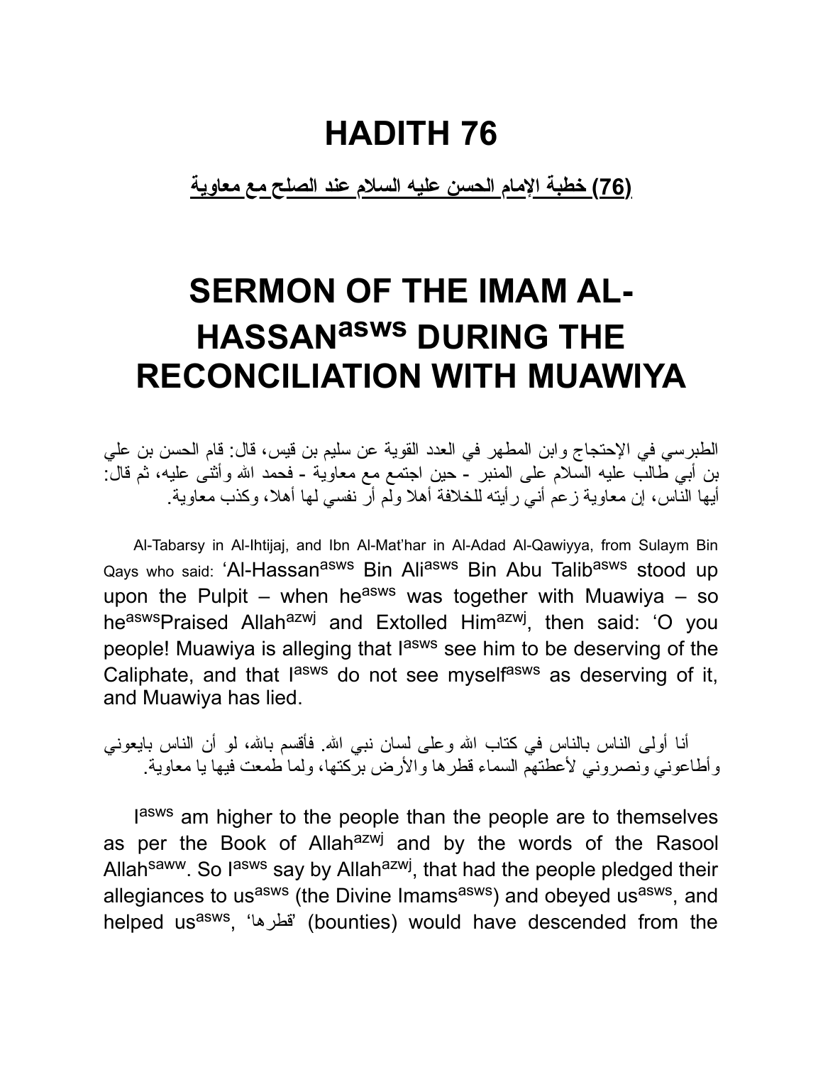# HADITH 76

**(76) خطبة الإمام الحسن عليه السلام عند الصلح مع معاوية**

# SERMON OF THE IMAM AL-HASSAN[asws] DURING THE RECONCILIATION WITH MUAWIYA

الطبرسي في الإحتجاج وابن المطهر في العدد القوية عن سليم بن قيس، قال: قام الحسن بن علي بن أبي طالب عليه السلام على المنبر - حين اجتمع مع معاوية - فحمد الله وأثنى عليه، ثم قال: أيها الناس، إن معاوية زعم أني رأيته للخلافة أهلا ولم أر نفسي لها أهلا، وكذب معاوية.

Al-Tabarsy in Al-Ihtijaj, and Ibn Al-Mat'har in Al-Adad Al-Qawiyya, from Sulaym Bin Qays who said: 'Al-Hassan[asws] Bin Ali[asws] Bin Abu Talib[asws] stood up upon the Pulpit – when he[asws] was together with Muawiya – so he[asws] Praised Allah[azwj] and Extolled Him[azwj], then said: 'O you people! Muawiya is alleging that I[asws] see him to be deserving of the Caliphate, and that I[asws] do not see myself[asws] as deserving of it, and Muawiya has lied.

أنا أولى الناس بالناس في كتاب الله وعلى لسان نبي الله. فأقسم بالله، لو أن الناس بايعوني وأطاعوني ونصروني لأعطتهم السماء قطرها والأرض بركتها، ولما طمعت فيها يا معاوية.

I[asws] am higher to the people than the people are to themselves as per the Book of Allah[azwj] and by the words of the Rasool Allah[saww]. So I[asws] say by Allah[azwj], that had the people pledged their allegiances to us[asws] (the Divine Imams[asws]) and obeyed us[asws], and helped us[asws], 'قطرها' (bounties) would have descended from the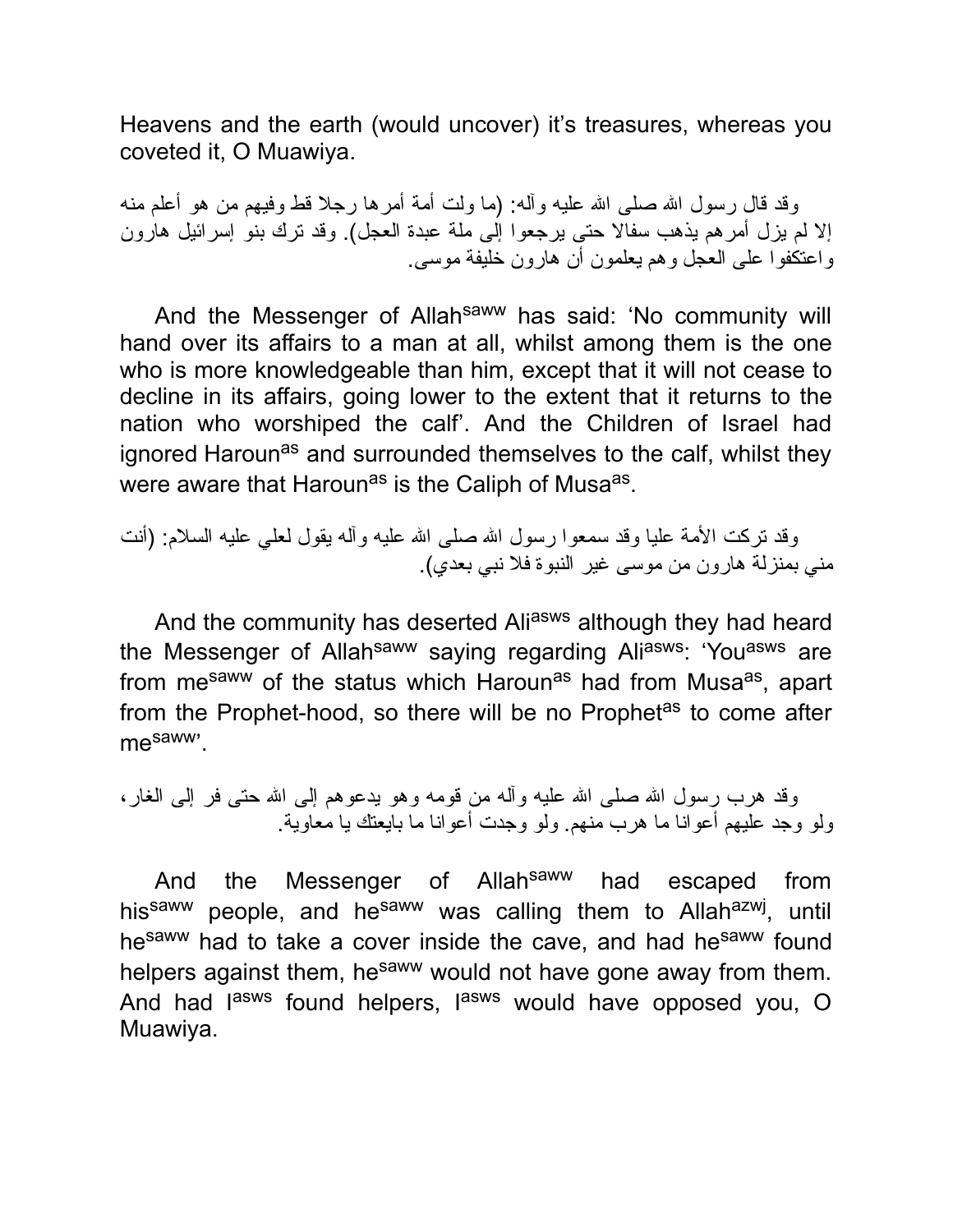Heavens and the earth (would uncover) it's treasures, whereas you coveted it, O Muawiya.

وقد قال رسول الله صلى الله عليه وآله: (ما ولت أمة أمرها رجلا قط وفيهم من هو أعلم منه إلا لم يزل أمرهم يذهب سفالا حتى يرجعوا إلى ملة عبدة العجل). وقد ترك بنو إسرائيل هارون واعتكفوا على العجل وهم يعلمون أن هارون خليفة موسى.

And the Messenger of Allah[saww] has said: 'No community will hand over its affairs to a man at all, whilst among them is the one who is more knowledgeable than him, except that it will not cease to decline in its affairs, going lower to the extent that it returns to the nation who worshiped the calf'. And the Children of Israel had ignored Haroun[as] and surrounded themselves to the calf, whilst they were aware that Haroun[as] is the Caliph of Musa[as].

وقد تركت الأمة عليا وقد سمعوا رسول الله صلى الله عليه وآله يقول لعلي عليه السلام: (أنت مني بمنزلة هارون من موسى غير النبوة فلا نبي بعدي).

And the community has deserted Ali[asws] although they had heard the Messenger of Allah[saww] saying regarding Ali[asws]: 'You[asws] are from me[saww] of the status which Haroun[as] had from Musa[as], apart from the Prophet-hood, so there will be no Prophet[as] to come after me[saww]'.

وقد هرب رسول الله صلى الله عليه وآله من قومه وهو يدعوهم إلى الله حتى فر إلى الغار، ولو وجد عليهم أعوانا ما هرب منهم. ولو وجدت أعوانا ما بايعتك يا معاوية.

And the Messenger of Allah[saww] had escaped from his[saww] people, and he[saww] was calling them to Allah[azwj], until he[saww] had to take a cover inside the cave, and had he[saww] found helpers against them, he[saww] would not have gone away from them. And had I[asws] found helpers, I[asws] would have opposed you, O Muawiya.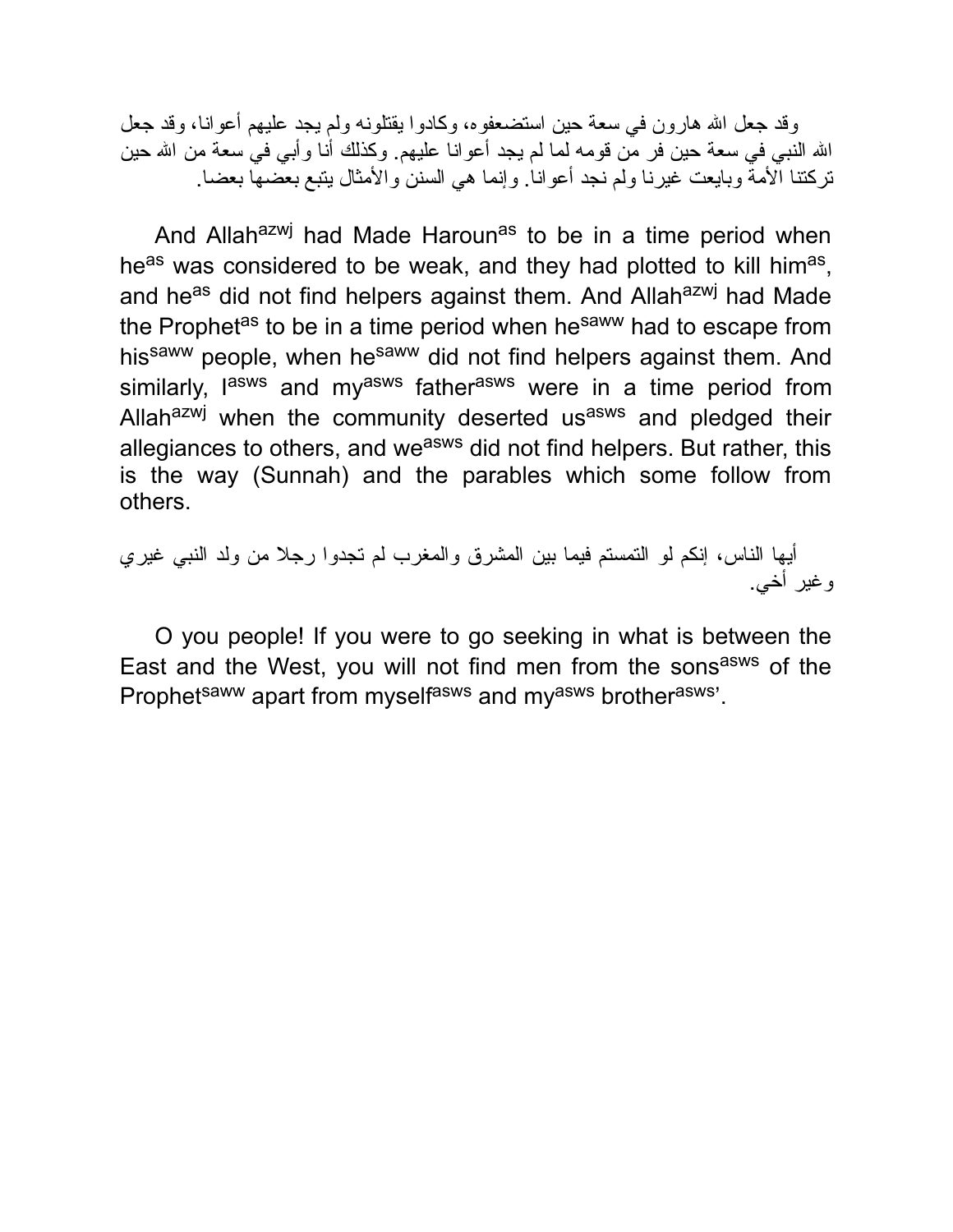وقد جعل الله هارون في سعة حين استضعفوه، وكادوا يقتلونه ولم يجد عليهم أعوانا، وقد جعل الله النبي في سعة حين فر من قومه لما لم يجد أعوانا عليهم. وكذلك أنا وأبي في سعة من الله حين تركتنا الأمة وبايعت غيرنا ولم نجد أعوانا. وإنما هي السنن والأمثال يتبع بعضها بعضا.

And Allah[azwj] had Made Haroun[as] to be in a time period when he[as] was considered to be weak, and they had plotted to kill him[as], and he[as] did not find helpers against them. And Allah[azwj] had Made the Prophet[as] to be in a time period when he[saww] had to escape from his[saww] people, when he[saww] did not find helpers against them. And similarly, I[asws] and my[asws] father[asws] were in a time period from Allah[azwj] when the community deserted us[asws] and pledged their allegiances to others, and we[asws] did not find helpers. But rather, this is the way (Sunnah) and the parables which some follow from others.

أيها الناس، إنكم لو التمستم فيما بين المشرق والمغرب لم تجدوا رجلا من ولد النبي غيري وغير أخي.

O you people! If you were to go seeking in what is between the East and the West, you will not find men from the sons[asws] of the Prophet[saww] apart from myself[asws] and my[asws] brother[asws]'.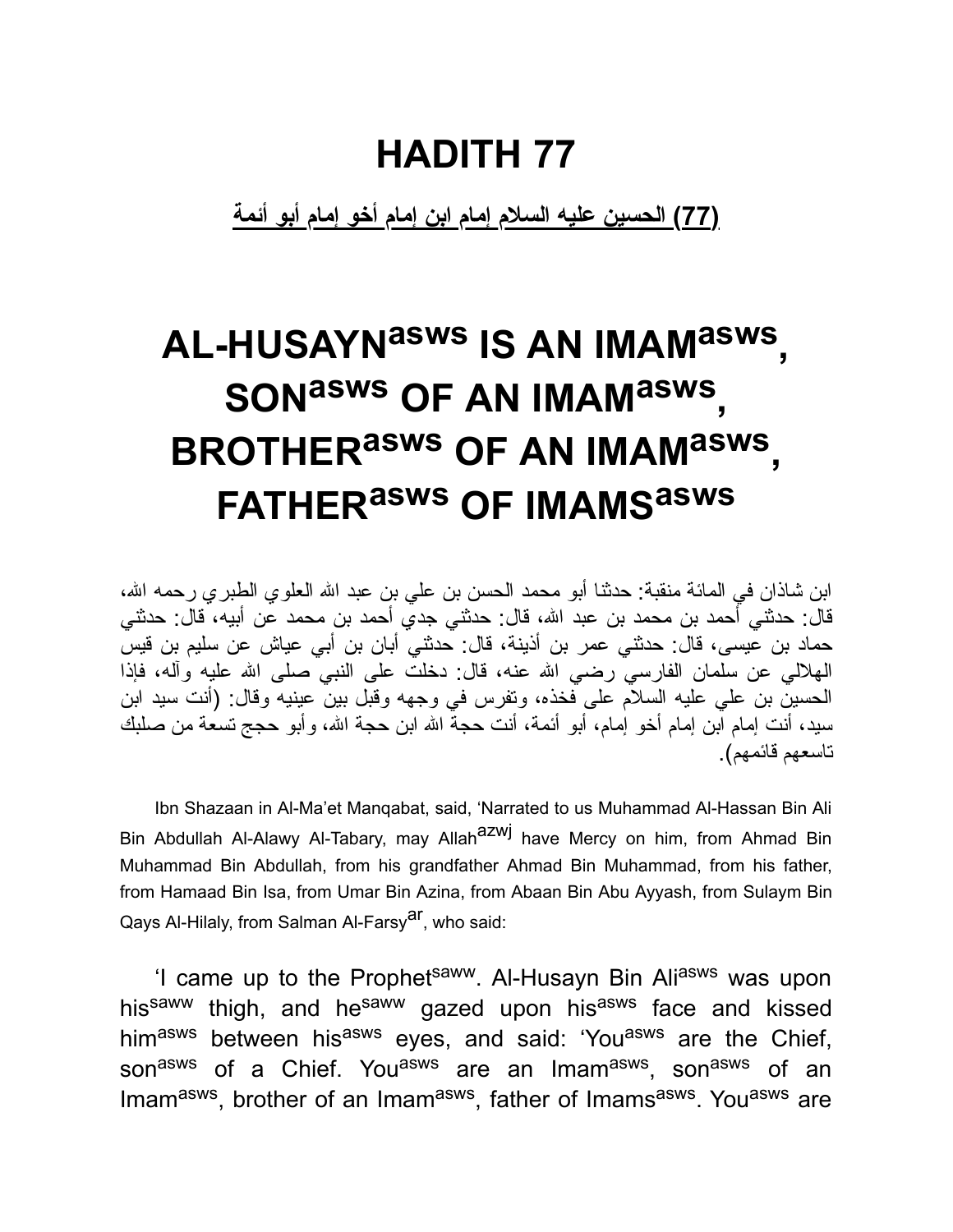# HADITH 77

**(77) الحسين عليه السلام إمام ابن إمام أخو إمام أبو أئمة**

# AL-HUSAYN[asws] IS AN IMAM[asws], SON[asws] OF AN IMAM[asws], BROTHER[asws] OF AN IMAM[asws], FATHER[asws] OF IMAMS[asws]

ابن شاذان في المائة منقبة: حدثنا أبو محمد الحسن بن علي بن عبد الله العلوي الطبري رحمه الله، قال: حدثني أحمد بن محمد بن عبد الله، قال: حدثني جدي أحمد بن محمد عن أبيه، قال: حدثني حماد بن عيسى، قال: حدثني عمر بن أذينة، قال: حدثني أبان بن أبي عياش عن سليم بن قيس الهلالي عن سلمان الفارسي رضي الله عنه، قال: دخلت على النبي صلى الله عليه وآله، فإذا الحسين بن علي عليه السلام على فخذه، وتفرس في وجهه وقبل بين عينيه وقال: (أنت سيد ابن سيد، أنت إمام ابن إمام أخو إمام، أبو أئمة، أنت حجة الله ابن حجة الله، وأبو حجج تسعة من صلبك تاسعهم قائمهم).

Ibn Shazaan in Al-Ma'et Manqabat, said, 'Narrated to us Muhammad Al-Hassan Bin Ali Bin Abdullah Al-Alawy Al-Tabary, may Allah[azwj] have Mercy on him, from Ahmad Bin Muhammad Bin Abdullah, from his grandfather Ahmad Bin Muhammad, from his father, from Hamaad Bin Isa, from Umar Bin Azina, from Abaan Bin Abu Ayyash, from Sulaym Bin Qays Al-Hilaly, from Salman Al-Farsy[ar], who said:

'I came up to the Prophet[saww]. Al-Husayn Bin Ali[asws] was upon his[saww] thigh, and he[saww] gazed upon his[asws] face and kissed him[asws] between his[asws] eyes, and said: 'You[asws] are the Chief, son[asws] of a Chief. You[asws] are an Imam[asws], son[asws] of an Imam[asws], brother of an Imam[asws], father of Imams[asws]. You[asws] are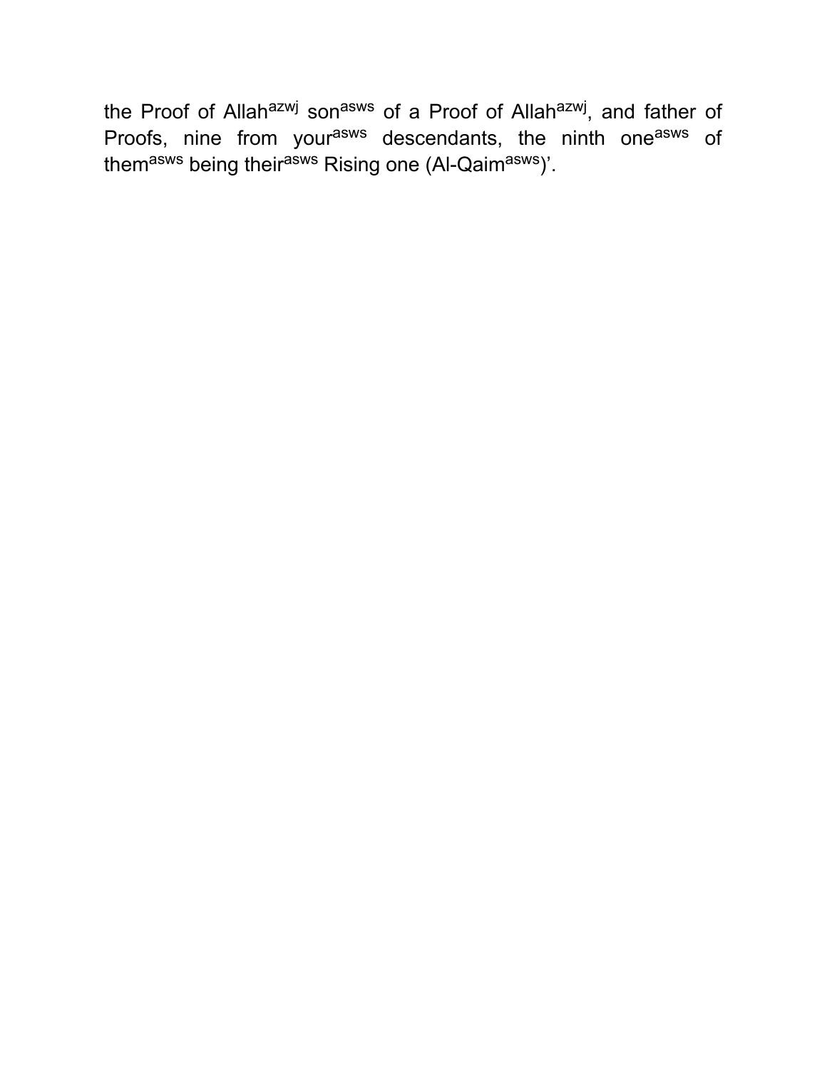the Proof of Allah[azwj] son[asws] of a Proof of Allah[azwj], and father of Proofs, nine from your[asws] descendants, the ninth one[asws] of them[asws] being their[asws] Rising one (Al-Qaim[asws])'.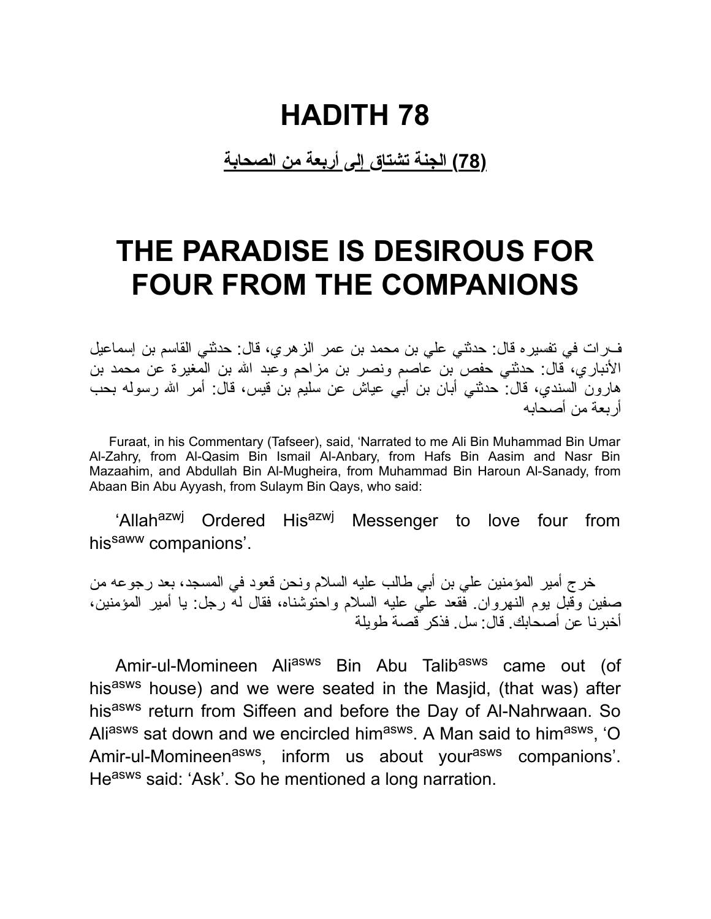# HADITH 78

**(78) الجنة تشتاق إلى أربعة من الصحابة**

# THE PARADISE IS DESIROUS FOR FOUR FROM THE COMPANIONS

فـرات في تفسيره قال: حدثني علي بن محمد بن عمر الزهري، قال: حدثني القاسم بن إسماعيل الأنباري، قال: حدثني حفص بن عاصم ونصر بن مزاحم وعبد الله بن المغيرة عن محمد بن هارون السندي، قال: حدثني أبان بن أبي عياش عن سليم بن قيس، قال: أمر الله رسوله بحب أربعة من أصحابه

Furaat, in his Commentary (Tafseer), said, 'Narrated to me Ali Bin Muhammad Bin Umar Al-Zahry, from Al-Qasim Bin Ismail Al-Anbary, from Hafs Bin Aasim and Nasr Bin Mazaahim, and Abdullah Bin Al-Mugheira, from Muhammad Bin Haroun Al-Sanady, from Abaan Bin Abu Ayyash, from Sulaym Bin Qays, who said:

'Allah[azwj] Ordered His[azwj] Messenger to love four from his[saww] companions'.

خرج أمير المؤمنين علي بن أبي طالب عليه السلام ونحن قعود في المسجد، بعد رجوعه من صفين وقبل يوم النهروان. فقعد علي عليه السلام واحتوشناه، فقال له رجل: يا أمير المؤمنين، أخبرنا عن أصحابك. قال: سل. فذكر قصة طويلة

Amir-ul-Momineen Ali[asws] Bin Abu Talib[asws] came out (of his[asws] house) and we were seated in the Masjid, (that was) after his[asws] return from Siffeen and before the Day of Al-Nahrwaan. So Ali[asws] sat down and we encircled him[asws]. A Man said to him[asws], 'O Amir-ul-Momineen[asws], inform us about your[asws] companions'. He[asws] said: 'Ask'. So he mentioned a long narration.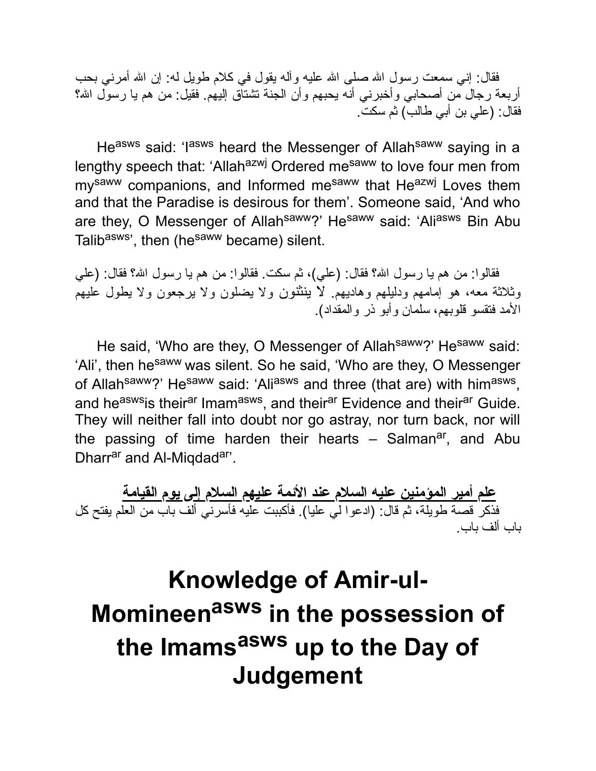فقال: إني سمعت رسول الله صلى الله عليه وآله يقول في كلام طويل له: إن الله أمرني بحب أربعة رجال من أصحابي وأخبرني أنه يحبهم وأن الجنة تشتاق إليهم. فقيل: من هم يا رسول الله؟ فقال: (علي بن أبي طالب) ثم سكت.

He[asws] said: 'I[asws] heard the Messenger of Allah[saww] saying in a lengthy speech that: 'Allah[azwj] Ordered me[saww] to love four men from my[saww] companions, and Informed me[saww] that He[azwj] Loves them and that the Paradise is desirous for them'. Someone said, 'And who are they, O Messenger of Allah[saww]?' He[saww] said: 'Ali[asws] Bin Abu Talib[asws]', then (he[saww] became) silent.

فقالوا: من هم يا رسول الله؟ فقال: (علي)، ثم سكت. فقالوا: من هم يا رسول الله؟ فقال: (علي وثلاثة معه، هو إمامهم ودليلهم وهاديهم. لا ينثنون ولا يضلون ولا يرجعون ولا يطول عليهم الأمد فتقسو قلوبهم، سلمان وأبو ذر والمقداد).

He said, 'Who are they, O Messenger of Allah[saww]?' He[saww] said: 'Ali', then he[saww] was silent. So he said, 'Who are they, O Messenger of Allah[saww]?' He[saww] said: 'Ali[asws] and three (that are) with him[asws], and he[asws] is their[ar] Imam[asws], and their[ar] Evidence and their[ar] Guide. They will neither fall into doubt nor go astray, nor turn back, nor will the passing of time harden their hearts – Salman[ar], and Abu Dharr[ar] and Al-Miqdad[ar]'.

**علم أمير المؤمنين عليه السلام عند الأئمة عليهم السلام إلى يوم القيامة**

فذكر قصة طويلة، ثم قال: (ادعوا لي عليا). فأكببت عليه فأسرني ألف باب من العلم يفتح كل باب ألف باب.

# Knowledge of Amir-ul-Momineen[asws] in the possession of the Imams[asws] up to the Day of Judgement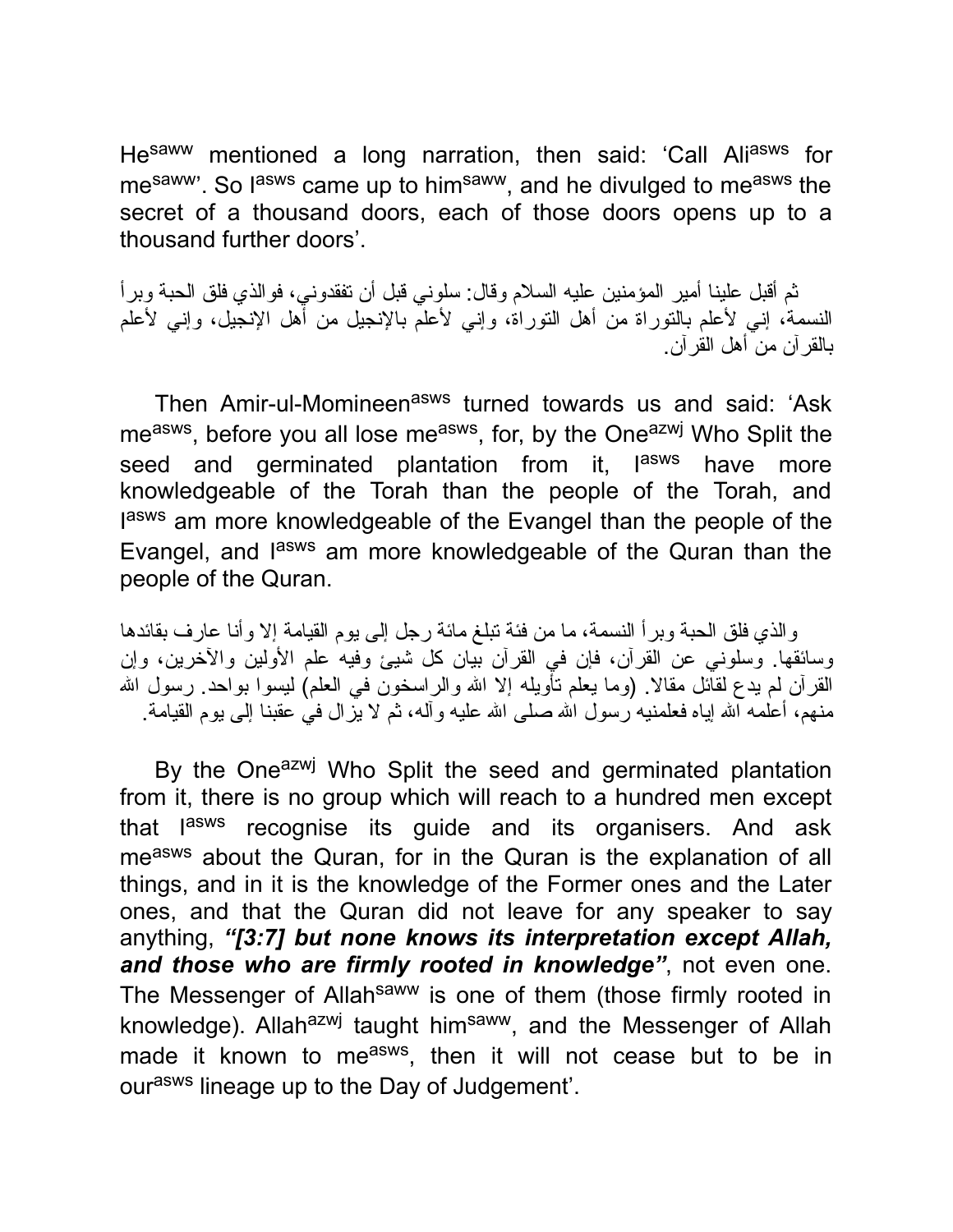He[saww] mentioned a long narration, then said: 'Call Ali[asws] for me[saww]'. So I[asws] came up to him[saww], and he divulged to me[asws] the secret of a thousand doors, each of those doors opens up to a thousand further doors'.

ثم أقبل علينا أمير المؤمنين عليه السلام وقال: سلوني قبل أن تفقدوني، فوالذي فلق الحبة وبرأ النسمة، إني لأعلم بالتوراة من أهل التوراة، وإني لأعلم بالإنجيل من أهل الإنجيل، وإني لأعلم بالقرآن من أهل القرآن.

Then Amir-ul-Momineen[asws] turned towards us and said: 'Ask me[asws], before you all lose me[asws], for, by the One[azwj] Who Split the seed and germinated plantation from it, I[asws] have more knowledgeable of the Torah than the people of the Torah, and I[asws] am more knowledgeable of the Evangel than the people of the Evangel, and I[asws] am more knowledgeable of the Quran than the people of the Quran.

والذي فلق الحبة وبرأ النسمة، ما من فئة تبلغ مائة رجل إلى يوم القيامة إلا وأنا عارف بقائدها وسائقها. وسلوني عن القرآن، فإن في القرآن بيان كل شيئ وفيه علم الأولين والآخرين، وإن القرآن لم يدع لقائل مقالا. (وما يعلم تأويله إلا الله والراسخون في العلم) ليسوا بواحد. رسول الله منهم، أعلمه الله إياه فعلمنيه رسول الله صلى الله عليه وآله، ثم لا يزال في عقبنا إلى يوم القيامة.

By the One[azwj] Who Split the seed and germinated plantation from it, there is no group which will reach to a hundred men except that I[asws] recognise its guide and its organisers. And ask me[asws] about the Quran, for in the Quran is the explanation of all things, and in it is the knowledge of the Former ones and the Later ones, and that the Quran did not leave for any speaker to say anything, ***"[3:7] but none knows its interpretation except Allah, and those who are firmly rooted in knowledge"***, not even one. The Messenger of Allah[saww] is one of them (those firmly rooted in knowledge). Allah[azwj] taught him[saww], and the Messenger of Allah made it known to me[asws], then it will not cease but to be in our[asws] lineage up to the Day of Judgement'.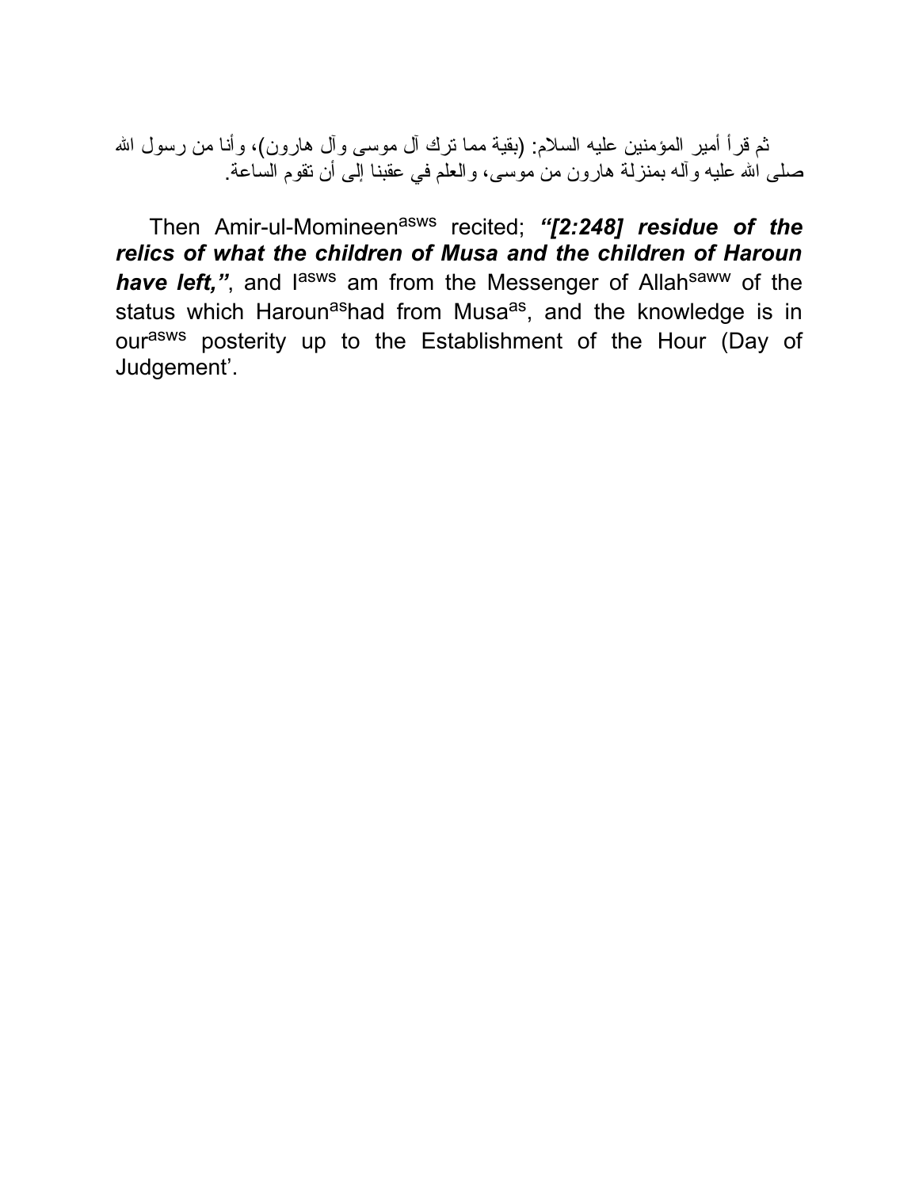ثم قرأ أمير المؤمنين عليه السلام: (بقية مما ترك آل موسى وآل هارون)، وأنا من رسول الله صلى الله عليه وآله بمنزلة هارون من موسى، والعلم في عقبنا إلى أن تقوم الساعة.

Then Amir-ul-Momineen[asws] recited; ***"[2:248] residue of the relics of what the children of Musa and the children of Haroun have left,"***, and I[asws] am from the Messenger of Allah[saww] of the status which Haroun[as]had from Musa[as], and the knowledge is in our[asws] posterity up to the Establishment of the Hour (Day of Judgement'.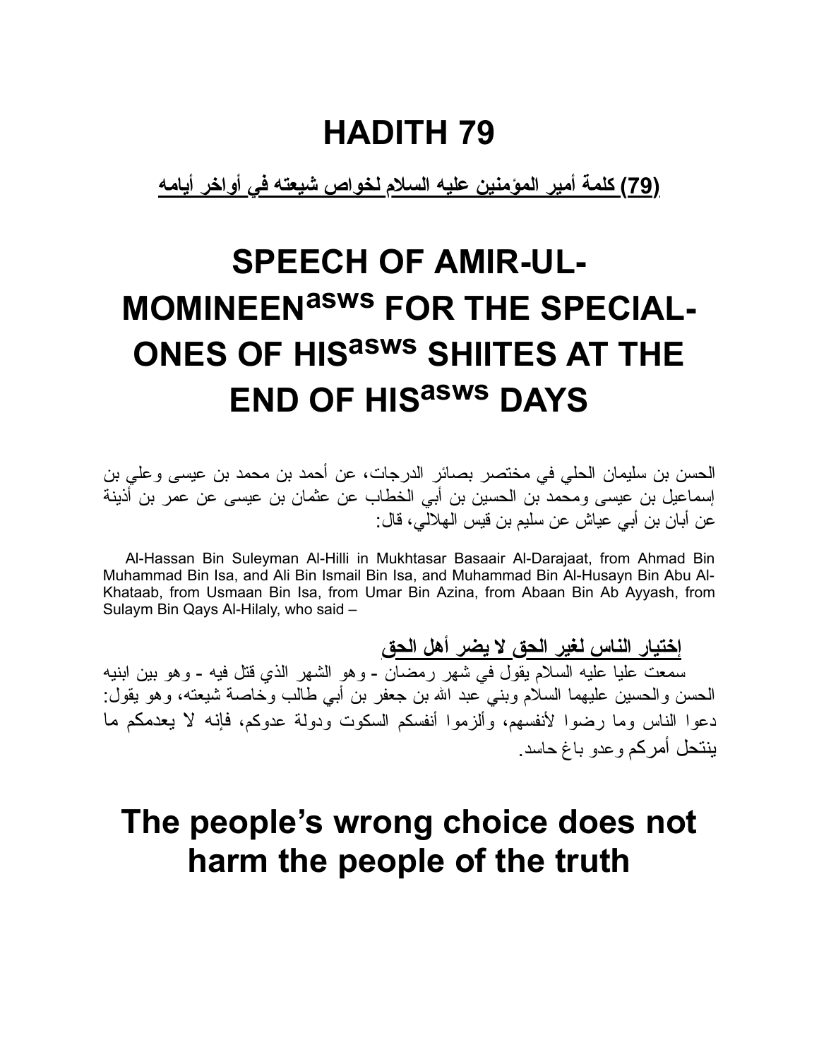# HADITH 79

**(79) كلمة أمير المؤمنين عليه السلام لخواص شيعته في أواخر أيامه**

# SPEECH OF AMIR-UL-MOMINEEN[asws] FOR THE SPECIAL-ONES OF HIS[asws] SHIITES AT THE END OF HIS[asws] DAYS

الحسن بن سليمان الحلي في مختصر بصائر الدرجات، عن أحمد بن محمد بن عيسى وعلي بن إسماعيل بن عيسى ومحمد بن الحسين بن أبي الخطاب عن عثمان بن عيسى عن عمر بن أذينة عن أبان بن أبي عياش عن سليم بن قيس الهلالي، قال:

Al-Hassan Bin Suleyman Al-Hilli in Mukhtasar Basaair Al-Darajaat, from Ahmad Bin Muhammad Bin Isa, and Ali Bin Ismail Bin Isa, and Muhammad Bin Al-Husayn Bin Abu Al-Khataab, from Usmaan Bin Isa, from Umar Bin Azina, from Abaan Bin Ab Ayyash, from Sulaym Bin Qays Al-Hilaly, who said –

**إختيار الناس لغير الحق لا يضر أهل الحق**

سمعت عليا عليه السلام يقول في شهر رمضان - وهو الشهر الذي قتل فيه - وهو بين ابنيه الحسن والحسين عليهما السلام وبني عبد الله بن جعفر بن أبي طالب وخاصة شيعته، وهو يقول: دعوا الناس وما رضوا لأنفسهم، وألزموا أنفسكم السكوت ودولة عدوكم، فإنه لا يعدمكم ما ينتحل أمركم وعدو باغ حاسد.

## The people's wrong choice does not harm the people of the truth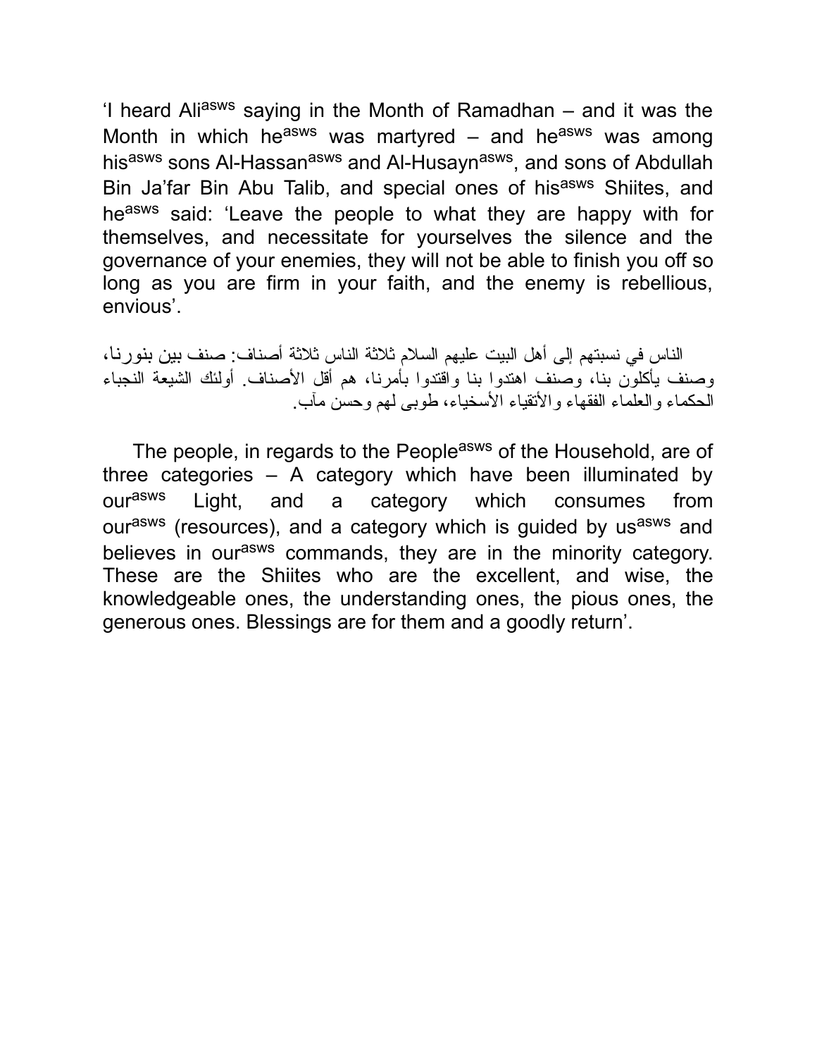'I heard Ali[asws] saying in the Month of Ramadhan – and it was the Month in which he[asws] was martyred – and he[asws] was among his[asws] sons Al-Hassan[asws] and Al-Husayn[asws], and sons of Abdullah Bin Ja'far Bin Abu Talib, and special ones of his[asws] Shiites, and he[asws] said: 'Leave the people to what they are happy with for themselves, and necessitate for yourselves the silence and the governance of your enemies, they will not be able to finish you off so long as you are firm in your faith, and the enemy is rebellious, envious'.

الناس في نسبتهم إلى أهل البيت عليهم السلام ثلاثة الناس ثلاثة أصناف: صنف بين بنورنا، وصنف يأكلون بنا، وصنف اهتدوا بنا واقتدوا بأمرنا، هم أقل الأصناف. أولئك الشيعة النجباء الحكماء والعلماء الفقهاء والأتقياء الأسخياء، طوبى لهم وحسن مآب.

The people, in regards to the People[asws] of the Household, are of three categories – A category which have been illuminated by our[asws] Light, and a category which consumes from our[asws] (resources), and a category which is guided by us[asws] and believes in our[asws] commands, they are in the minority category. These are the Shiites who are the excellent, and wise, the knowledgeable ones, the understanding ones, the pious ones, the generous ones. Blessings are for them and a goodly return'.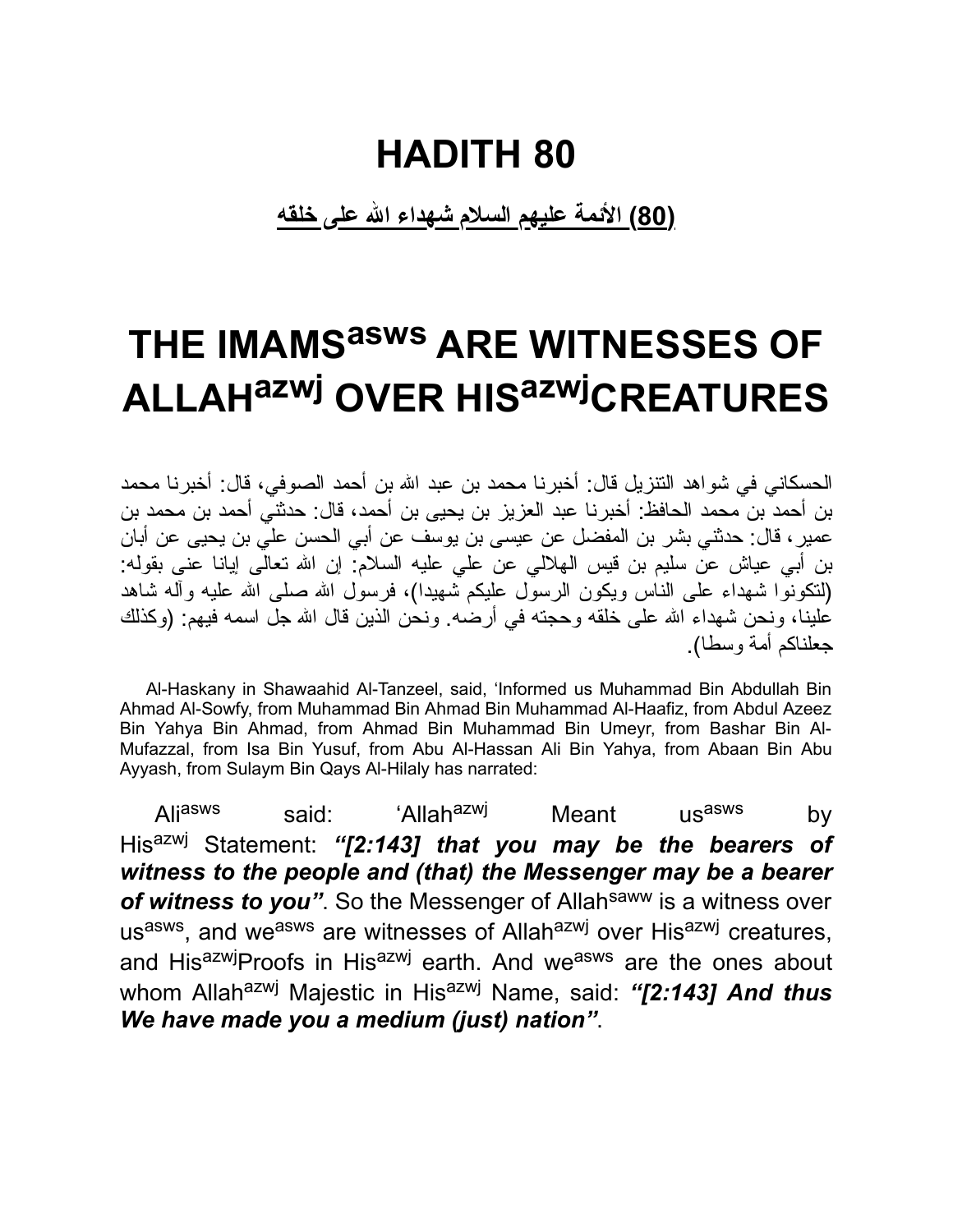# HADITH 80

**(80) الأئمة عليهم السلام شهداء الله على خلقه**

# THE IMAMS^asws ARE WITNESSES OF ALLAH^azwj OVER HIS^azwj CREATURES

الحسكاني في شواهد التنزيل قال: أخبرنا محمد بن عبد الله بن أحمد الصوفي، قال: أخبرنا محمد بن أحمد بن محمد الحافظ: أخبرنا عبد العزيز بن يحيى بن أحمد، قال: حدثني أحمد بن محمد بن عمير، قال: حدثني بشر بن المفضل عن عيسى بن يوسف عن أبي الحسن علي بن يحيى عن أبان بن أبي عياش عن سليم بن قيس الهلالي عن علي عليه السلام: إن الله تعالى إيانا عنى بقوله: (لتكونوا شهداء على الناس ويكون الرسول عليكم شهيدا)، فرسول الله صلى الله عليه وآله شاهد علينا، ونحن شهداء الله على خلقه وحجته في أرضه. ونحن الذين قال الله جل اسمه فيهم: (وكذلك جعلناكم أمة وسطا).

Al-Haskany in Shawaahid Al-Tanzeel, said, 'Informed us Muhammad Bin Abdullah Bin Ahmad Al-Sowfy, from Muhammad Bin Ahmad Bin Muhammad Al-Haafiz, from Abdul Azeez Bin Yahya Bin Ahmad, from Ahmad Bin Muhammad Bin Umeyr, from Bashar Bin Al-Mufazzal, from Isa Bin Yusuf, from Abu Al-Hassan Ali Bin Yahya, from Abaan Bin Abu Ayyash, from Sulaym Bin Qays Al-Hilaly has narrated:

Ali^asws said: 'Allah^azwj Meant us^asws by His^azwj Statement: ***"[2:143] that you may be the bearers of witness to the people and (that) the Messenger may be a bearer of witness to you"***. So the Messenger of Allah^saww is a witness over us^asws, and we^asws are witnesses of Allah^azwj over His^azwj creatures, and His^azwj Proofs in His^azwj earth. And we^asws are the ones about whom Allah^azwj Majestic in His^azwj Name, said: ***"[2:143] And thus We have made you a medium (just) nation"***.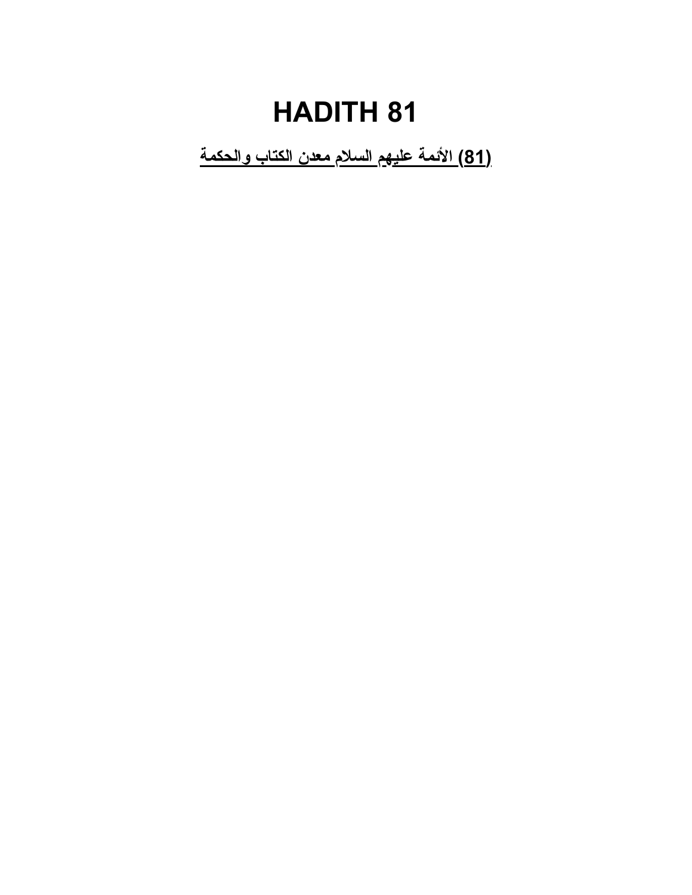# HADITH 81

**(81) الأئمة عليهم السلام معدن الكتاب والحكمة**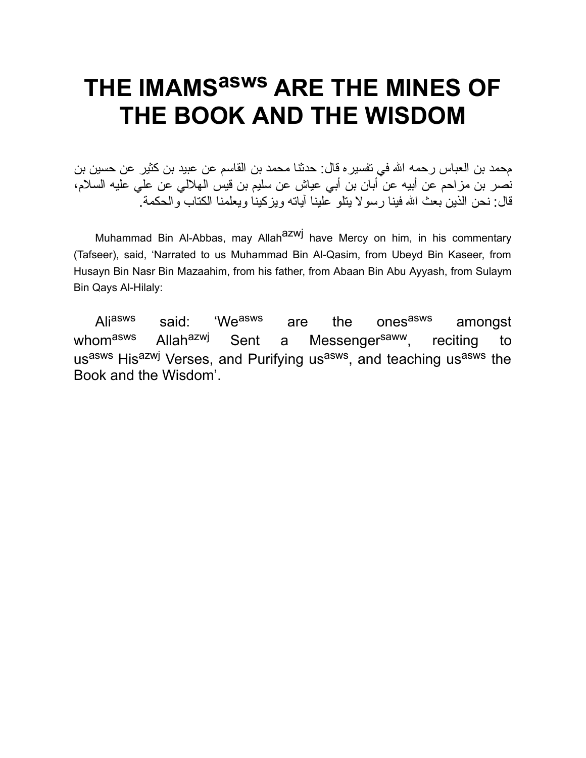# THE IMAMS[asws] ARE THE MINES OF THE BOOK AND THE WISDOM

محمد بن العباس رحمه الله في تفسيره قال: حدثنا محمد بن القاسم عن عبيد بن كثير عن حسين بن نصر بن مزاحم عن أبيه عن أبان بن أبي عياش عن سليم بن قيس الهلالي عن علي عليه السلام، قال: نحن الذين بعث الله فينا رسولا يتلو علينا آياته ويزكينا ويعلمنا الكتاب والحكمة.

Muhammad Bin Al-Abbas, may Allah[azwj] have Mercy on him, in his commentary (Tafseer), said, 'Narrated to us Muhammad Bin Al-Qasim, from Ubeyd Bin Kaseer, from Husayn Bin Nasr Bin Mazaahim, from his father, from Abaan Bin Abu Ayyash, from Sulaym Bin Qays Al-Hilaly:

Ali[asws] said: 'We[asws] are the ones[asws] amongst whom[asws] Allah[azwj] Sent a Messenger[saww], reciting to us[asws] His[azwj] Verses, and Purifying us[asws], and teaching us[asws] the Book and the Wisdom'.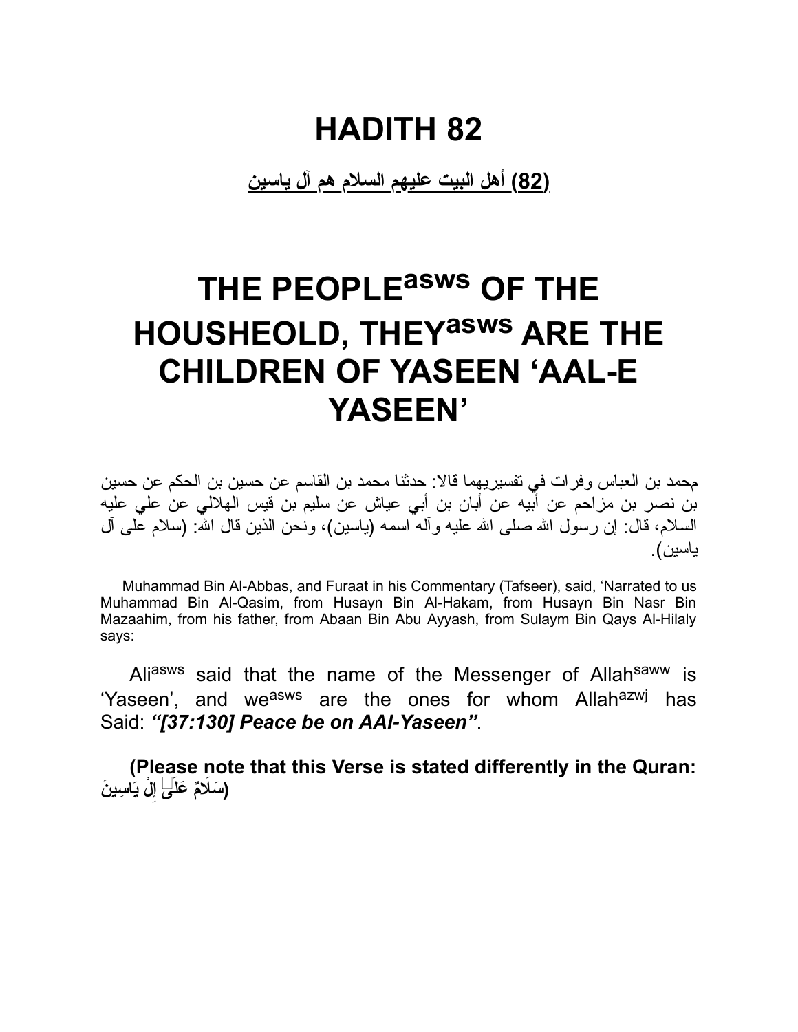# HADITH 82

**(82) أهل البيت عليهم السلام هم آل ياسين**

# THE PEOPLE[asws] OF THE HOUSHEOLD, THEY[asws] ARE THE CHILDREN OF YASEEN 'AAL-E YASEEN'

محمد بن العباس وفرات في تفسيريهما قالا: حدثنا محمد بن القاسم عن حسين بن الحكم عن حسين بن نصر بن مزاحم عن أبيه عن أبان بن أبي عياش عن سليم بن قيس الهلالي عن علي عليه السلام، قال: إن رسول الله صلى الله عليه وآله اسمه (ياسين)، ونحن الذين قال الله: (سلام على آل ياسين).

Muhammad Bin Al-Abbas, and Furaat in his Commentary (Tafseer), said, 'Narrated to us Muhammad Bin Al-Qasim, from Husayn Bin Al-Hakam, from Husayn Bin Nasr Bin Mazaahim, from his father, from Abaan Bin Abu Ayyash, from Sulaym Bin Qays Al-Hilaly says:

Ali[asws] said that the name of the Messenger of Allah[saww] is 'Yaseen', and we[asws] are the ones for whom Allah[azwj] has Said: ***"[37:130] Peace be on AAl-Yaseen"***.

**(Please note that this Verse is stated differently in the Quran: (سَلَامٌ عَلَىٰ إِلْ يَاسِينَ)**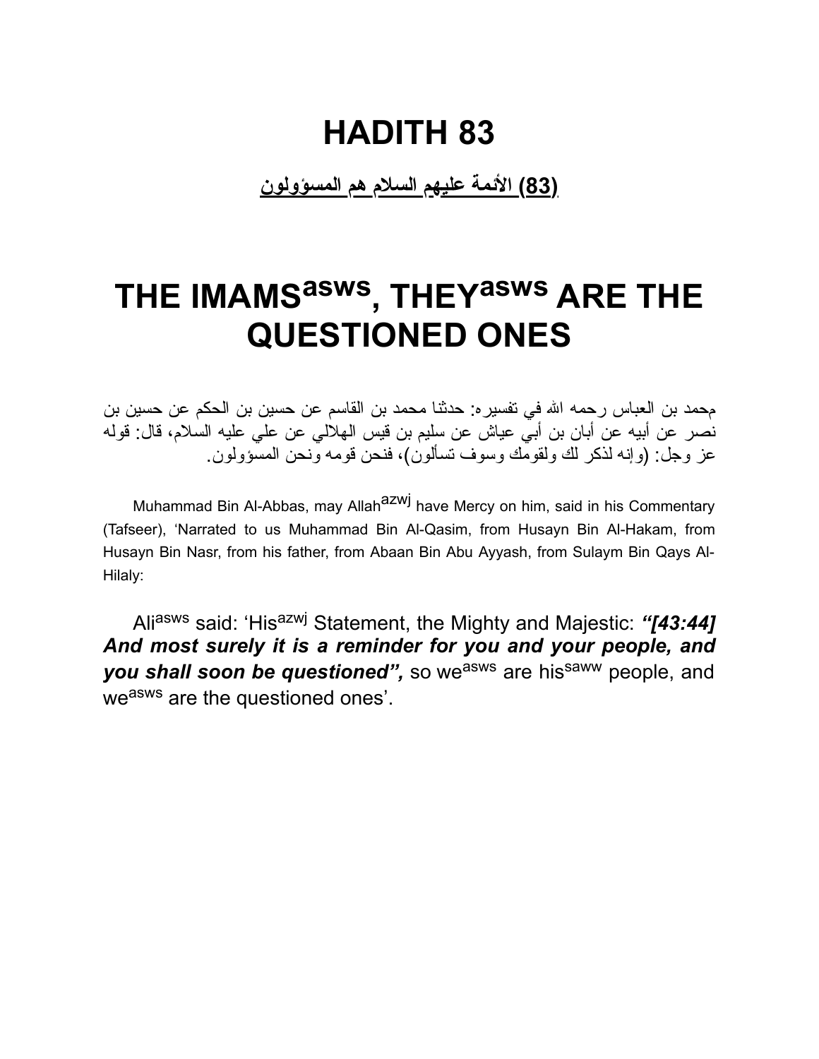# HADITH 83

**(83) الأئمة عليهم السلام هم المسؤولون**

# THE IMAMS[asws], THEY[asws] ARE THE QUESTIONED ONES

محمد بن العباس رحمه الله في تفسيره: حدثنا محمد بن القاسم عن حسين بن الحكم عن حسين بن نصر عن أبيه عن أبان بن أبي عياش عن سليم بن قيس الهلالي عن علي عليه السلام، قال: قوله عز وجل: (وإنه لذكر لك ولقومك وسوف تسألون)، فنحن قومه ونحن المسؤولون.

Muhammad Bin Al-Abbas, may Allah[azwj] have Mercy on him, said in his Commentary (Tafseer), 'Narrated to us Muhammad Bin Al-Qasim, from Husayn Bin Al-Hakam, from Husayn Bin Nasr, from his father, from Abaan Bin Abu Ayyash, from Sulaym Bin Qays Al-Hilaly:

Ali[asws] said: 'His[azwj] Statement, the Mighty and Majestic: ***"[43:44] And most surely it is a reminder for you and your people, and you shall soon be questioned",*** so we[asws] are his[saww] people, and we[asws] are the questioned ones'.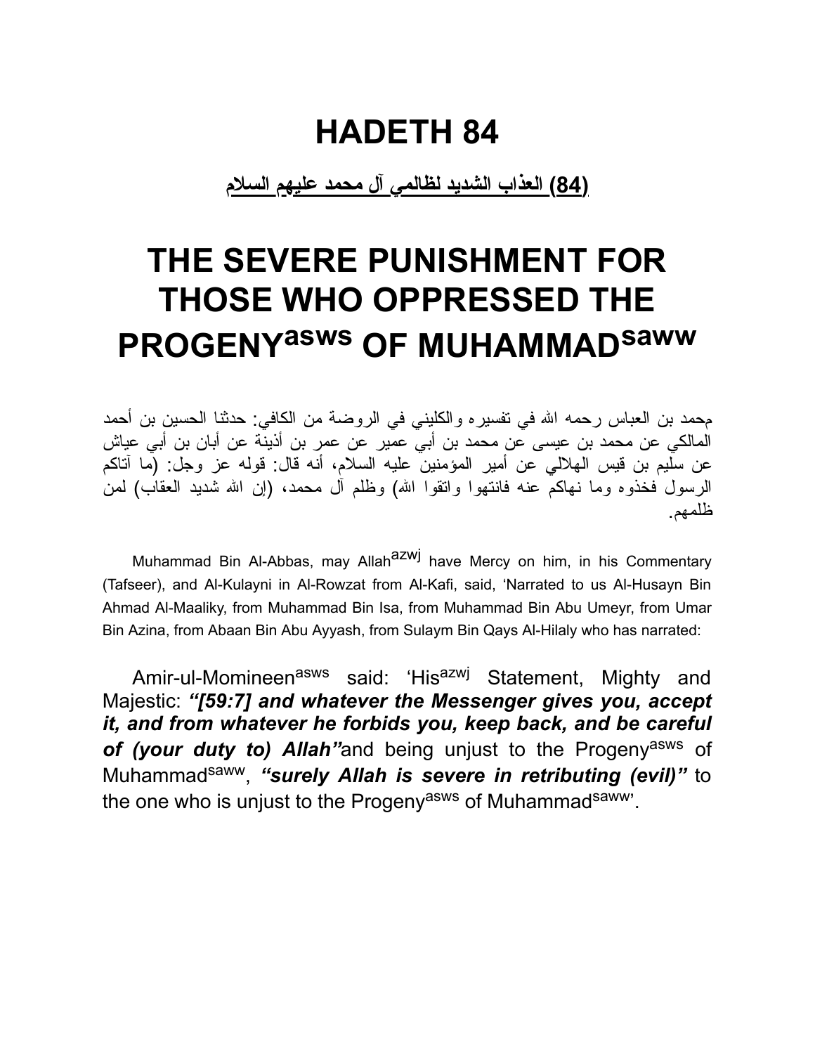# HADETH 84

**(84) العذاب الشديد لظالمي آل محمد عليهم السلام**

# THE SEVERE PUNISHMENT FOR THOSE WHO OPPRESSED THE PROGENY[asws] OF MUHAMMAD[saww]

محمد بن العباس رحمه الله في تفسيره والكليني في الروضة من الكافي: حدثنا الحسين بن أحمد المالكي عن محمد بن عيسى عن محمد بن أبي عمير عن عمر بن أذينة عن أبان بن أبي عياش عن سليم بن قيس الهلالي عن أمير المؤمنين عليه السلام، أنه قال: قوله عز وجل: (ما آتاكم الرسول فخذوه وما نهاكم عنه فانتهوا واتقوا الله) وظلم آل محمد، (إن الله شديد العقاب) لمن ظلمهم.

Muhammad Bin Al-Abbas, may Allah[azwj] have Mercy on him, in his Commentary (Tafseer), and Al-Kulayni in Al-Rowzat from Al-Kafi, said, 'Narrated to us Al-Husayn Bin Ahmad Al-Maaliky, from Muhammad Bin Isa, from Muhammad Bin Abu Umeyr, from Umar Bin Azina, from Abaan Bin Abu Ayyash, from Sulaym Bin Qays Al-Hilaly who has narrated:

Amir-ul-Momineen[asws] said: 'His[azwj] Statement, Mighty and Majestic: ***"[59:7] and whatever the Messenger gives you, accept it, and from whatever he forbids you, keep back, and be careful of (your duty to) Allah"*** and being unjust to the Progeny[asws] of Muhammad[saww], ***"surely Allah is severe in retributing (evil)"*** to the one who is unjust to the Progeny[asws] of Muhammad[saww]'.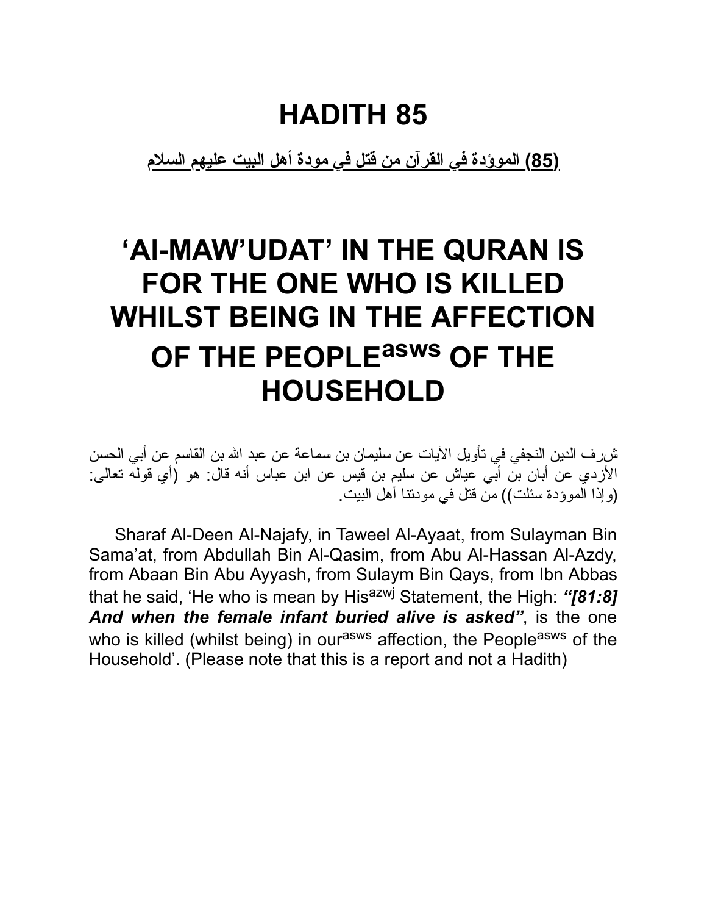# HADITH 85

**(85) الموؤدة في القرآن من قتل في مودة أهل البيت عليهم السلام**

# 'Al-MAW'UDAT' IN THE QURAN IS FOR THE ONE WHO IS KILLED WHILST BEING IN THE AFFECTION OF THE PEOPLE[asws] OF THE HOUSEHOLD

شرف الدين النجفي في تأويل الآيات عن سليمان بن سماعة عن عبد الله بن القاسم عن أبي الحسن الأزدي عن أبان بن أبي عياش عن سليم بن قيس عن ابن عباس أنه قال: هو (أي قوله تعالى: (وإذا الموؤدة سئلت)) من قتل في مودتنا أهل البيت.

Sharaf Al-Deen Al-Najafy, in Taweel Al-Ayaat, from Sulayman Bin Sama'at, from Abdullah Bin Al-Qasim, from Abu Al-Hassan Al-Azdy, from Abaan Bin Abu Ayyash, from Sulaym Bin Qays, from Ibn Abbas that he said, 'He who is mean by His[azwj] Statement, the High: ***"[81:8] And when the female infant buried alive is asked"***, is the one who is killed (whilst being) in our[asws] affection, the People[asws] of the Household'. (Please note that this is a report and not a Hadith)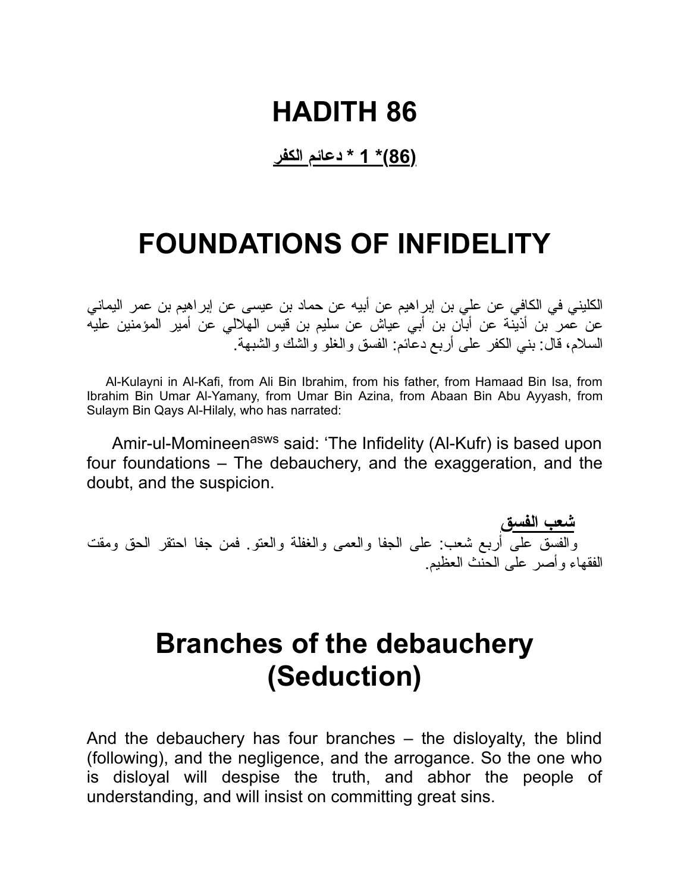# HADITH 86

**(86)* 1 * دعائم الكفر**

# FOUNDATIONS OF INFIDELITY

الكليني في الكافي عن علي بن إبراهيم عن أبيه عن حماد بن عيسى عن إبراهيم بن عمر اليماني عن عمر بن أذينة عن أبان بن أبي عياش عن سليم بن قيس الهلالي عن أمير المؤمنين عليه السلام، قال: بني الكفر على أربع دعائم: الفسق والغلو والشك والشبهة.

Al-Kulayni in Al-Kafi, from Ali Bin Ibrahim, from his father, from Hamaad Bin Isa, from Ibrahim Bin Umar Al-Yamany, from Umar Bin Azina, from Abaan Bin Abu Ayyash, from Sulaym Bin Qays Al-Hilaly, who has narrated:

Amir-ul-Momineen[asws] said: 'The Infidelity (Al-Kufr) is based upon four foundations – The debauchery, and the exaggeration, and the doubt, and the suspicion.

**شعب الفسق**

والفسق على أربع شعب: على الجفا والعمى والغفلة والعتو. فمن جفا احتقر الحق ومقت الفقهاء وأصر على الحنث العظيم.

# Branches of the debauchery (Seduction)

And the debauchery has four branches – the disloyalty, the blind (following), and the negligence, and the arrogance. So the one who is disloyal will despise the truth, and abhor the people of understanding, and will insist on committing great sins.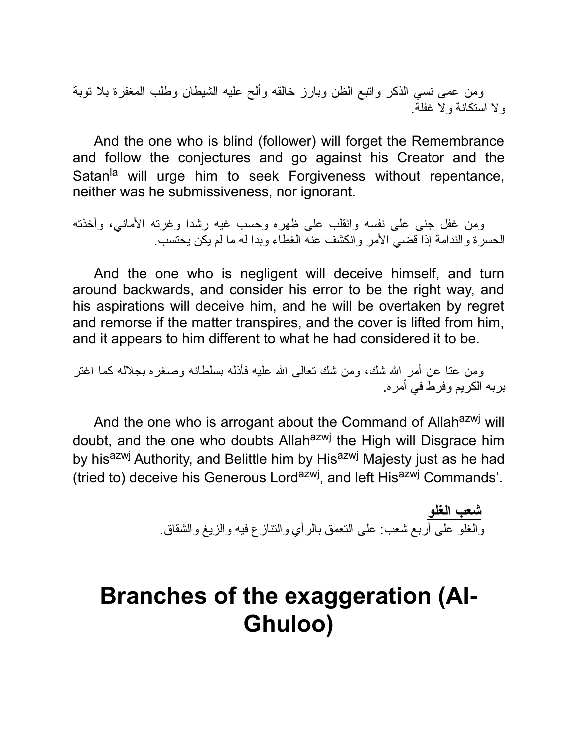ومن عمى نسي الذكر واتبع الظن وبارز خالقه وألح عليه الشيطان وطلب المغفرة بلا توبة ولا استكانة ولا غفلة.

And the one who is blind (follower) will forget the Remembrance and follow the conjectures and go against his Creator and the Satan[la] will urge him to seek Forgiveness without repentance, neither was he submissiveness, nor ignorant.

ومن غفل جنى على نفسه وانقلب على ظهره وحسب غيه رشدا وغرته الأماني، وأخذته الحسرة والندامة إذا قضي الأمر وانكشف عنه الغطاء وبدا له ما لم يكن يحتسب.

And the one who is negligent will deceive himself, and turn around backwards, and consider his error to be the right way, and his aspirations will deceive him, and he will be overtaken by regret and remorse if the matter transpires, and the cover is lifted from him, and it appears to him different to what he had considered it to be.

ومن عتا عن أمر الله شك، ومن شك تعالى الله عليه فأذله بسلطانه وصغره بجلاله كما اغتر بربه الكريم وفرط في أمره.

And the one who is arrogant about the Command of Allah[azwj] will doubt, and the one who doubts Allah[azwj] the High will Disgrace him by his[azwj] Authority, and Belittle him by His[azwj] Majesty just as he had (tried to) deceive his Generous Lord[azwj], and left His[azwj] Commands'.

**شعب الغلو**

والغلو على أربع شعب: على التعمق بالرأي والتنازع فيه والزيغ والشقاق.

# Branches of the exaggeration (Al-Ghuloo)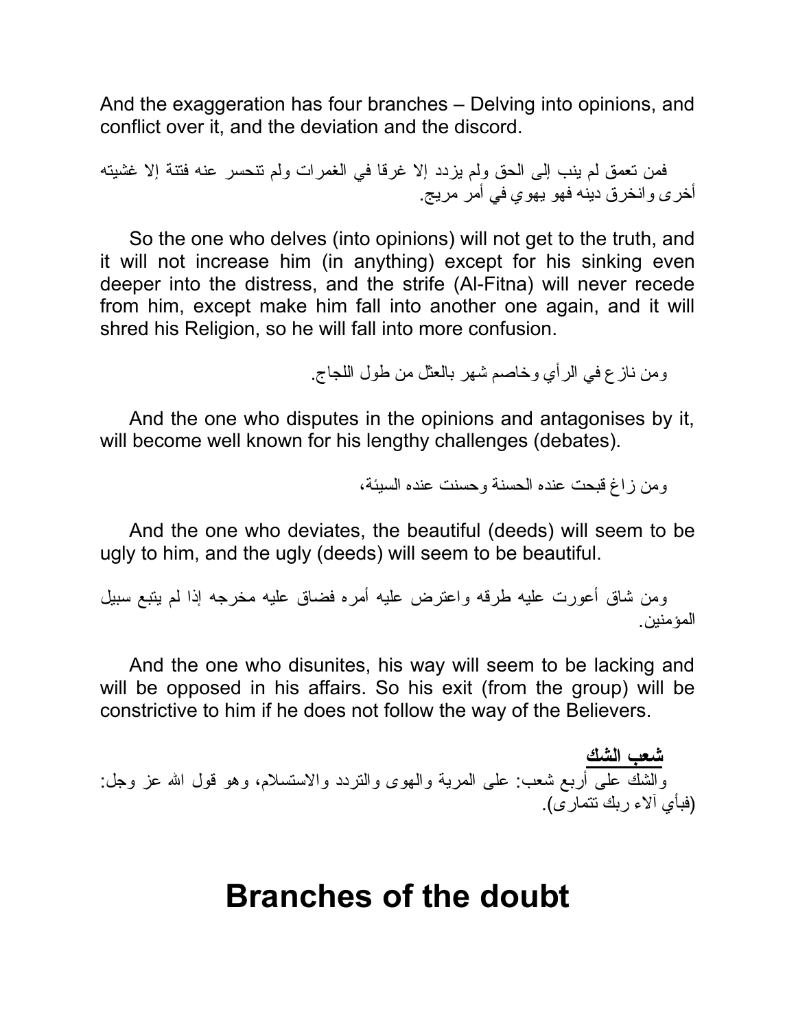And the exaggeration has four branches – Delving into opinions, and conflict over it, and the deviation and the discord.

فمن تعمق لم ينب إلى الحق ولم يزدد إلا غرقا في الغمرات ولم تنحسر عنه فتنة إلا غشيته أخرى وانخرق دينه فهو يهوي في أمر مريج.

So the one who delves (into opinions) will not get to the truth, and it will not increase him (in anything) except for his sinking even deeper into the distress, and the strife (Al-Fitna) will never recede from him, except make him fall into another one again, and it will shred his Religion, so he will fall into more confusion.

ومن نازع في الرأي وخاصم شهر بالعثل من طول اللجاج.

And the one who disputes in the opinions and antagonises by it, will become well known for his lengthy challenges (debates).

ومن زاغ قبحت عنده الحسنة وحسنت عنده السيئة،

And the one who deviates, the beautiful (deeds) will seem to be ugly to him, and the ugly (deeds) will seem to be beautiful.

ومن شاق أعورت عليه طرقه واعترض عليه أمره فضاق عليه مخرجه إذا لم يتبع سبيل المؤمنين.

And the one who disunites, his way will seem to be lacking and will be opposed in his affairs. So his exit (from the group) will be constrictive to him if he does not follow the way of the Believers.

**شعب الشك**

والشك على أربع شعب: على المرية والهوى والتردد والاستسلام، وهو قول الله عز وجل: (فبأي آلاء ربك تتمارى).

# Branches of the doubt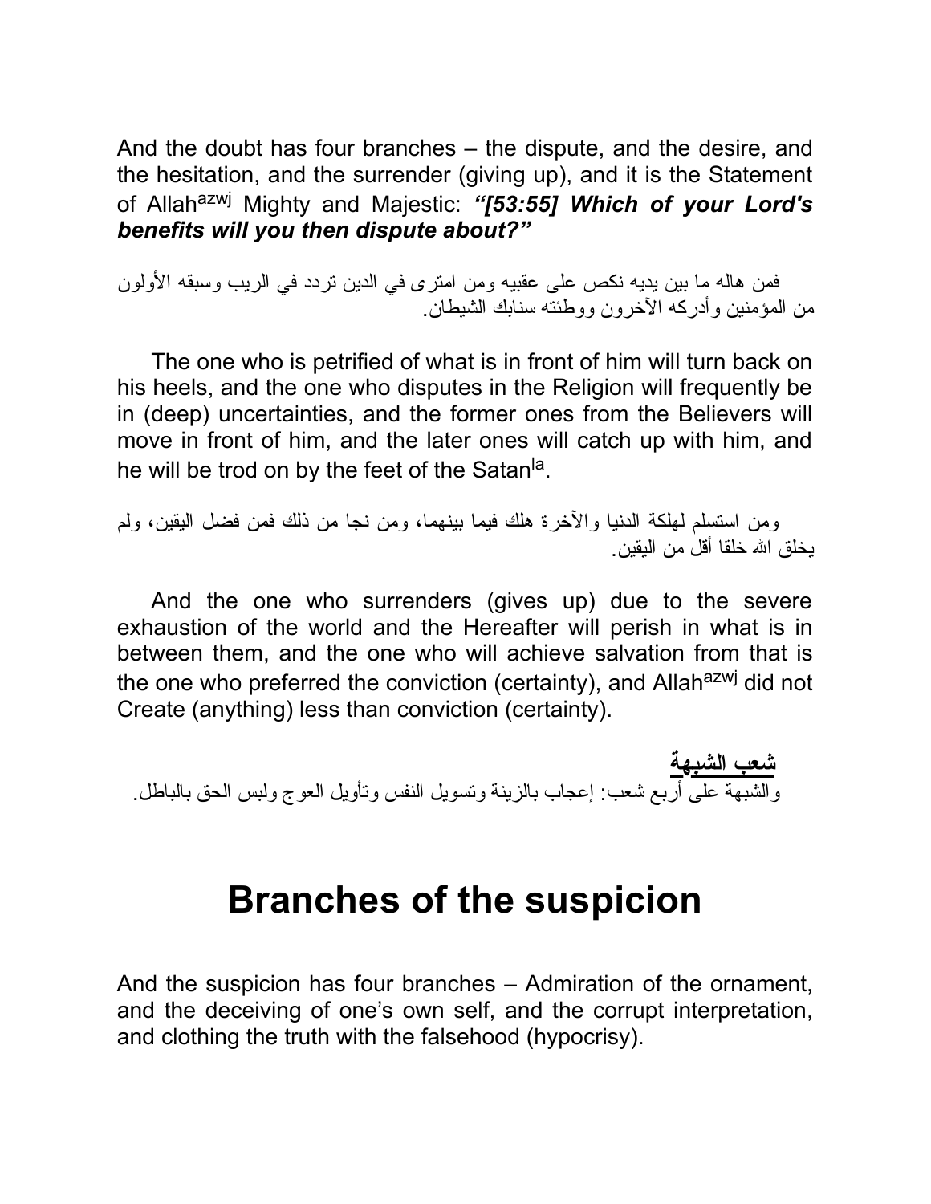And the doubt has four branches – the dispute, and the desire, and the hesitation, and the surrender (giving up), and it is the Statement of Allah[azwj] Mighty and Majestic: ***"[53:55] Which of your Lord's benefits will you then dispute about?"***

فمن هاله ما بين يديه نكص على عقبيه ومن امترى في الدين تردد في الريب وسبقه الأولون من المؤمنين وأدركه الآخرون ووطئته سنابك الشيطان.

The one who is petrified of what is in front of him will turn back on his heels, and the one who disputes in the Religion will frequently be in (deep) uncertainties, and the former ones from the Believers will move in front of him, and the later ones will catch up with him, and he will be trod on by the feet of the Satan[la].

ومن استسلم لهلكة الدنيا والآخرة هلك فيما بينهما، ومن نجا من ذلك فمن فضل اليقين، ولم يخلق الله خلقا أقل من اليقين.

And the one who surrenders (gives up) due to the severe exhaustion of the world and the Hereafter will perish in what is in between them, and the one who will achieve salvation from that is the one who preferred the conviction (certainty), and Allah[azwj] did not Create (anything) less than conviction (certainty).

**<u>شعب الشبهة</u>**

والشبهة على أربع شعب: إعجاب بالزينة وتسويل النفس وتأويل العوج ولبس الحق بالباطل.

# Branches of the suspicion

And the suspicion has four branches – Admiration of the ornament, and the deceiving of one's own self, and the corrupt interpretation, and clothing the truth with the falsehood (hypocrisy).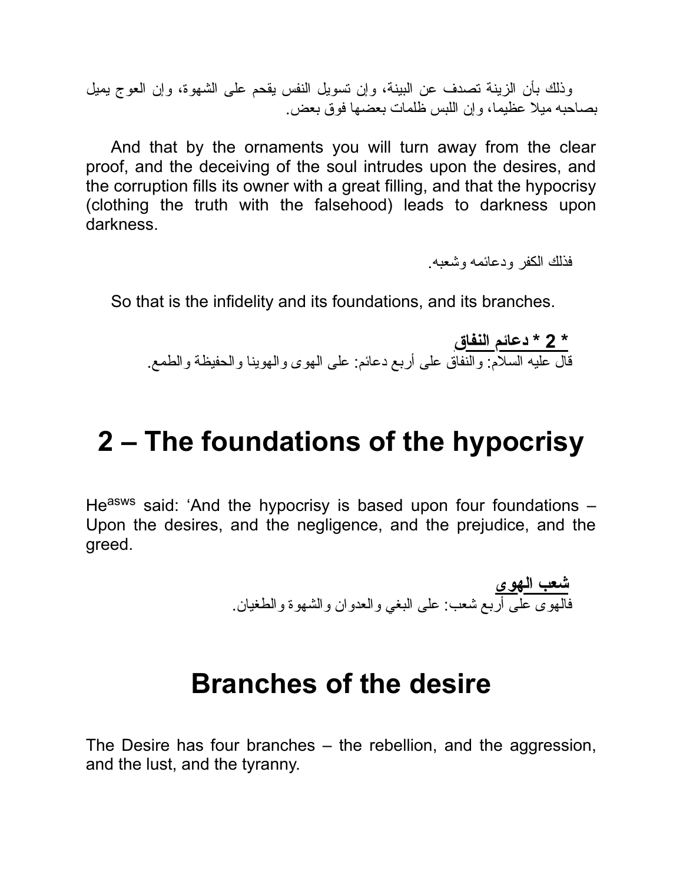وذلك بأن الزينة تصدف عن البينة، وإن تسويل النفس يقحم على الشهوة، وإن العوج يميل بصاحبه ميلا عظيما، وإن اللبس ظلمات بعضها فوق بعض.

And that by the ornaments you will turn away from the clear proof, and the deceiving of the soul intrudes upon the desires, and the corruption fills its owner with a great filling, and that the hypocrisy (clothing the truth with the falsehood) leads to darkness upon darkness.

فذلك الكفر ودعائمه وشعبه.

So that is the infidelity and its foundations, and its branches.

**\* 2 \* دعائم النفاق**

قال عليه السلام: والنفاق على أربع دعائم: على الهوى والهوينا والحفيظة والطمع.

# 2 – The foundations of the hypocrisy

He[asws] said: 'And the hypocrisy is based upon four foundations – Upon the desires, and the negligence, and the prejudice, and the greed.

**شعب الهوى**

فالهوى على أربع شعب: على البغي والعدوان والشهوة والطغيان.

# Branches of the desire

The Desire has four branches – the rebellion, and the aggression, and the lust, and the tyranny.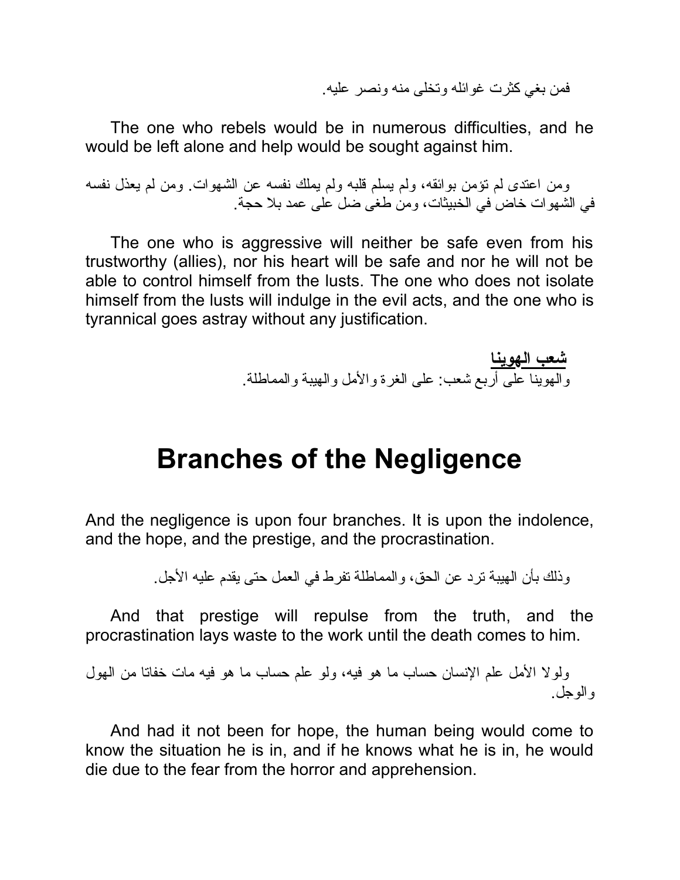فمن بغي كثرت غوائله وتخلى منه ونصر عليه.

The one who rebels would be in numerous difficulties, and he would be left alone and help would be sought against him.

ومن اعتدى لم تؤمن بوائقه، ولم يسلم قلبه ولم يملك نفسه عن الشهوات. ومن لم يعذل نفسه في الشهوات خاض في الخبيثات، ومن طغى ضل على عمد بلا حجة.

The one who is aggressive will neither be safe even from his trustworthy (allies), nor his heart will be safe and nor he will not be able to control himself from the lusts. The one who does not isolate himself from the lusts will indulge in the evil acts, and the one who is tyrannical goes astray without any justification.

**شعب الهوينا**

والهوينا على أربع شعب: على الغرة والأمل والهيبة والمماطلة.

# Branches of the Negligence

And the negligence is upon four branches. It is upon the indolence, and the hope, and the prestige, and the procrastination.

وذلك بأن الهيبة ترد عن الحق، والمماطلة تفرط في العمل حتى يقدم عليه الأجل.

And that prestige will repulse from the truth, and the procrastination lays waste to the work until the death comes to him.

ولولا الأمل علم الإنسان حساب ما هو فيه، ولو علم حساب ما هو فيه مات خفاتا من الهول والوجل.

And had it not been for hope, the human being would come to know the situation he is in, and if he knows what he is in, he would die due to the fear from the horror and apprehension.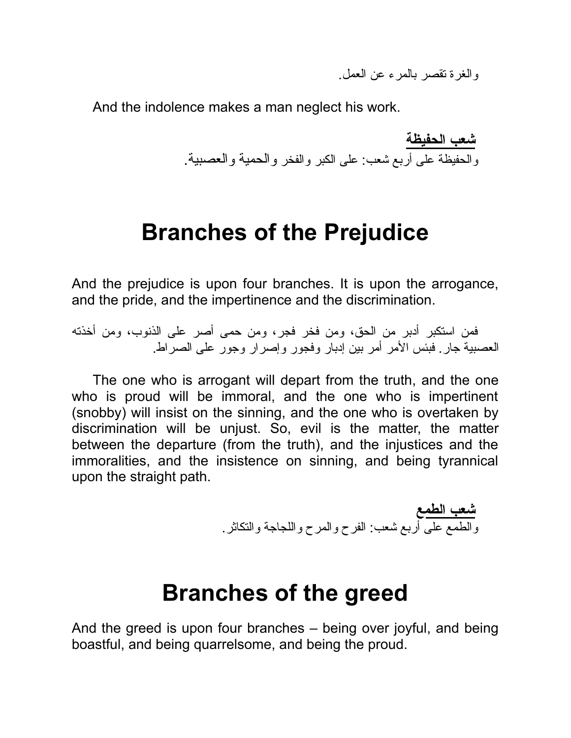والغرة تقصر بالمرء عن العمل.

And the indolence makes a man neglect his work.

**شعب الحفيظة**

والحفيظة على أربع شعب: على الكبر والفخر والحمية والعصبية.

# Branches of the Prejudice

And the prejudice is upon four branches. It is upon the arrogance, and the pride, and the impertinence and the discrimination.

فمن استكبر أدبر من الحق، ومن فخر فجر، ومن حمى أصر على الذنوب، ومن أخذته العصبية جار. فبئس الأمر أمر بين إدبار وفجور وإصرار وجور على الصراط.

The one who is arrogant will depart from the truth, and the one who is proud will be immoral, and the one who is impertinent (snobby) will insist on the sinning, and the one who is overtaken by discrimination will be unjust. So, evil is the matter, the matter between the departure (from the truth), and the injustices and the immoralities, and the insistence on sinning, and being tyrannical upon the straight path.

**شعب الطمع**

والطمع على أربع شعب: الفرح والمرح واللجاجة والتكاثر.

# Branches of the greed

And the greed is upon four branches – being over joyful, and being boastful, and being quarrelsome, and being the proud.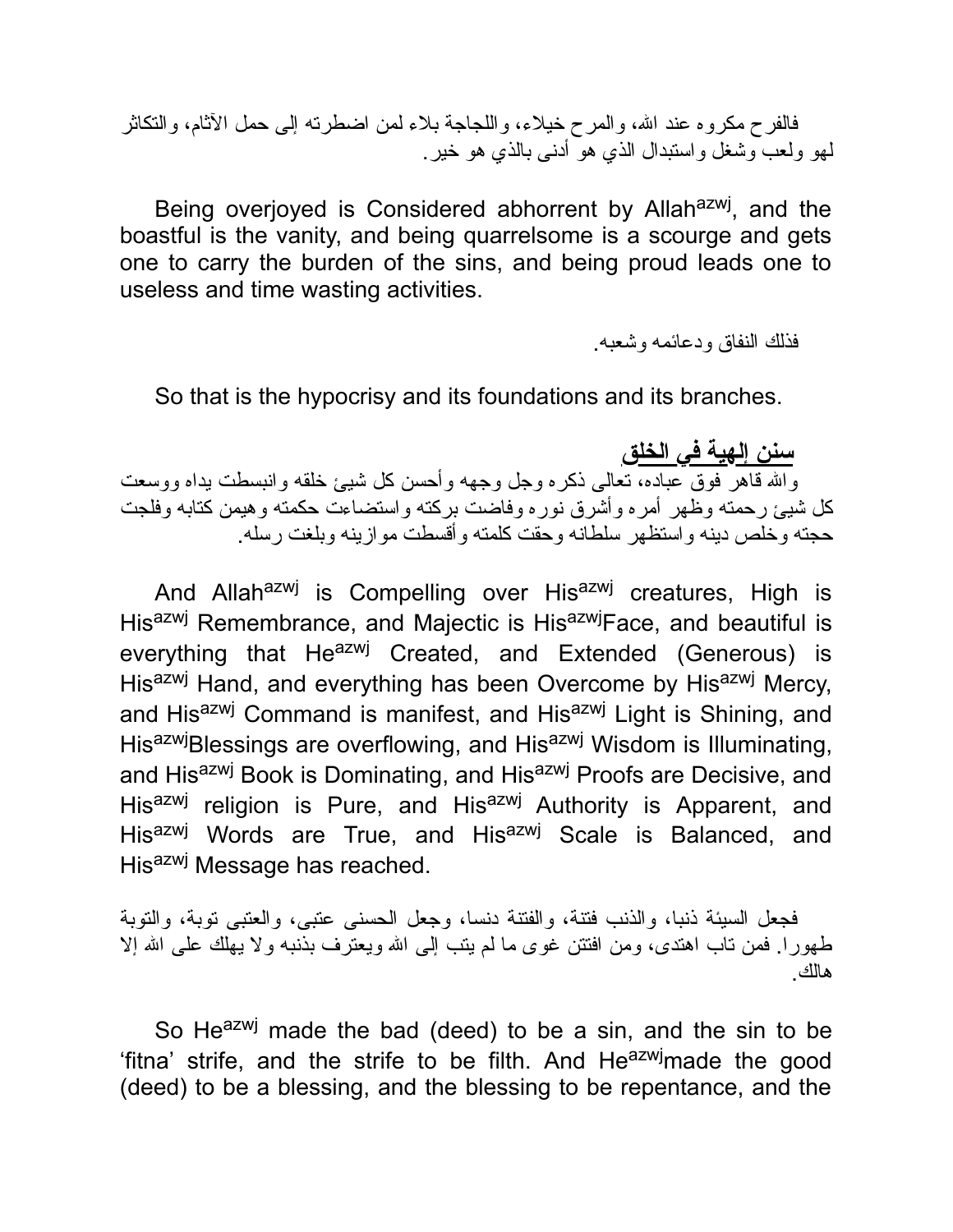فالفرح مكروه عند الله، والمرح خيلاء، واللجاجة بلاء لمن اضطرته إلى حمل الآثام، والتكاثر لهو ولعب وشغل واستبدال الذي هو أدنى بالذي هو خير.

Being overjoyed is Considered abhorrent by Allah[azwj], and the boastful is the vanity, and being quarrelsome is a scourge and gets one to carry the burden of the sins, and being proud leads one to useless and time wasting activities.

فذلك النفاق ودعائمه وشعبه.

So that is the hypocrisy and its foundations and its branches.

## سنن إلهية في الخلق

والله قاهر فوق عباده، تعالى ذكره وجل وجهه وأحسن كل شيئ خلقه وانبسطت يداه ووسعت كل شيئ رحمته وظهر أمره وأشرق نوره وفاضت بركته واستضاءت حكمته وهيمن كتابه وفلجت حجته وخلص دينه واستظهر سلطانه وحقت كلمته وأقسطت موازينه وبلغت رسله.

And Allah[azwj] is Compelling over His[azwj] creatures, High is His[azwj] Remembrance, and Majectic is His[azwj]Face, and beautiful is everything that He[azwj] Created, and Extended (Generous) is His[azwj] Hand, and everything has been Overcome by His[azwj] Mercy, and His[azwj] Command is manifest, and His[azwj] Light is Shining, and His[azwj]Blessings are overflowing, and His[azwj] Wisdom is Illuminating, and His[azwj] Book is Dominating, and His[azwj] Proofs are Decisive, and His[azwj] religion is Pure, and His[azwj] Authority is Apparent, and His[azwj] Words are True, and His[azwj] Scale is Balanced, and His[azwj] Message has reached.

فجعل السيئة ذنبا، والذنب فتنة، والفتنة دنسا، وجعل الحسنى عتبى، والعتبى توبة، والتوبة طهورا. فمن تاب اهتدى، ومن افتتن غوى ما لم يتب إلى الله ويعترف بذنبه ولا يهلك على الله إلا هالك.

So He[azwj] made the bad (deed) to be a sin, and the sin to be 'fitna' strife, and the strife to be filth. And He[azwj]made the good (deed) to be a blessing, and the blessing to be repentance, and the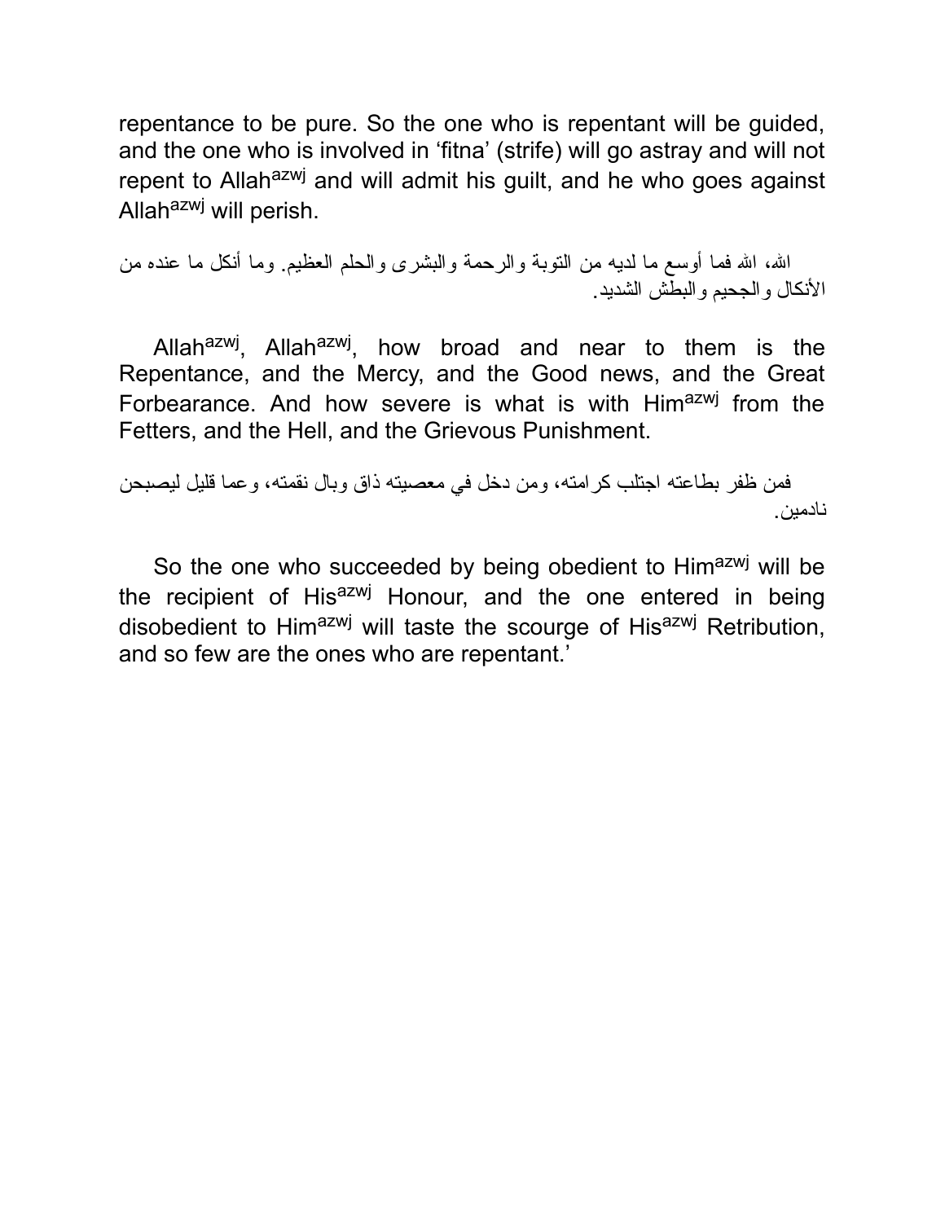repentance to be pure. So the one who is repentant will be guided, and the one who is involved in 'fitna' (strife) will go astray and will not repent to Allah[azwj] and will admit his guilt, and he who goes against Allah[azwj] will perish.

الله، الله فما أوسع ما لديه من التوبة والرحمة والبشرى والحلم العظيم. وما أنكل ما عنده من الأنكال والجحيم والبطش الشديد.

Allah[azwj], Allah[azwj], how broad and near to them is the Repentance, and the Mercy, and the Good news, and the Great Forbearance. And how severe is what is with Him[azwj] from the Fetters, and the Hell, and the Grievous Punishment.

فمن ظفر بطاعته اجتلب كرامته، ومن دخل في معصيته ذاق وبال نقمته، وعما قليل ليصبحن نادمين.

So the one who succeeded by being obedient to Him[azwj] will be the recipient of His[azwj] Honour, and the one entered in being disobedient to Him[azwj] will taste the scourge of His[azwj] Retribution, and so few are the ones who are repentant.'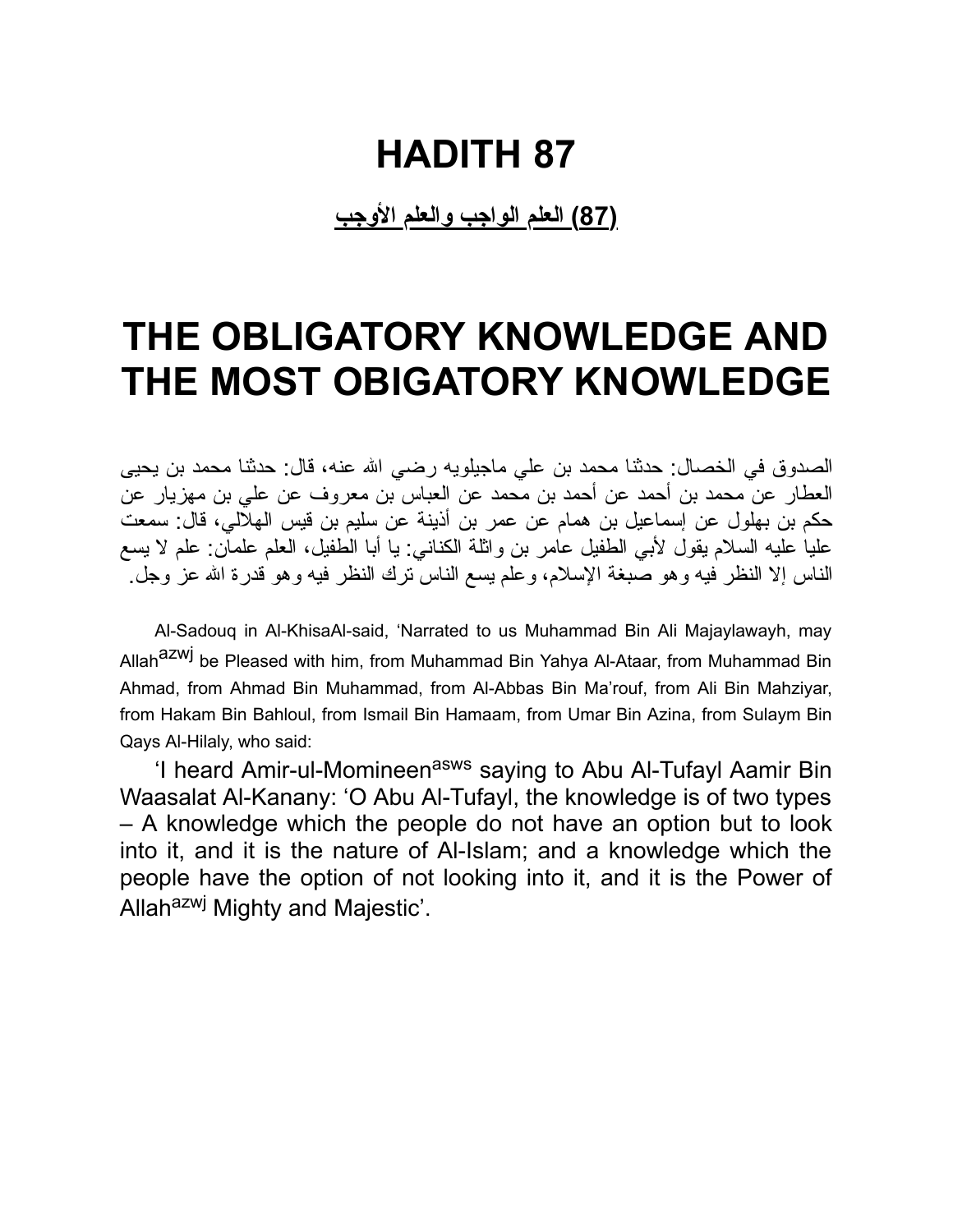# HADITH 87

**(87) العلم الواجب والعلم الأوجب**

# THE OBLIGATORY KNOWLEDGE AND THE MOST OBIGATORY KNOWLEDGE

الصدوق في الخصال: حدثنا محمد بن علي ماجيلويه رضي الله عنه، قال: حدثنا محمد بن يحيى العطار عن محمد بن أحمد عن أحمد بن محمد عن العباس بن معروف عن علي بن مهزيار عن حكم بن بهلول عن إسماعيل بن همام عن عمر بن أذينة عن سليم بن قيس الهلالي، قال: سمعت عليا عليه السلام يقول لأبي الطفيل عامر بن واثلة الكناني: يا أبا الطفيل، العلم علمان: علم لا يسع الناس إلا النظر فيه وهو صبغة الإسلام، وعلم يسع الناس ترك النظر فيه وهو قدرة الله عز وجل.

Al-Sadouq in Al-KhisaAl-said, 'Narrated to us Muhammad Bin Ali Majaylawayh, may Allah[azwj] be Pleased with him, from Muhammad Bin Yahya Al-Ataar, from Muhammad Bin Ahmad, from Ahmad Bin Muhammad, from Al-Abbas Bin Ma'rouf, from Ali Bin Mahziyar, from Hakam Bin Bahloul, from Ismail Bin Hamaam, from Umar Bin Azina, from Sulaym Bin Qays Al-Hilaly, who said:

'I heard Amir-ul-Momineen[asws] saying to Abu Al-Tufayl Aamir Bin Waasalat Al-Kanany: 'O Abu Al-Tufayl, the knowledge is of two types – A knowledge which the people do not have an option but to look into it, and it is the nature of Al-Islam; and a knowledge which the people have the option of not looking into it, and it is the Power of Allah[azwj] Mighty and Majestic'.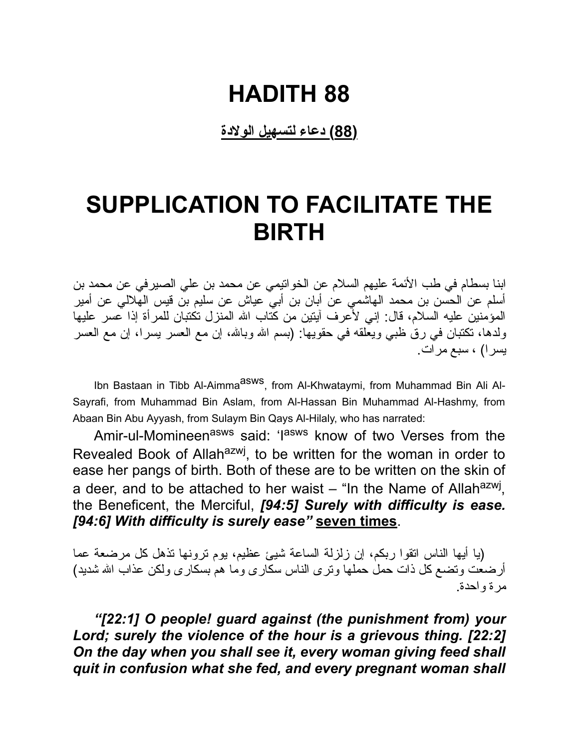# HADITH 88

**(88) دعاء لتسهيل الولادة**

# SUPPLICATION TO FACILITATE THE BIRTH

ابنا بسطام في طب الأئمة عليهم السلام عن الخواتيمي عن محمد بن علي الصيرفي عن محمد بن أسلم عن الحسن بن محمد الهاشمي عن أبان بن أبي عياش عن سليم بن قيس الهلالي عن أمير المؤمنين عليه السلام، قال: إني لأعرف آيتين من كتاب الله المنزل تكتبان للمرأة إذا عسر عليها ولدها، تكتبان في رق ظبي ويعلقه في حقويها: (بسم الله وبالله، إن مع العسر يسرا، إن مع العسر يسرا) ، سبع مرات.

Ibn Bastaan in Tibb Al-Aimma[asws], from Al-Khwataymi, from Muhammad Bin Ali Al-Sayrafi, from Muhammad Bin Aslam, from Al-Hassan Bin Muhammad Al-Hashmy, from Abaan Bin Abu Ayyash, from Sulaym Bin Qays Al-Hilaly, who has narrated:

Amir-ul-Momineen[asws] said: 'I[asws] know of two Verses from the Revealed Book of Allah[azwj], to be written for the woman in order to ease her pangs of birth. Both of these are to be written on the skin of a deer, and to be attached to her waist – "In the Name of Allah[azwj], the Beneficent, the Merciful, ***[94:5] Surely with difficulty is ease. [94:6] With difficulty is surely ease"*** **seven times**.

(يا أيها الناس اتقوا ربكم، إن زلزلة الساعة شيئ عظيم، يوم ترونها تذهل كل مرضعة عما أرضعت وتضع كل ذات حمل حملها وترى الناس سكارى وما هم بسكارى ولكن عذاب الله شديد) مرة واحدة.

***"[22:1] O people! guard against (the punishment from) your Lord; surely the violence of the hour is a grievous thing. [22:2] On the day when you shall see it, every woman giving feed shall quit in confusion what she fed, and every pregnant woman shall***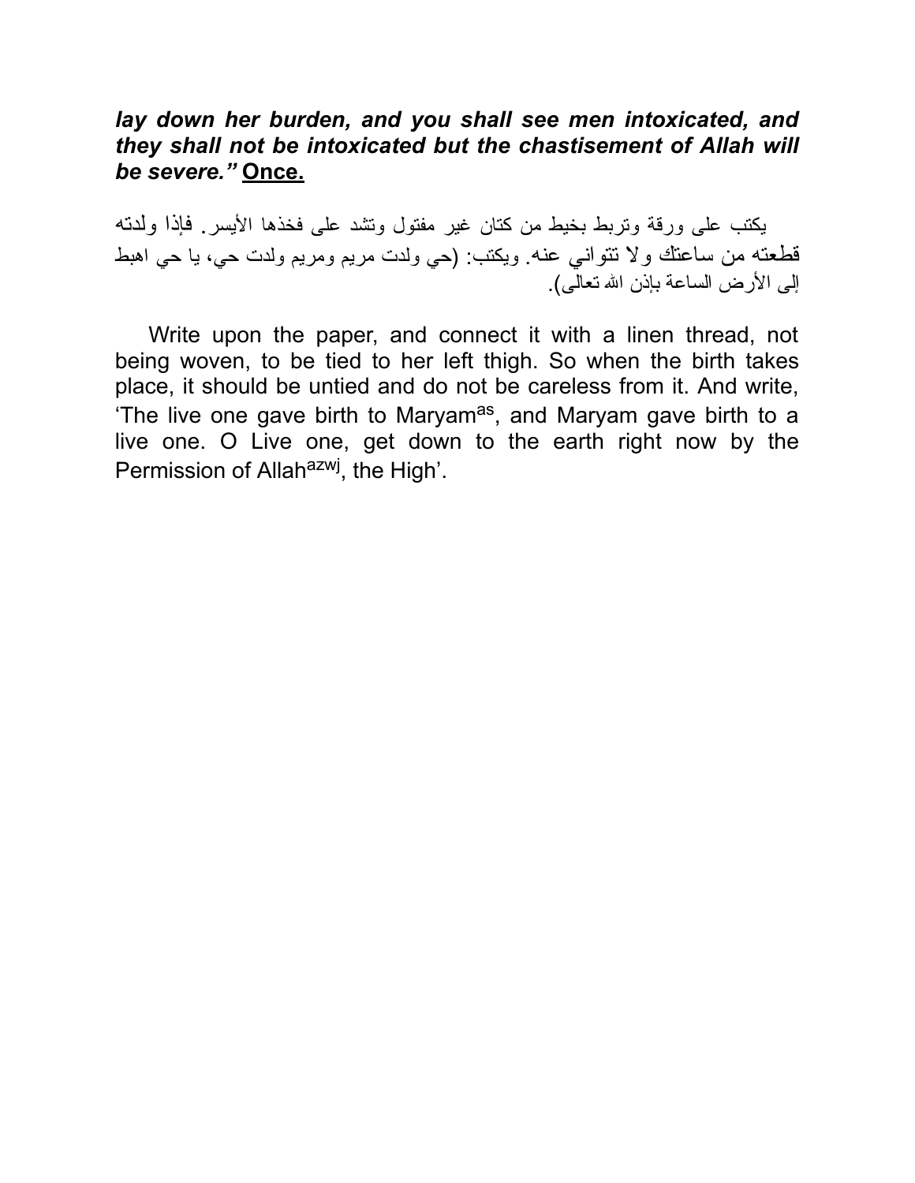***lay down her burden, and you shall see men intoxicated, and they shall not be intoxicated but the chastisement of Allah will be severe.”*** **<u>Once.</u>**

يكتب على ورقة وتربط بخيط من كتان غير مفتول وتشد على فخذها الأيسر. فإذا ولدته قطعته من ساعتك ولا تتواني عنه. ويكتب: (حي ولدت مريم ومريم ولدت حي، يا حي اهبط إلى الأرض الساعة بإذن الله تعالى).

Write upon the paper, and connect it with a linen thread, not being woven, to be tied to her left thigh. So when the birth takes place, it should be untied and do not be careless from it. And write, ‘The live one gave birth to Maryam[as], and Maryam gave birth to a live one. O Live one, get down to the earth right now by the Permission of Allah[azwj], the High’.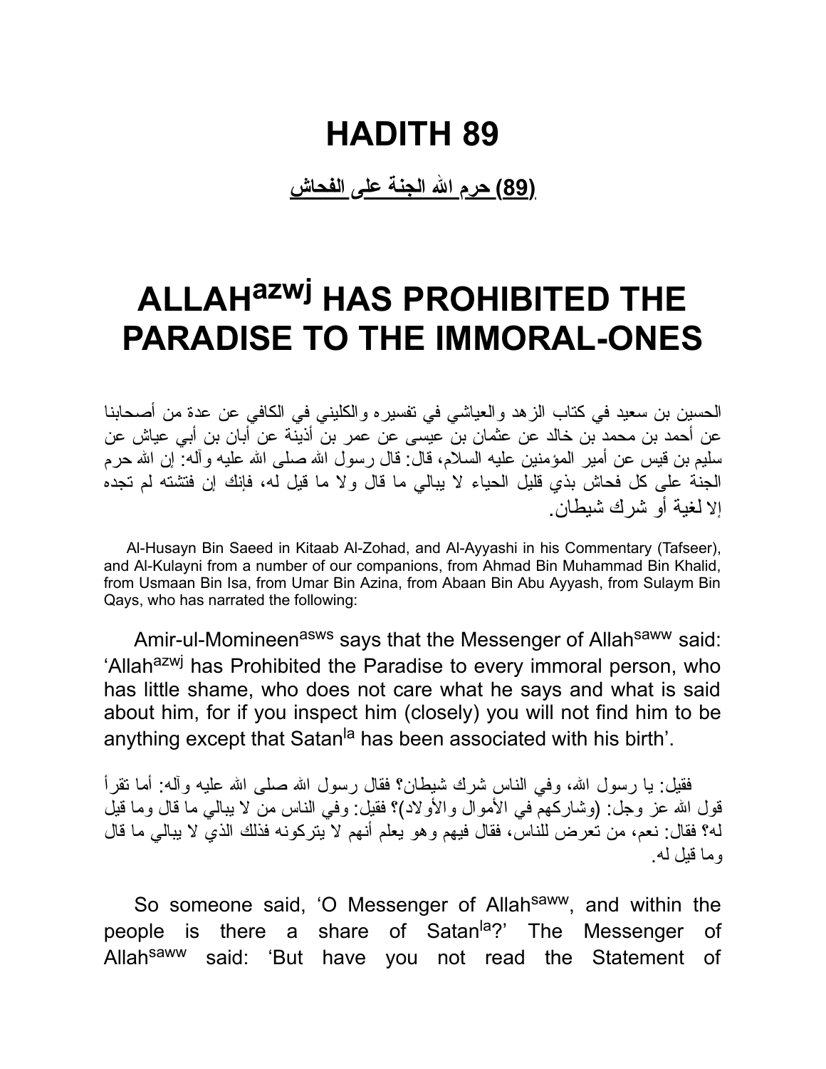# HADITH 89

**(89) حرم الله الجنة على الفحاش**

# ALLAH[azwj] HAS PROHIBITED THE PARADISE TO THE IMMORAL-ONES

الحسين بن سعيد في كتاب الزهد والعياشي في تفسيره والكليني في الكافي عن عدة من أصحابنا عن أحمد بن محمد بن خالد عن عثمان بن عيسى عن عمر بن أذينة عن أبان بن أبي عياش عن سليم بن قيس عن أمير المؤمنين عليه السلام، قال: قال رسول الله صلى الله عليه وآله: إن الله حرم الجنة على كل فحاش بذي قليل الحياء لا يبالي ما قال ولا ما قيل له، فإنك إن فتشته لم تجده إلا لغية أو شرك شيطان.

Al-Husayn Bin Saeed in Kitaab Al-Zohad, and Al-Ayyashi in his Commentary (Tafseer), and Al-Kulayni from a number of our companions, from Ahmad Bin Muhammad Bin Khalid, from Usmaan Bin Isa, from Umar Bin Azina, from Abaan Bin Abu Ayyash, from Sulaym Bin Qays, who has narrated the following:

Amir-ul-Momineen[asws] says that the Messenger of Allah[saww] said: 'Allah[azwj] has Prohibited the Paradise to every immoral person, who has little shame, who does not care what he says and what is said about him, for if you inspect him (closely) you will not find him to be anything except that Satan[la] has been associated with his birth'.

فقيل: يا رسول الله، وفي الناس شرك شيطان؟ فقال رسول الله صلى الله عليه وآله: أما تقرأ قول الله عز وجل: (وشاركهم في الأموال والأولاد)؟ فقيل: وفي الناس من لا يبالي ما قال وما قيل له؟ فقال: نعم، من تعرض للناس، فقال فيهم وهو يعلم أنهم لا يتركونه فذلك الذي لا يبالي ما قال وما قيل له.

So someone said, 'O Messenger of Allah[saww], and within the people is there a share of Satan[la]?' The Messenger of Allah[saww] said: 'But have you not read the Statement of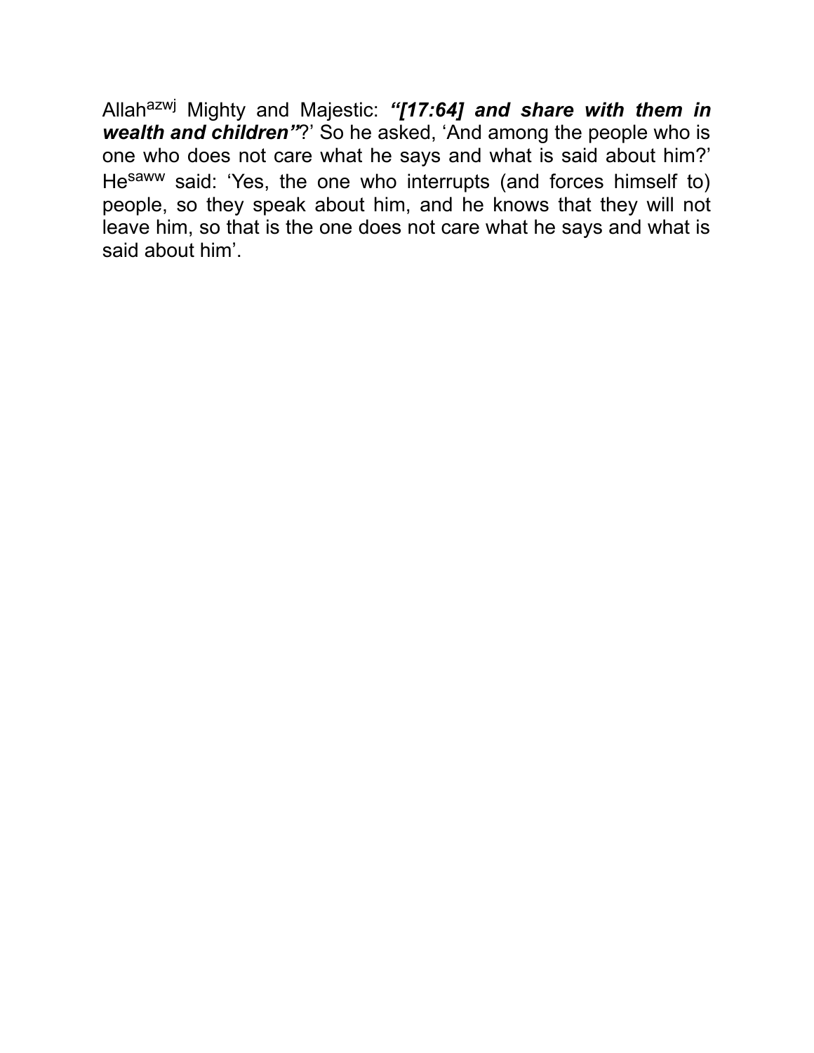Allah[azwj] Mighty and Majestic: ***"[17:64] and share with them in wealth and children"***?' So he asked, 'And among the people who is one who does not care what he says and what is said about him?' He[saww] said: 'Yes, the one who interrupts (and forces himself to) people, so they speak about him, and he knows that they will not leave him, so that is the one does not care what he says and what is said about him'.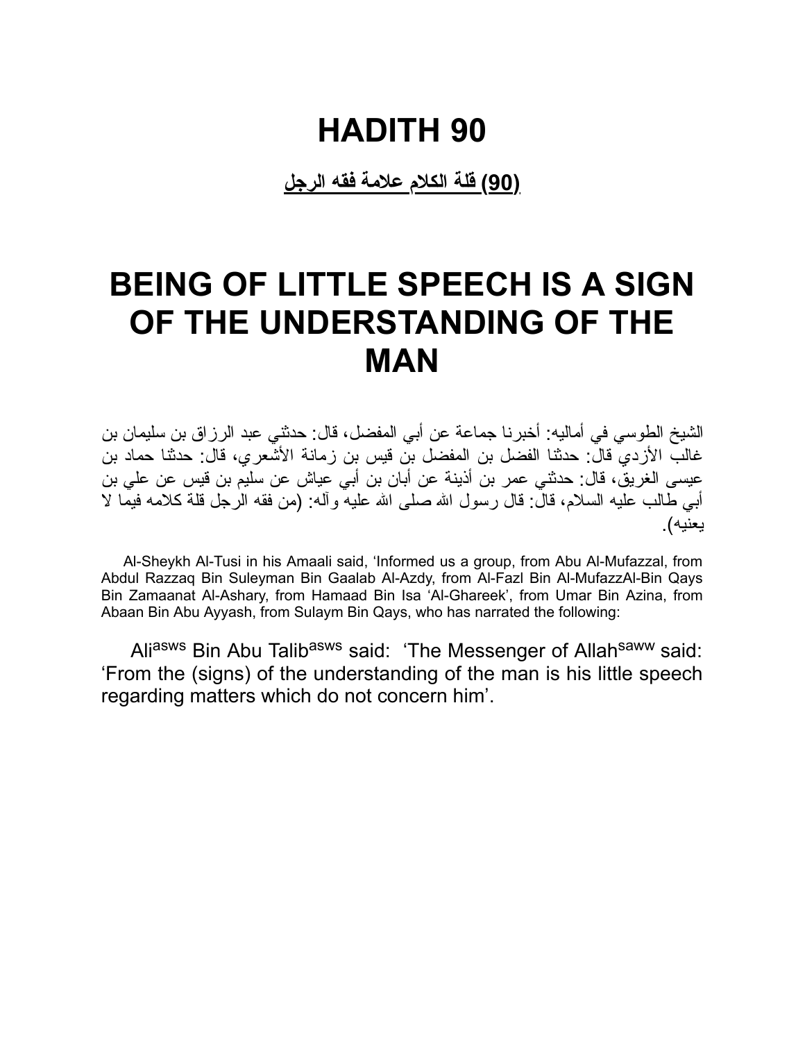# HADITH 90

**(90) قلة الكلام علامة فقه الرجل**

# BEING OF LITTLE SPEECH IS A SIGN OF THE UNDERSTANDING OF THE MAN

الشيخ الطوسي في أماليه: أخبرنا جماعة عن أبي المفضل، قال: حدثني عبد الرزاق بن سليمان بن غالب الأزدي قال: حدثنا الفضل بن المفضل بن قيس بن زمانة الأشعري، قال: حدثنا حماد بن عيسى الغريق، قال: حدثني عمر بن أذينة عن أبان بن أبي عياش عن سليم بن قيس عن علي بن أبي طالب عليه السلام، قال: قال رسول الله صلى الله عليه وآله: (من فقه الرجل قلة كلامه فيما لا يعنيه).

Al-Sheykh Al-Tusi in his Amaali said, 'Informed us a group, from Abu Al-Mufazzal, from Abdul Razzaq Bin Suleyman Bin Gaalab Al-Azdy, from Al-Fazl Bin Al-MufazzAl-Bin Qays Bin Zamaanat Al-Ashary, from Hamaad Bin Isa 'Al-Ghareek', from Umar Bin Azina, from Abaan Bin Abu Ayyash, from Sulaym Bin Qays, who has narrated the following:

Ali[asws] Bin Abu Talib[asws] said: 'The Messenger of Allah[saww] said: 'From the (signs) of the understanding of the man is his little speech regarding matters which do not concern him'.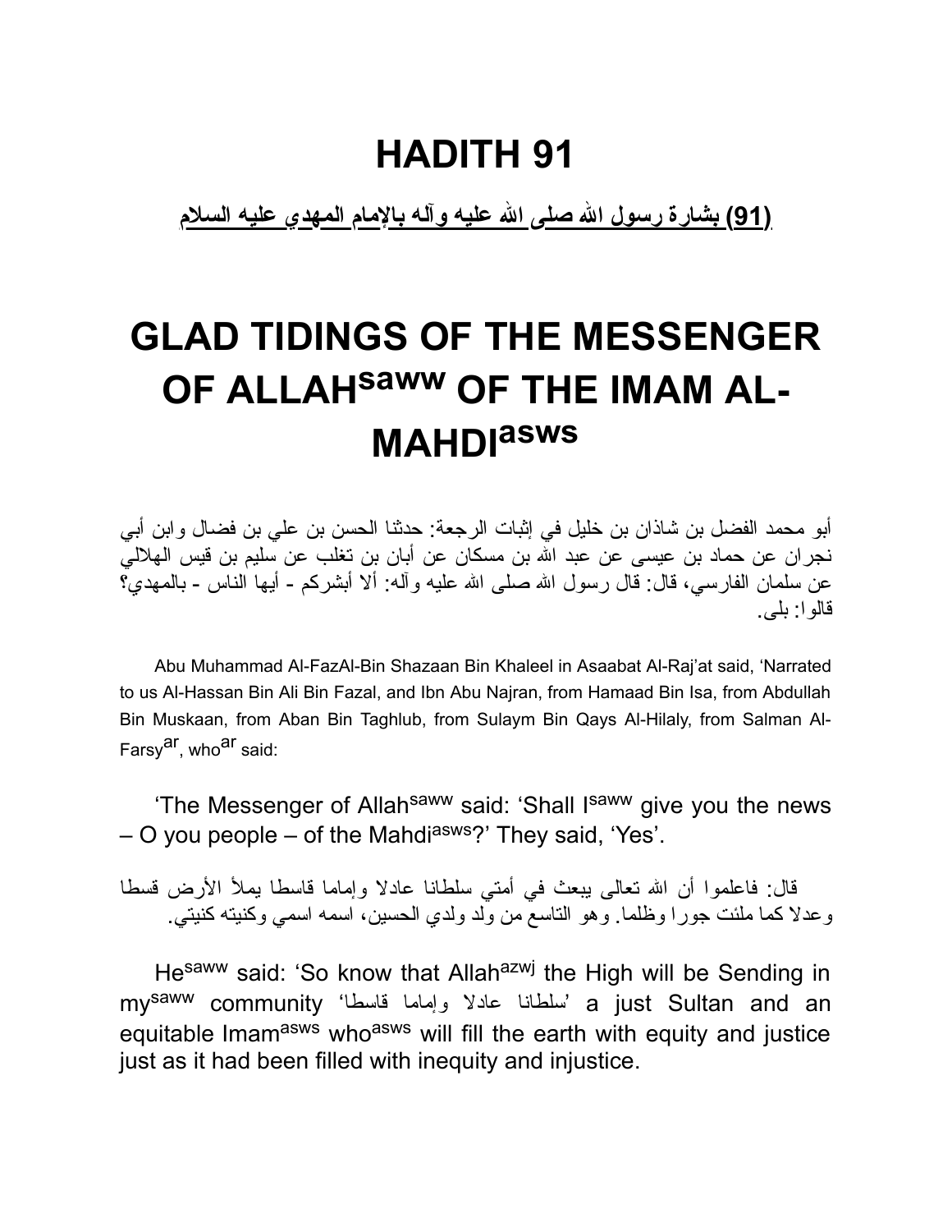# HADITH 91

**(91) بشارة رسول الله صلى الله عليه وآله بالإمام المهدي عليه السلام**

# GLAD TIDINGS OF THE MESSENGER OF ALLAH[saww] OF THE IMAM AL-MAHDI[asws]

أبو محمد الفضل بن شاذان بن خليل في إثبات الرجعة: حدثنا الحسن بن علي بن فضال وابن أبي نجران عن حماد بن عيسى عن عبد الله بن مسكان عن أبان بن تغلب عن سليم بن قيس الهلالي عن سلمان الفارسي، قال: قال رسول الله صلى الله عليه وآله: ألا أبشركم - أيها الناس - بالمهدي؟ قالوا: بلى.

Abu Muhammad Al-FazAl-Bin Shazaan Bin Khaleel in Asaabat Al-Raj'at said, 'Narrated to us Al-Hassan Bin Ali Bin Fazal, and Ibn Abu Najran, from Hamaad Bin Isa, from Abdullah Bin Muskaan, from Aban Bin Taghlub, from Sulaym Bin Qays Al-Hilaly, from Salman Al-Farsy[ar], who[ar] said:

'The Messenger of Allah[saww] said: 'Shall I[saww] give you the news – O you people – of the Mahdi[asws]?' They said, 'Yes'.

قال: فاعلموا أن الله تعالى يبعث في أمتي سلطانا عادلا وإماما قاسطا يملأ الأرض قسطا وعدلا كما ملئت جورا وظلما. وهو التاسع من ولد ولدي الحسين، اسمه اسمي وكنيته كنيتي.

He[saww] said: 'So know that Allah[azwj] the High will be Sending in my[saww] community 'سلطانا عادلا وإماما قاسطا' a just Sultan and an equitable Imam[asws] who[asws] will fill the earth with equity and justice just as it had been filled with inequity and injustice.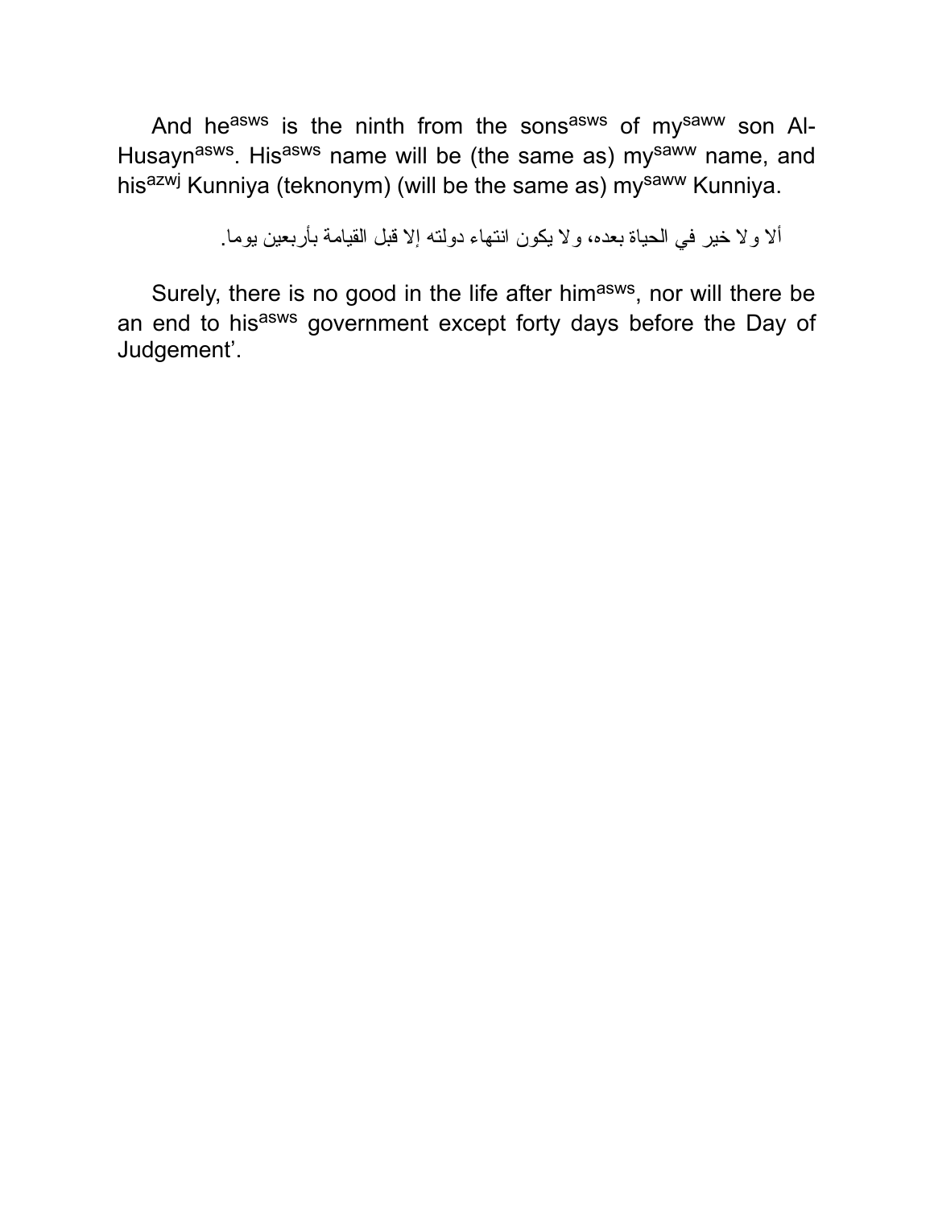And he[asws] is the ninth from the sons[asws] of my[saww] son Al-Husayn[asws]. His[asws] name will be (the same as) my[saww] name, and his[azwj] Kunniya (teknonym) (will be the same as) my[saww] Kunniya.

ألا ولا خير في الحياة بعده، ولا يكون انتهاء دولته إلا قبل القيامة بأربعين يوما.

Surely, there is no good in the life after him[asws], nor will there be an end to his[asws] government except forty days before the Day of Judgement'.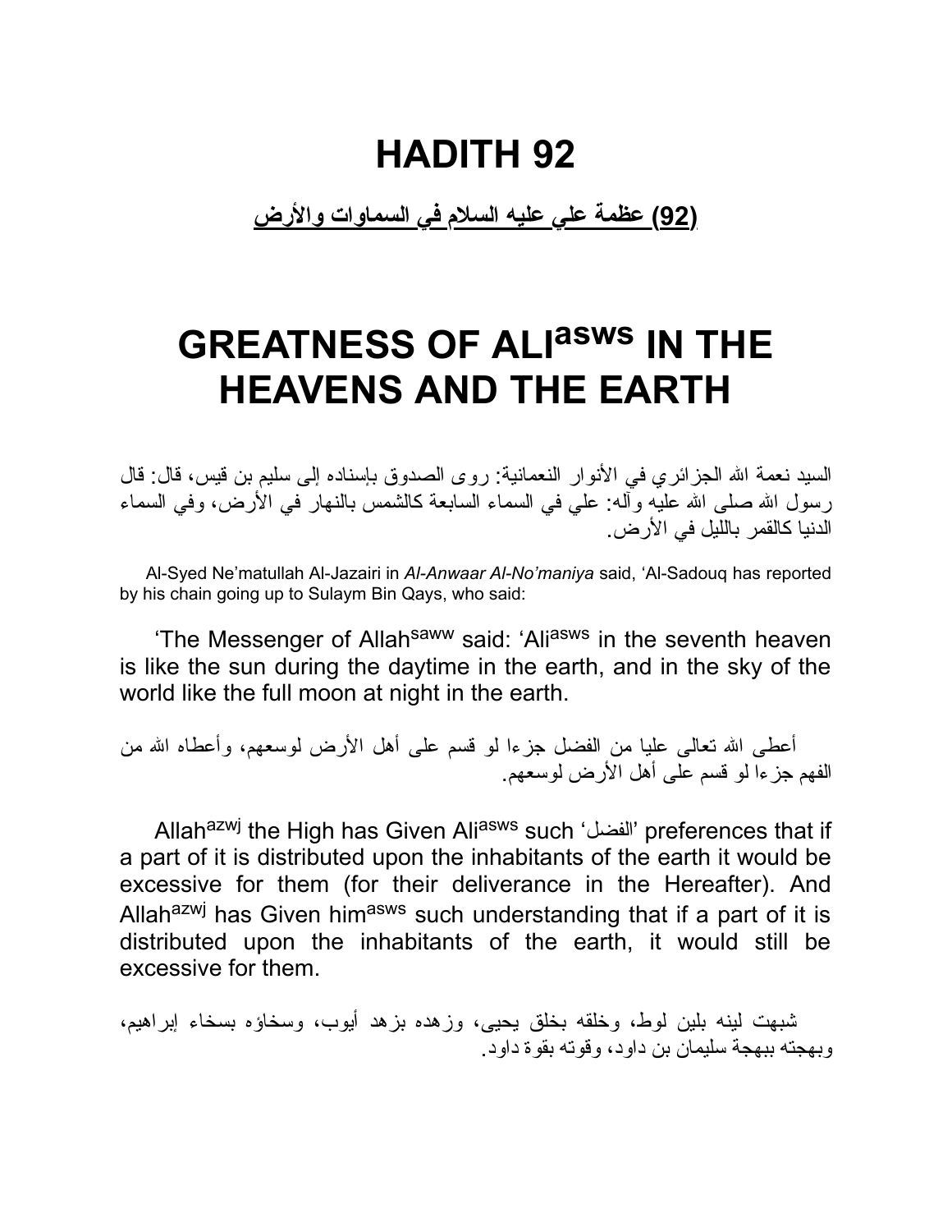# HADITH 92

**(92) عظمة علي عليه السلام في السماوات والأرض**

# GREATNESS OF ALI[asws] IN THE HEAVENS AND THE EARTH

السيد نعمة الله الجزائري في الأنوار النعمانية: روى الصدوق بإسناده إلى سليم بن قيس، قال: قال رسول الله صلى الله عليه وآله: علي في السماء السابعة كالشمس بالنهار في الأرض، وفي السماء الدنيا كالقمر بالليل في الأرض.

Al-Syed Ne'matullah Al-Jazairi in *Al-Anwaar Al-No'maniya* said, 'Al-Sadouq has reported by his chain going up to Sulaym Bin Qays, who said:

'The Messenger of Allah[saww] said: 'Ali[asws] in the seventh heaven is like the sun during the daytime in the earth, and in the sky of the world like the full moon at night in the earth.

أعطى الله تعالى عليا من الفضل جزءا لو قسم على أهل الأرض لوسعهم، وأعطاه الله من الفهم جزءا لو قسم على أهل الأرض لوسعهم.

Allah[azwj] the High has Given Ali[asws] such 'الفضل' preferences that if a part of it is distributed upon the inhabitants of the earth it would be excessive for them (for their deliverance in the Hereafter). And Allah[azwj] has Given him[asws] such understanding that if a part of it is distributed upon the inhabitants of the earth, it would still be excessive for them.

شبهت لينه بلين لوط، وخلقه بخلق يحيى، وزهده بزهد أيوب، وسخاؤه بسخاء إبراهيم، وبهجته ببهجة سليمان بن داود، وقوته بقوة داود.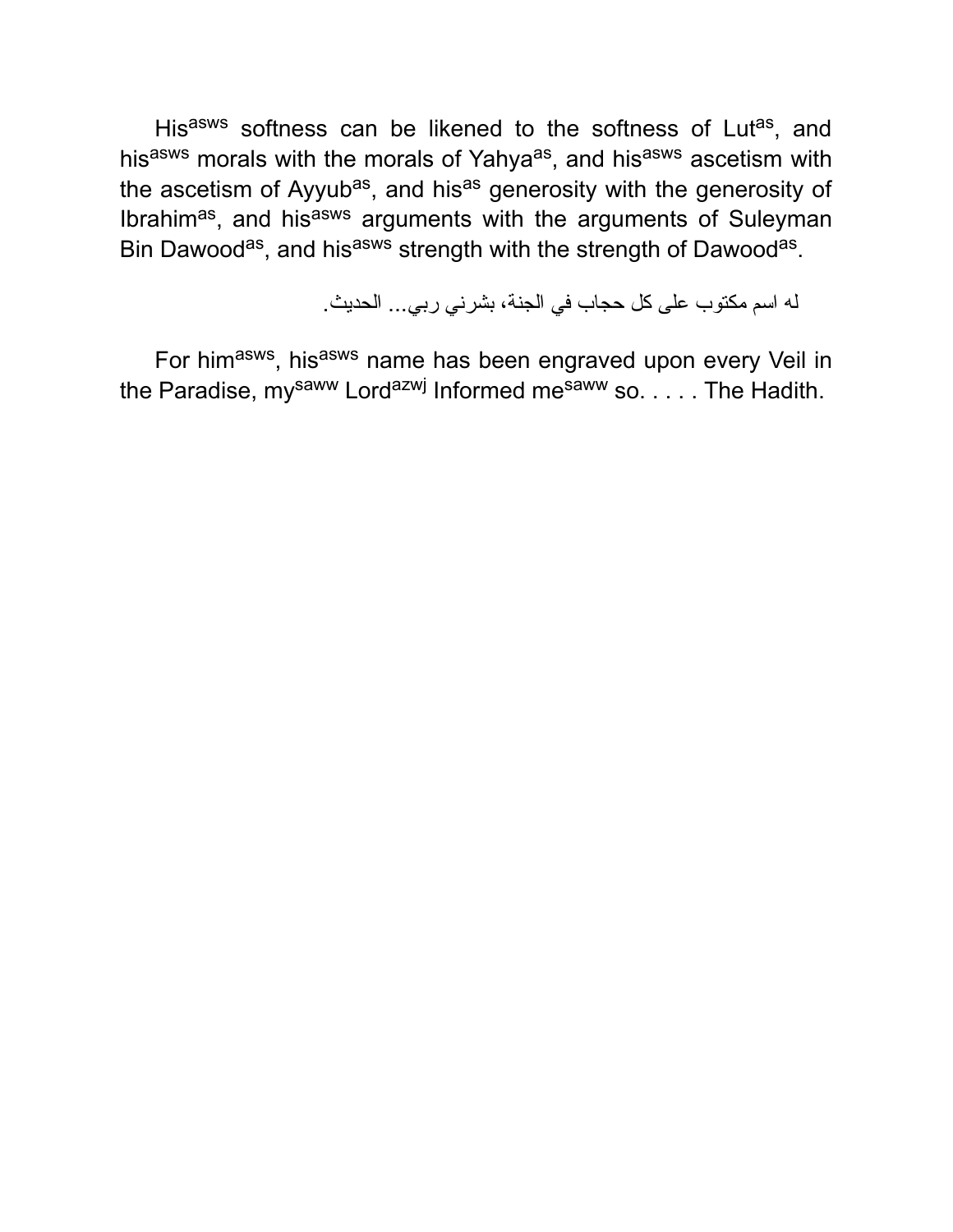His[asws] softness can be likened to the softness of Lut[as], and his[asws] morals with the morals of Yahya[as], and his[asws] ascetism with the ascetism of Ayyub[as], and his[as] generosity with the generosity of Ibrahim[as], and his[asws] arguments with the arguments of Suleyman Bin Dawood[as], and his[asws] strength with the strength of Dawood[as].

له اسم مكتوب على كل حجاب في الجنة، بشرني ربي... الحديث.

For him[asws], his[asws] name has been engraved upon every Veil in the Paradise, my[saww] Lord[azwj] Informed me[saww] so. . . . . The Hadith.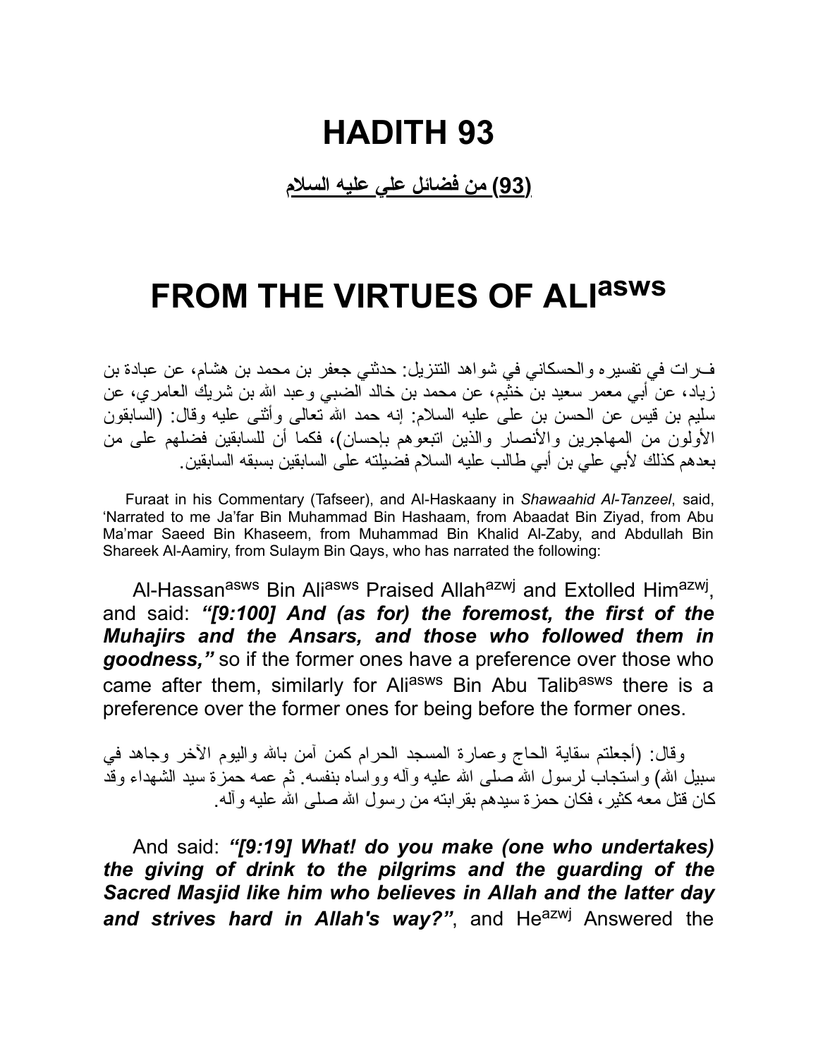# HADITH 93

**(93) من فضائل علي عليه السلام**

# FROM THE VIRTUES OF ALI[asws]

فـرات في تفسيره والحسكاني في شواهد التنزيل: حدثني جعفر بن محمد بن هشام، عن عبادة بن زياد، عن أبي معمر سعيد بن خثيم، عن محمد بن خالد الضبي وعبد الله بن شريك العامري، عن سليم بن قيس عن الحسن بن على عليه السلام: إنه حمد الله تعالى وأثنى عليه وقال: (السابقون الأولون من المهاجرين والأنصار والذين اتبعوهم بإحسان)، فكما أن للسابقين فضلهم على من بعدهم كذلك لأبي علي بن أبي طالب عليه السلام فضيلته على السابقين بسبقه السابقين.

Furaat in his Commentary (Tafseer), and Al-Haskaany in *Shawaahid Al-Tanzeel*, said, 'Narrated to me Ja'far Bin Muhammad Bin Hashaam, from Abaadat Bin Ziyad, from Abu Ma'mar Saeed Bin Khaseem, from Muhammad Bin Khalid Al-Zaby, and Abdullah Bin Shareek Al-Aamiry, from Sulaym Bin Qays, who has narrated the following:

Al-Hassan[asws] Bin Ali[asws] Praised Allah[azwj] and Extolled Him[azwj], and said: ***"[9:100] And (as for) the foremost, the first of the Muhajirs and the Ansars, and those who followed them in goodness,"*** so if the former ones have a preference over those who came after them, similarly for Ali[asws] Bin Abu Talib[asws] there is a preference over the former ones for being before the former ones.

وقال: (أجعلتم سقاية الحاج وعمارة المسجد الحرام كمن آمن بالله واليوم الآخر وجاهد في سبيل الله) واستجاب لرسول الله صلى الله عليه وآله وواساه بنفسه. ثم عمه حمزة سيد الشهداء وقد كان قتل معه كثير، فكان حمزة سيدهم بقرابته من رسول الله صلى الله عليه وآله.

And said: ***"[9:19] What! do you make (one who undertakes) the giving of drink to the pilgrims and the guarding of the Sacred Masjid like him who believes in Allah and the latter day and strives hard in Allah's way?"***, and He[azwj] Answered the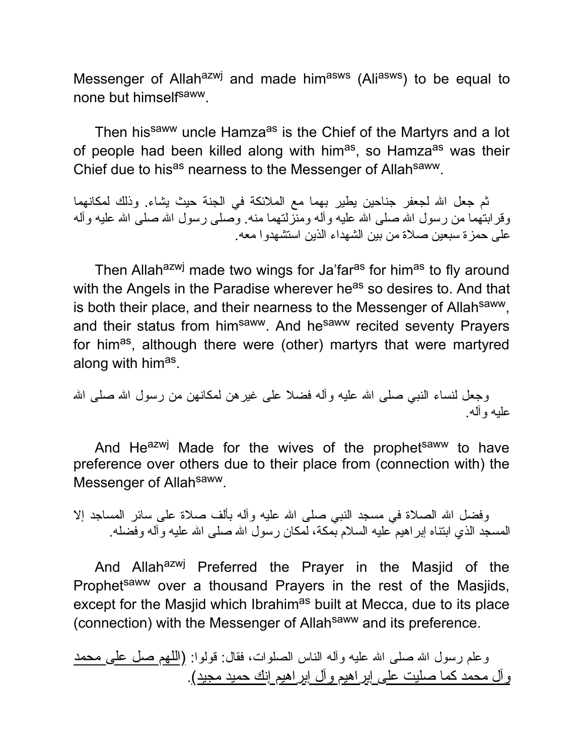Messenger of Allah[azwj] and made him[asws] (Ali[asws]) to be equal to none but himself[saww].

Then his[saww] uncle Hamza[as] is the Chief of the Martyrs and a lot of people had been killed along with him[as], so Hamza[as] was their Chief due to his[as] nearness to the Messenger of Allah[saww].

ثم جعل الله لجعفر جناحين يطير بهما مع الملائكة في الجنة حيث يشاء. وذلك لمكانهما وقرابتهما من رسول الله صلى الله عليه وآله ومنزلتهما منه. وصلى رسول الله صلى الله عليه وآله على حمزة سبعين صلاة من بين الشهداء الذين استشهدوا معه.

Then Allah[azwj] made two wings for Ja'far[as] for him[as] to fly around with the Angels in the Paradise wherever he[as] so desires to. And that is both their place, and their nearness to the Messenger of Allah[saww], and their status from him[saww]. And he[saww] recited seventy Prayers for him[as], although there were (other) martyrs that were martyred along with him[as].

وجعل لنساء النبي صلى الله عليه وآله فضلا على غيرهن لمكانهن من رسول الله صلى الله عليه وآله.

And He[azwj] Made for the wives of the prophet[saww] to have preference over others due to their place from (connection with) the Messenger of Allah[saww].

وفضل الله الصلاة في مسجد النبي صلى الله عليه وآله بألف صلاة على سائر المساجد إلا المسجد الذي ابتناه إبراهيم عليه السلام بمكة، لمكان رسول الله صلى الله عليه وآله وفضله.

And Allah[azwj] Preferred the Prayer in the Masjid of the Prophet[saww] over a thousand Prayers in the rest of the Masjids, except for the Masjid which Ibrahim[as] built at Mecca, due to its place (connection) with the Messenger of Allah[saww] and its preference.

وعلم رسول الله صلى الله عليه وآله الناس الصلوات، فقال: قولوا: (<u>اللهم صل على محمد وآل محمد كما صليت على إبراهيم وآل إبراهيم إنك حميد مجيد</u>).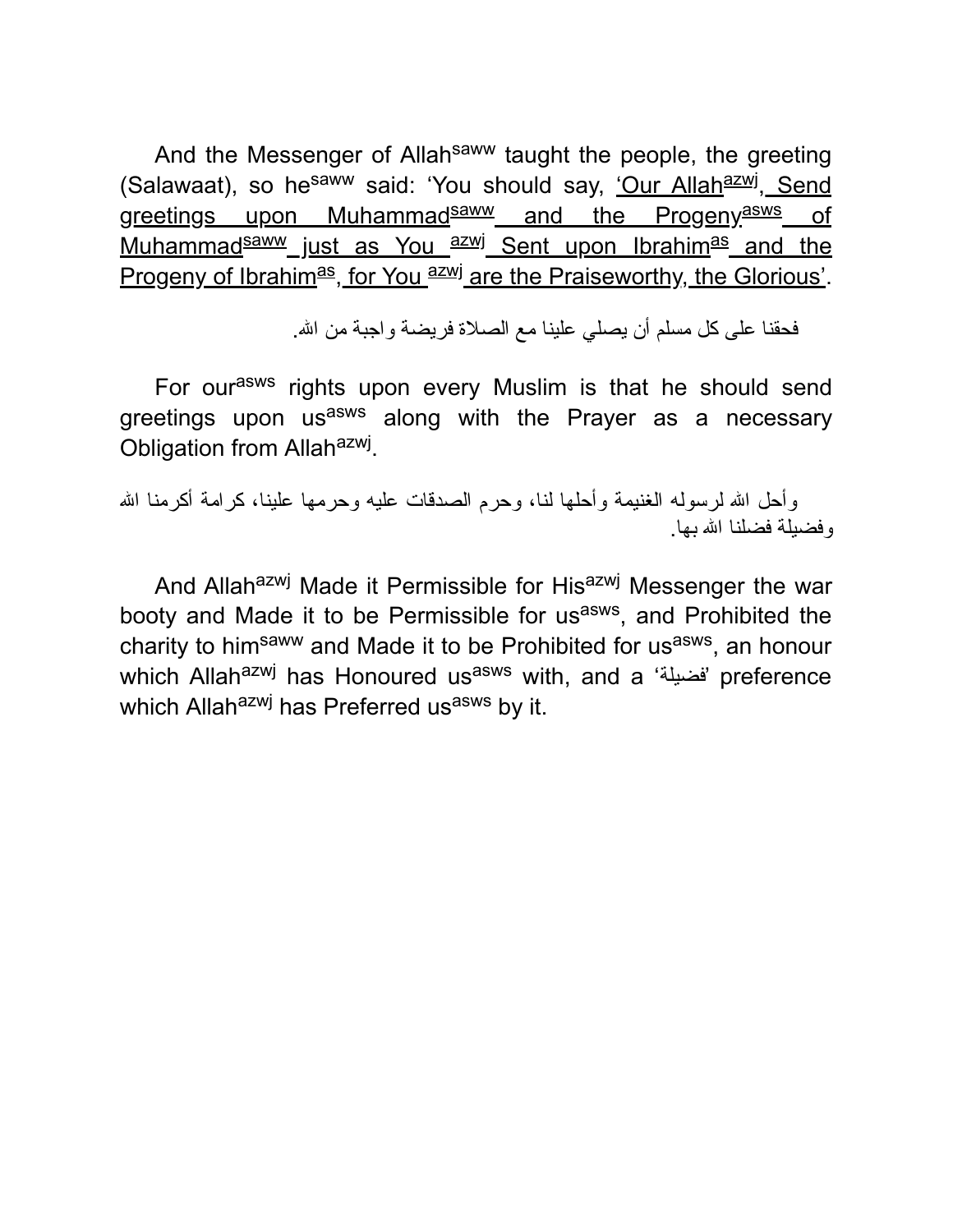And the Messenger of Allah[saww] taught the people, the greeting (Salawaat), so he[saww] said: 'You should say, 'Our Allah[azwj], Send greetings upon Muhammad[saww] and the Progeny[asws] of Muhammad[saww] just as You [azwj] Sent upon Ibrahim[as] and the Progeny of Ibrahim[as], for You [azwj] are the Praiseworthy, the Glorious'.

فحقنا على كل مسلم أن يصلي علينا مع الصلاة فريضة واجبة من الله.

For our[asws] rights upon every Muslim is that he should send greetings upon us[asws] along with the Prayer as a necessary Obligation from Allah[azwj].

وأحل الله لرسوله الغنيمة وأحلها لنا، وحرم الصدقات عليه وحرمها علينا، كرامة أكرمنا الله وفضيلة فضلنا الله بها.

And Allah[azwj] Made it Permissible for His[azwj] Messenger the war booty and Made it to be Permissible for us[asws], and Prohibited the charity to him[saww] and Made it to be Prohibited for us[asws], an honour which Allah[azwj] has Honoured us[asws] with, and a 'فضيلة' preference which Allah[azwj] has Preferred us[asws] by it.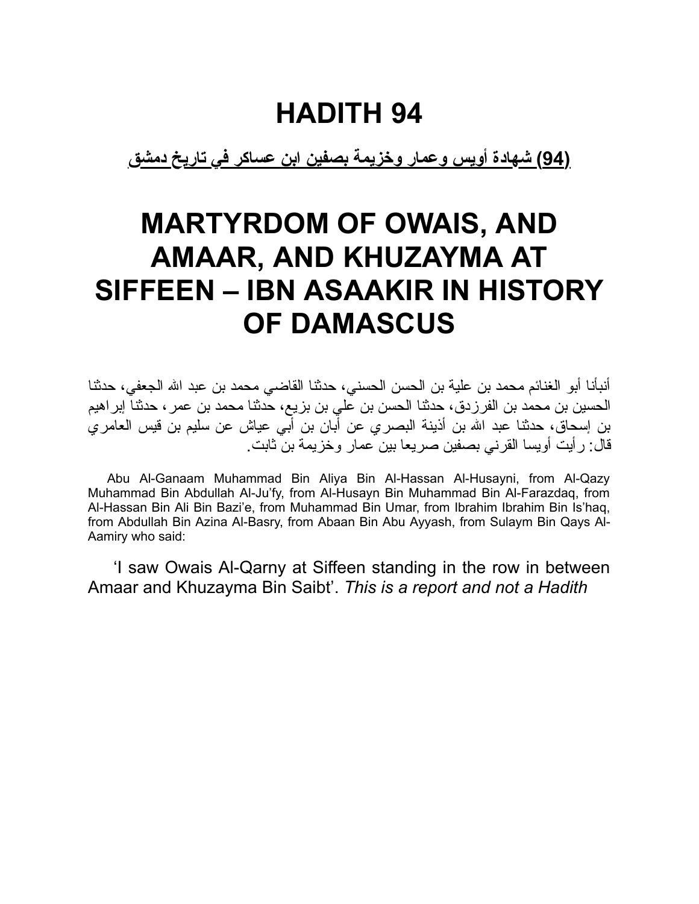# HADITH 94

**(94) شهادة أويس وعمار وخزيمة بصفين ابن عساكر في تاريخ دمشق**

# MARTYRDOM OF OWAIS, AND AMAAR, AND KHUZAYMA AT SIFFEEN – IBN ASAAKIR IN HISTORY OF DAMASCUS

أنبأنا أبو الغنائم محمد بن علية بن الحسن الحسني، حدثنا القاضي محمد بن عبد الله الجعفي، حدثنا الحسين بن محمد بن الفرزدق، حدثنا الحسن بن علي بن بزيع، حدثنا محمد بن عمر، حدثنا إبراهيم بن إسحاق، حدثنا عبد الله بن أذينة البصري عن أبان بن أبي عياش عن سليم بن قيس العامري قال: رأيت أويسا القرني بصفين صريعا بين عمار وخزيمة بن ثابت.

Abu Al-Ganaam Muhammad Bin Aliya Bin Al-Hassan Al-Husayni, from Al-Qazy Muhammad Bin Abdullah Al-Ju'fy, from Al-Husayn Bin Muhammad Bin Al-Farazdaq, from Al-Hassan Bin Ali Bin Bazi'e, from Muhammad Bin Umar, from Ibrahim Ibrahim Bin Is'haq, from Abdullah Bin Azina Al-Basry, from Abaan Bin Abu Ayyash, from Sulaym Bin Qays Al-Aamiry who said:

'I saw Owais Al-Qarny at Siffeen standing in the row in between Amaar and Khuzayma Bin Saibt'. *This is a report and not a Hadith*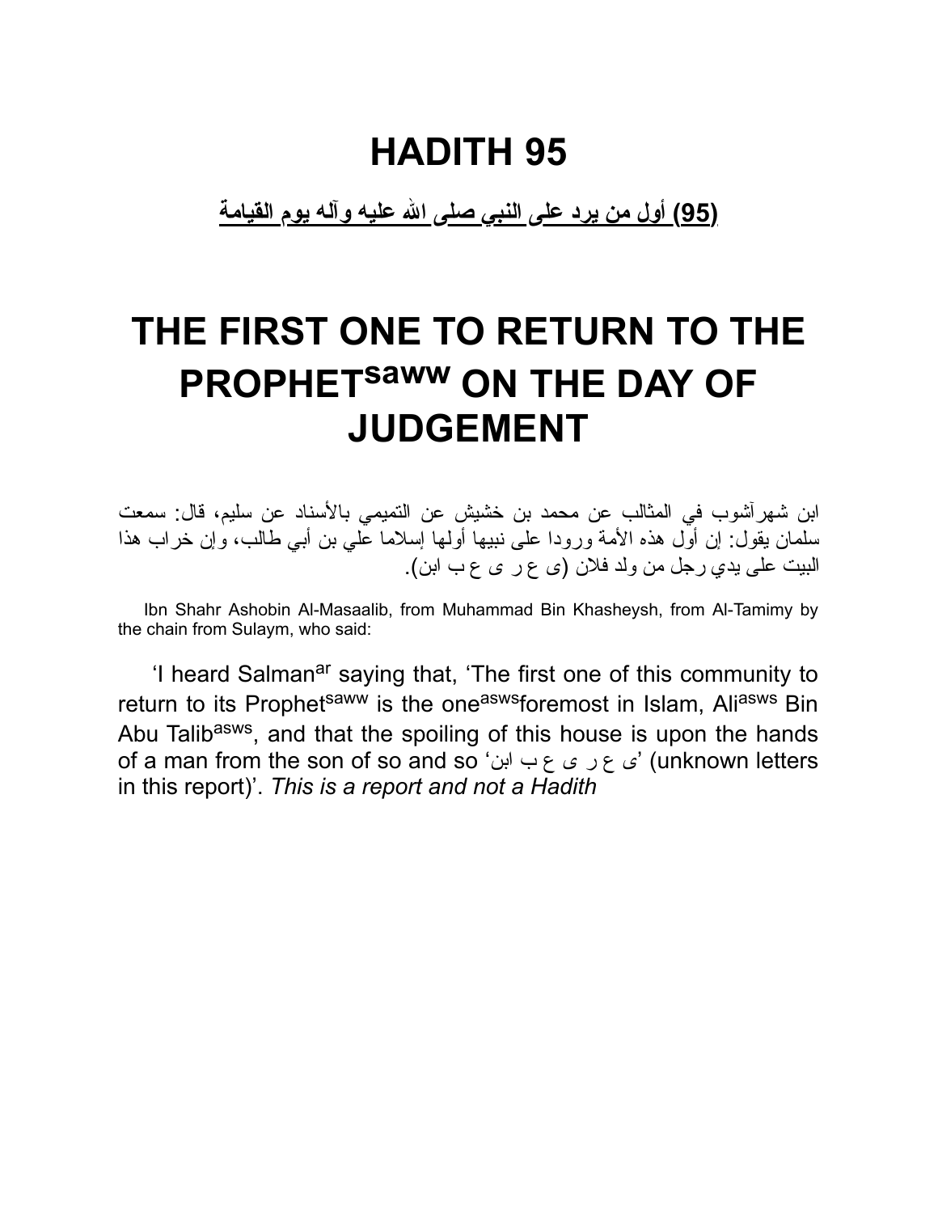# HADITH 95

**(95) أول من يرد على النبي صلى الله عليه وآله يوم القيامة**

# THE FIRST ONE TO RETURN TO THE PROPHET$^{saww}$ ON THE DAY OF JUDGEMENT

ابن شهرآشوب في المثالب عن محمد بن خشيش عن التميمي بالأسناد عن سليم، قال: سمعت سلمان يقول: إن أول هذه الأمة ورودا على نبيها أولها إسلاما علي بن أبي طالب، وإن خراب هذا البيت على يدي رجل من ولد فلان (ى ع ر ى ع ب ابن).

Ibn Shahr Ashobin Al-Masaalib, from Muhammad Bin Khasheysh, from Al-Tamimy by the chain from Sulaym, who said:

'I heard Salman$^{ar}$ saying that, 'The first one of this community to return to its Prophet$^{saww}$ is the one$^{asws}$foremost in Islam, Ali$^{asws}$ Bin Abu Talib$^{asws}$, and that the spoiling of this house is upon the hands of a man from the son of so and so 'ى ع ر ى ع ب ابن' (unknown letters in this report)'. *This is a report and not a Hadith*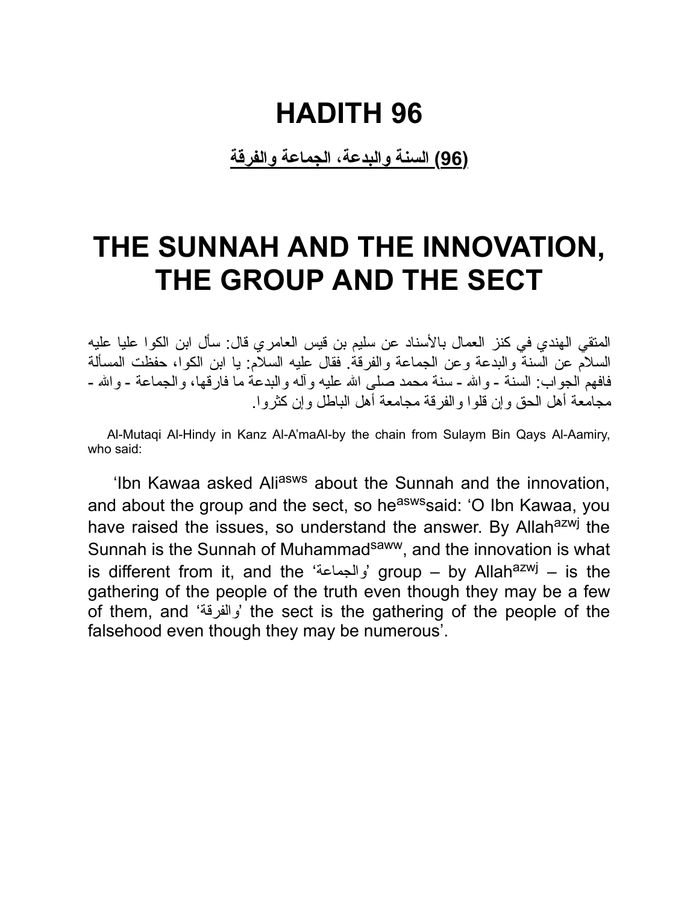# HADITH 96

**(96) السنة والبدعة، الجماعة والفرقة**

# THE SUNNAH AND THE INNOVATION, THE GROUP AND THE SECT

المتقي الهندي في كنز العمال بالأسناد عن سليم بن قيس العامري قال: سأل ابن الكوا عليا عليه السلام عن السنة والبدعة وعن الجماعة والفرقة. فقال عليه السلام: يا ابن الكوا، حفظت المسألة فافهم الجواب: السنة - والله - سنة محمد صلى الله عليه وآله والبدعة ما فارقها، والجماعة - والله - مجامعة أهل الحق وإن قلوا والفرقة مجامعة أهل الباطل وإن كثروا.

Al-Mutaqi Al-Hindy in Kanz Al-A'maAl-by the chain from Sulaym Bin Qays Al-Aamiry, who said:

'Ibn Kawaa asked Ali[asws] about the Sunnah and the innovation, and about the group and the sect, so he[asws] said: 'O Ibn Kawaa, you have raised the issues, so understand the answer. By Allah[azwj] the Sunnah is the Sunnah of Muhammad[saww], and the innovation is what is different from it, and the 'والجماعة' group – by Allah[azwj] – is the gathering of the people of the truth even though they may be a few of them, and 'والفرقة' the sect is the gathering of the people of the falsehood even though they may be numerous'.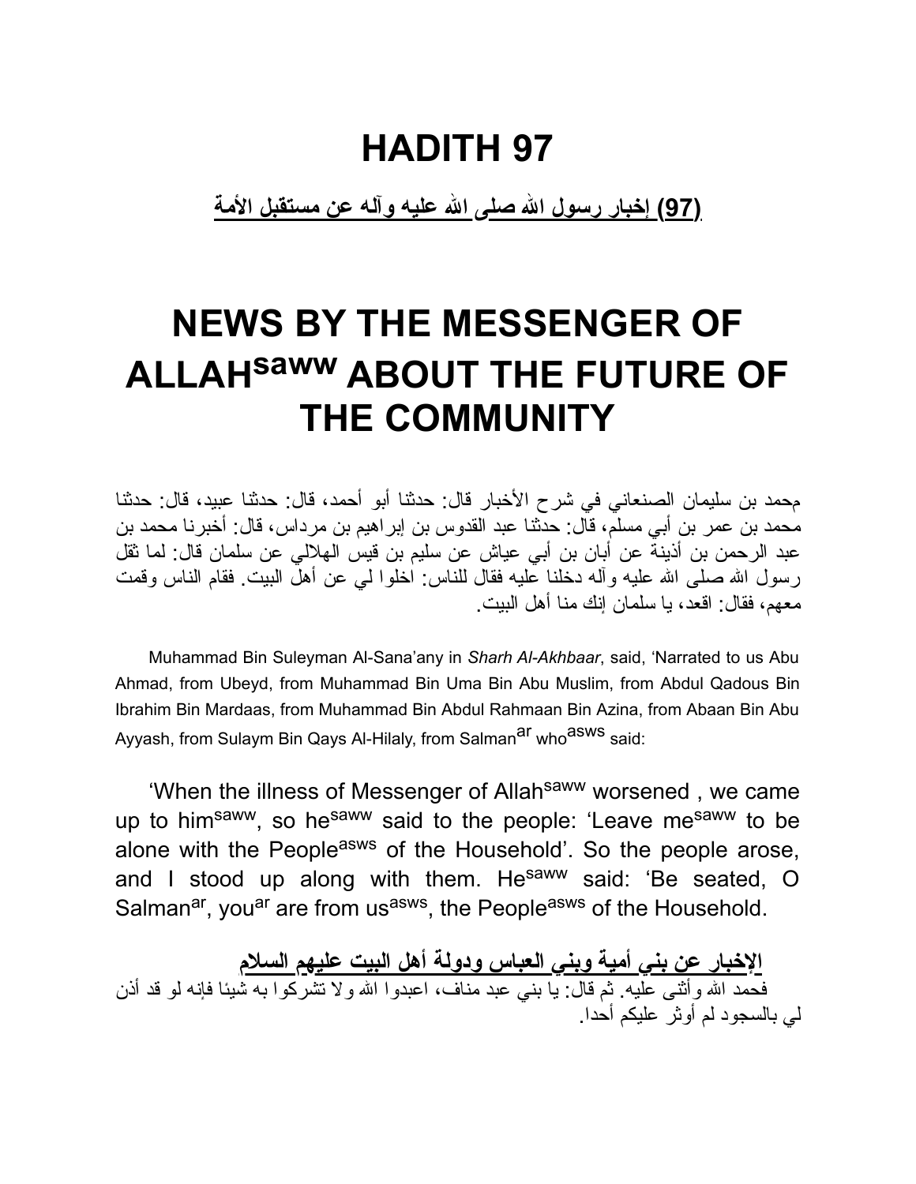# HADITH 97

**(97) إخبار رسول الله صلى الله عليه وآله عن مستقبل الأمة**

# NEWS BY THE MESSENGER OF ALLAH[saww] ABOUT THE FUTURE OF THE COMMUNITY

محمد بن سليمان الصنعاني في شرح الأخبار قال: حدثنا أبو أحمد، قال: حدثنا عبيد، قال: حدثنا محمد بن عمر بن أبي مسلم، قال: حدثنا عبد القدوس بن إبراهيم بن مرداس، قال: أخبرنا محمد بن عبد الرحمن بن أذينة عن أبان بن أبي عياش عن سليم بن قيس الهلالي عن سلمان قال: لما ثقل رسول الله صلى الله عليه وآله دخلنا عليه فقال للناس: اخلوا لي عن أهل البيت. فقام الناس وقمت معهم، فقال: اقعد، يا سلمان إنك منا أهل البيت.

Muhammad Bin Suleyman Al-Sana'any in *Sharh Al-Akhbaar*, said, 'Narrated to us Abu Ahmad, from Ubeyd, from Muhammad Bin Uma Bin Abu Muslim, from Abdul Qadous Bin Ibrahim Bin Mardaas, from Muhammad Bin Abdul Rahmaan Bin Azina, from Abaan Bin Abu Ayyash, from Sulaym Bin Qays Al-Hilaly, from Salman[ar] who[asws] said:

'When the illness of Messenger of Allah[saww] worsened , we came up to him[saww], so he[saww] said to the people: 'Leave me[saww] to be alone with the People[asws] of the Household'. So the people arose, and I stood up along with them. He[saww] said: 'Be seated, O Salman[ar], you[ar] are from us[asws], the People[asws] of the Household.

**الإخبار عن بني أمية وبني العباس ودولة أهل البيت عليهم السلام**

فحمد الله وأثنى عليه. ثم قال: يا بني عبد مناف، اعبدوا الله ولا تشركوا به شيئا فإنه لو قد أذن لي بالسجود لم أوثر عليكم أحدا.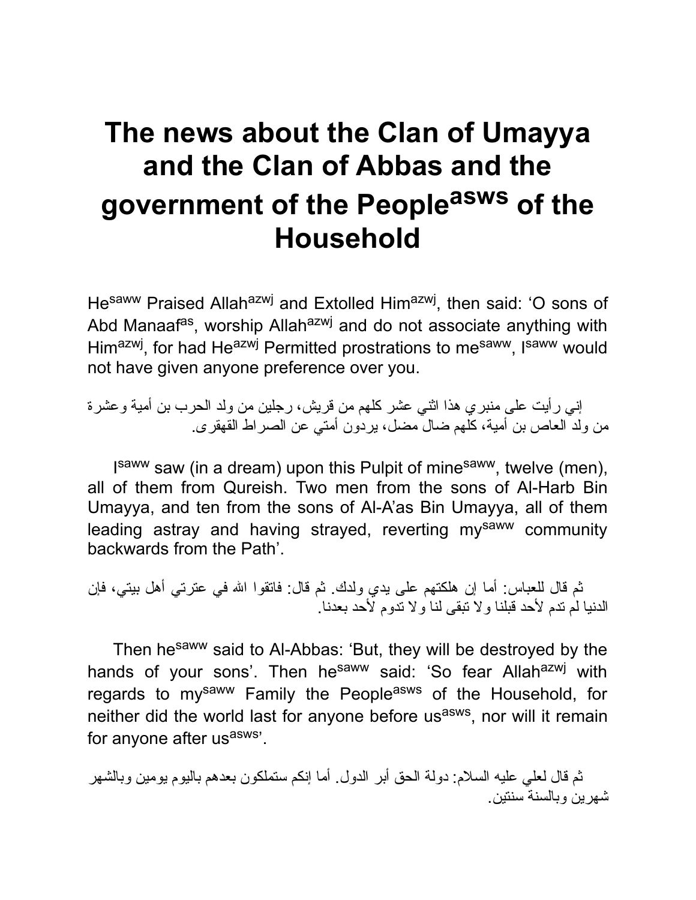# The news about the Clan of Umayya and the Clan of Abbas and the government of the People[asws] of the Household

He[saww] Praised Allah[azwj] and Extolled Him[azwj], then said: 'O sons of Abd Manaaf[as], worship Allah[azwj] and do not associate anything with Him[azwj], for had He[azwj] Permitted prostrations to me[saww], I[saww] would not have given anyone preference over you.

إني رأيت على منبري هذا اثني عشر كلهم من قريش، رجلين من ولد الحرب بن أمية وعشرة من ولد العاص بن أمية، كلهم ضال مضل، يردون أمتي عن الصراط القهقرى.

I[saww] saw (in a dream) upon this Pulpit of mine[saww], twelve (men), all of them from Qureish. Two men from the sons of Al-Harb Bin Umayya, and ten from the sons of Al-A'as Bin Umayya, all of them leading astray and having strayed, reverting my[saww] community backwards from the Path'.

ثم قال للعباس: أما إن هلكتهم على يدي ولدك. ثم قال: فاتقوا الله في عترتي أهل بيتي، فإن الدنيا لم تدم لأحد قبلنا ولا تبقى لنا ولا تدوم لأحد بعدنا.

Then he[saww] said to Al-Abbas: 'But, they will be destroyed by the hands of your sons'. Then he[saww] said: 'So fear Allah[azwj] with regards to my[saww] Family the People[asws] of the Household, for neither did the world last for anyone before us[asws], nor will it remain for anyone after us[asws]'.

ثم قال لعلي عليه السلام: دولة الحق أبر الدول. أما إنكم ستملكون بعدهم باليوم يومين وبالشهر شهرين وبالسنة سنتين.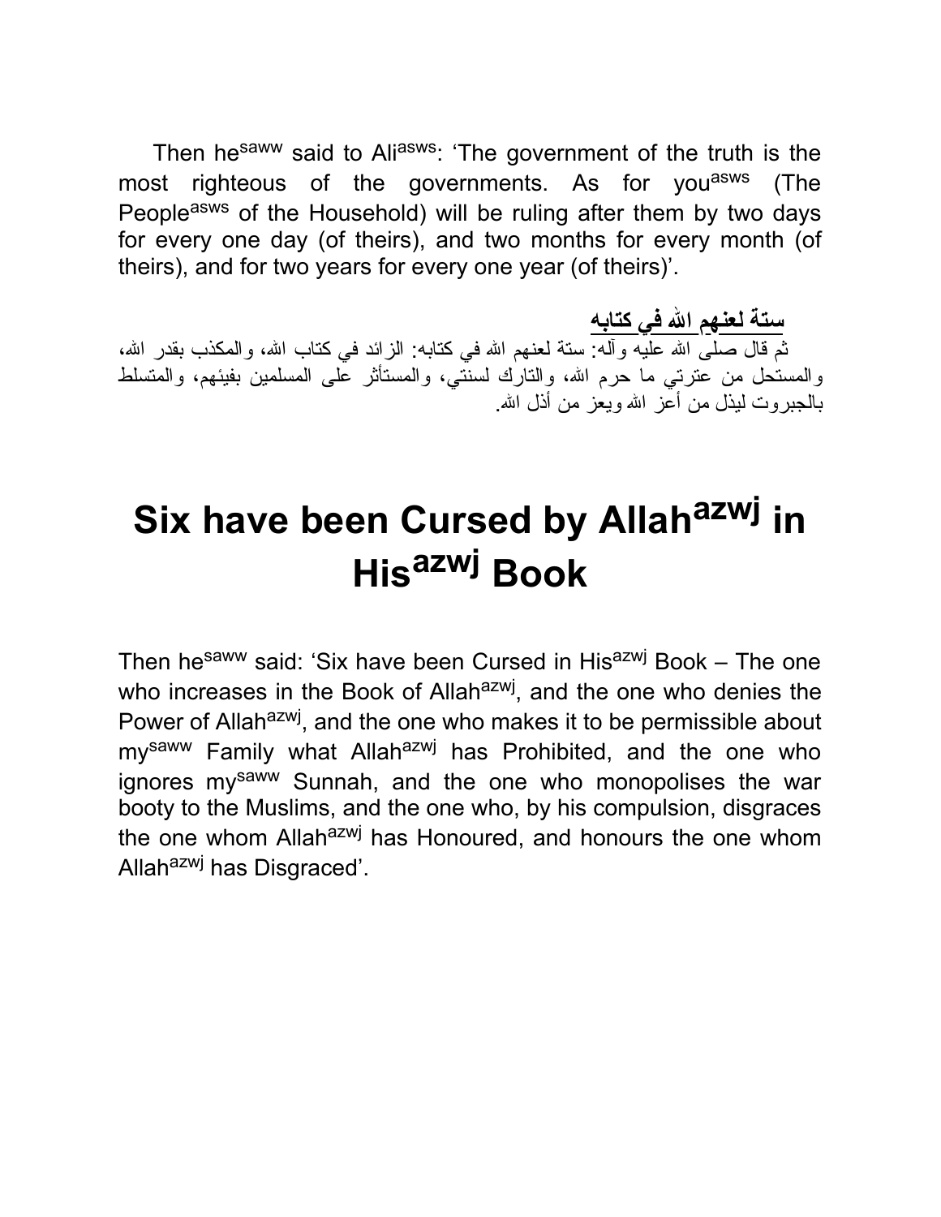Then he[saww] said to Ali[asws]: 'The government of the truth is the most righteous of the governments. As for you[asws] (The People[asws] of the Household) will be ruling after them by two days for every one day (of theirs), and two months for every month (of theirs), and for two years for every one year (of theirs)'.

**ستة لعنهم الله في كتابه**

ثم قال صلى الله عليه وآله: ستة لعنهم الله في كتابه: الزائد في كتاب الله، والمكذب بقدر الله، والمستحل من عترتي ما حرم الله، والتارك لسنتي، والمستأثر على المسلمين بفيئهم، والمتسلط بالجبروت ليذل من أعز الله ويعز من أذل الله.

# Six have been Cursed by Allah[azwj] in His[azwj] Book

Then he[saww] said: 'Six have been Cursed in His[azwj] Book – The one who increases in the Book of Allah[azwj], and the one who denies the Power of Allah[azwj], and the one who makes it to be permissible about my[saww] Family what Allah[azwj] has Prohibited, and the one who ignores my[saww] Sunnah, and the one who monopolises the war booty to the Muslims, and the one who, by his compulsion, disgraces the one whom Allah[azwj] has Honoured, and honours the one whom Allah[azwj] has Disgraced'.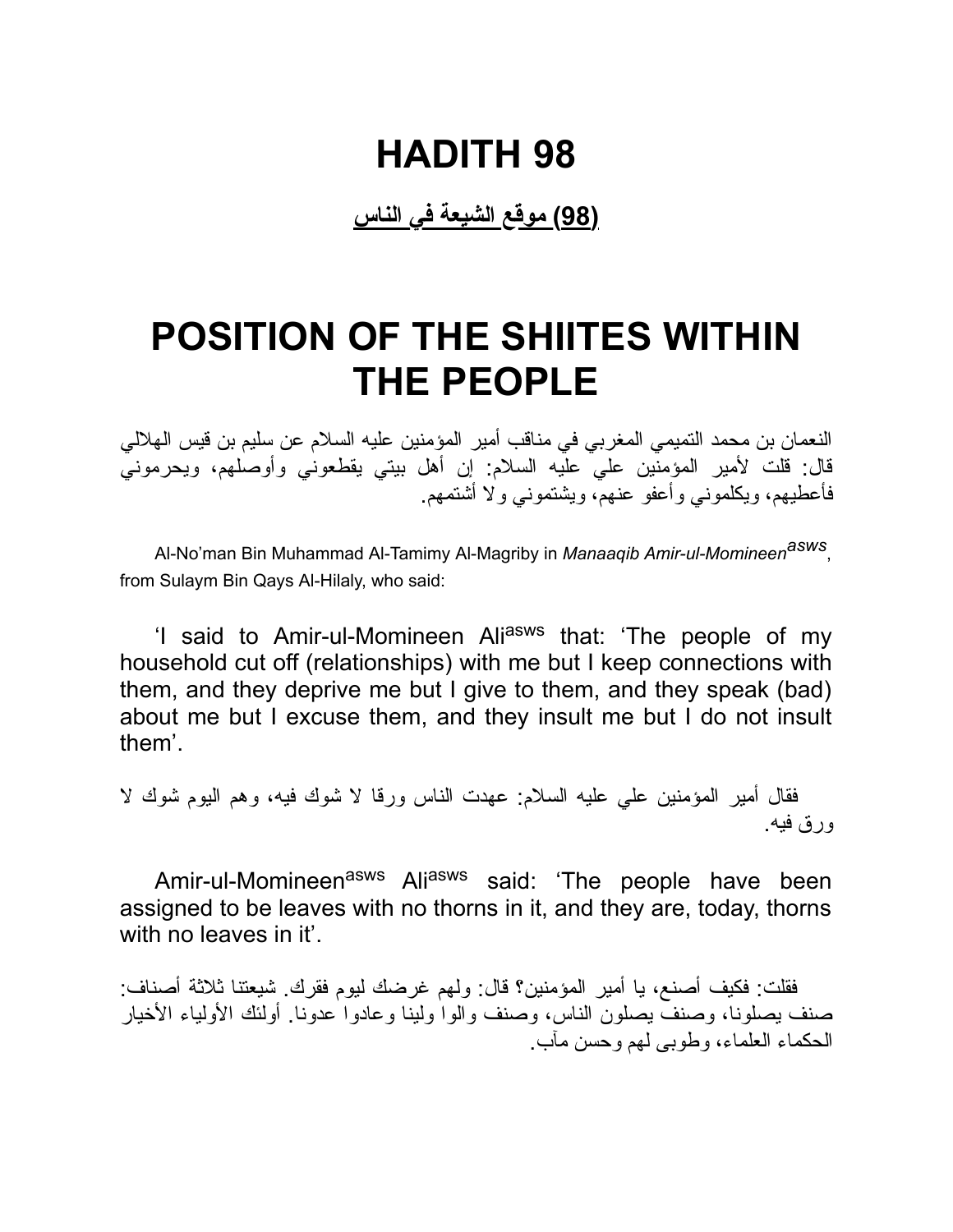# HADITH 98

**(98) موقع الشيعة في الناس**

# POSITION OF THE SHIITES WITHIN THE PEOPLE

النعمان بن محمد التميمي المغربي في مناقب أمير المؤمنين عليه السلام عن سليم بن قيس الهلالي قال: قلت لأمير المؤمنين علي عليه السلام: إن أهل بيتي يقطعوني وأوصلهم، ويحرموني فأعطيهم، ويكلموني وأعفو عنهم، ويشتموني ولا أشتمهم.

Al-No'man Bin Muhammad Al-Tamimy Al-Magriby in *Manaaqib Amir-ul-Momineen*asws, from Sulaym Bin Qays Al-Hilaly, who said:

'I said to Amir-ul-Momineen Aliasws that: 'The people of my household cut off (relationships) with me but I keep connections with them, and they deprive me but I give to them, and they speak (bad) about me but I excuse them, and they insult me but I do not insult them'.

فقال أمير المؤمنين علي عليه السلام: عهدت الناس ورقا لا شوك فيه، وهم اليوم شوك لا ورق فيه.

Amir-ul-Momineenasws Aliasws said: 'The people have been assigned to be leaves with no thorns in it, and they are, today, thorns with no leaves in it'.

فقلت: فكيف أصنع، يا أمير المؤمنين؟ قال: ولهم غرضك ليوم فقرك. شيعتنا ثلاثة أصناف: صنف يصلونا، وصنف يصلون الناس، وصنف والوا ولينا وعادوا عدونا. أولئك الأولياء الأخيار الحكماء العلماء، وطوبى لهم وحسن مآب.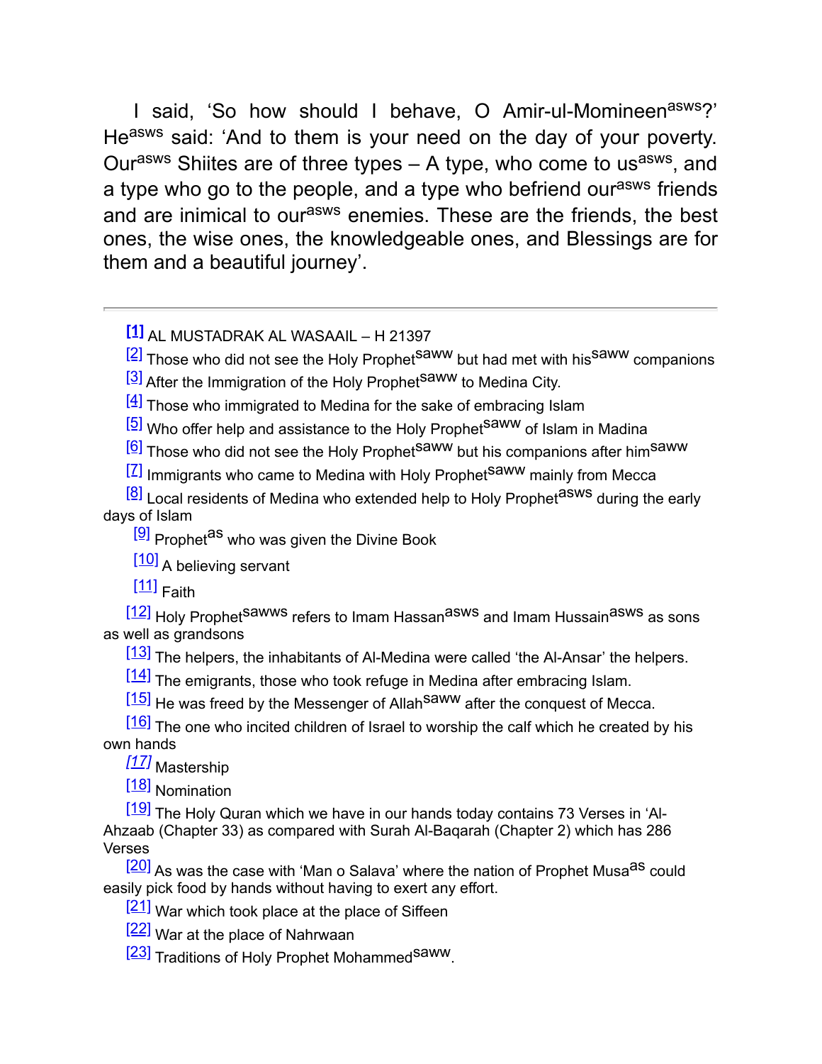I said, 'So how should I behave, O Amir-ul-Momineen[asws]?' He[asws] said: 'And to them is your need on the day of your poverty. Our[asws] Shiites are of three types – A type, who come to us[asws], and a type who go to the people, and a type who befriend our[asws] friends and are inimical to our[asws] enemies. These are the friends, the best ones, the wise ones, the knowledgeable ones, and Blessings are for them and a beautiful journey'.

---

[1] AL MUSTADRAK AL WASAAIL – H 21397

[2] Those who did not see the Holy Prophet[saww] but had met with his[saww] companions

[3] After the Immigration of the Holy Prophet[saww] to Medina City.

[4] Those who immigrated to Medina for the sake of embracing Islam

[5] Who offer help and assistance to the Holy Prophet[saww] of Islam in Madina

[6] Those who did not see the Holy Prophet[saww] but his companions after him[saww]

[7] Immigrants who came to Medina with Holy Prophet[saww] mainly from Mecca

[8] Local residents of Medina who extended help to Holy Prophet[asws] during the early days of Islam

[9] Prophet[as] who was given the Divine Book

[10] A believing servant

[11] Faith

[12] Holy Prophet[sawws] refers to Imam Hassan[asws] and Imam Hussain[asws] as sons as well as grandsons

[13] The helpers, the inhabitants of Al-Medina were called 'the Al-Ansar' the helpers.

[14] The emigrants, those who took refuge in Medina after embracing Islam.

[15] He was freed by the Messenger of Allah[saww] after the conquest of Mecca.

[16] The one who incited children of Israel to worship the calf which he created by his own hands

[17] Mastership

[18] Nomination

[19] The Holy Quran which we have in our hands today contains 73 Verses in 'Al-Ahzaab (Chapter 33) as compared with Surah Al-Baqarah (Chapter 2) which has 286 Verses

[20] As was the case with 'Man o Salava' where the nation of Prophet Musa[as] could easily pick food by hands without having to exert any effort.

[21] War which took place at the place of Siffeen

[22] War at the place of Nahrwaan

[23] Traditions of Holy Prophet Mohammed[saww].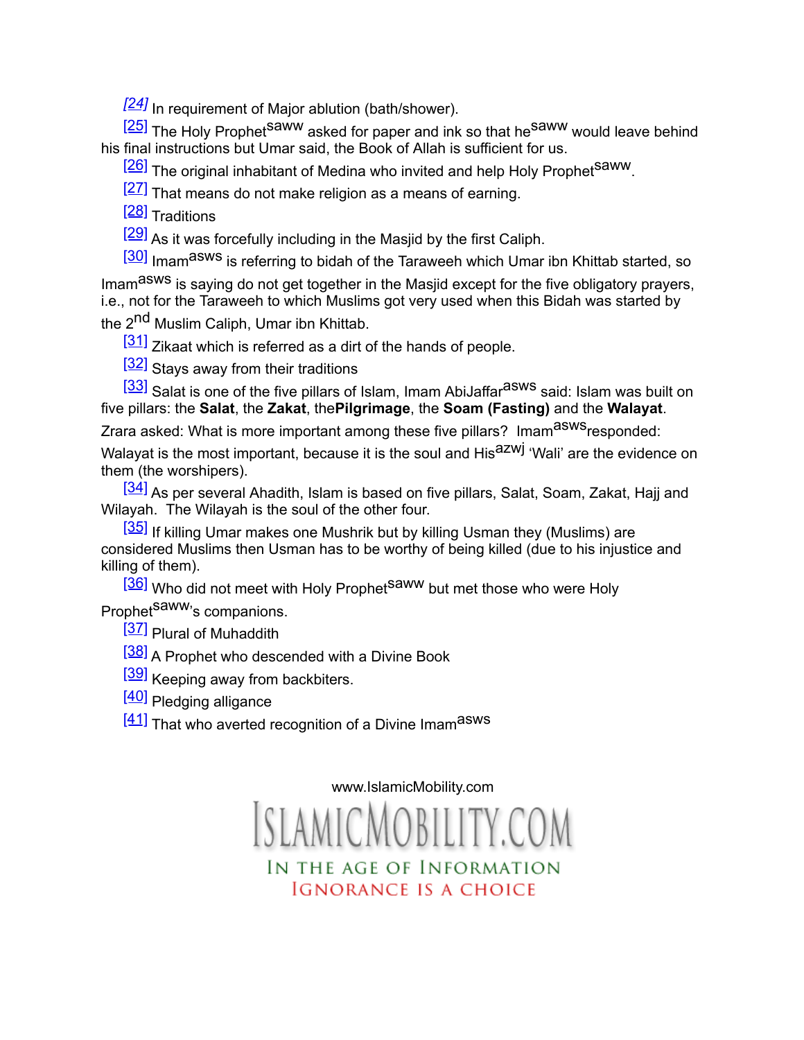[24] In requirement of Major ablution (bath/shower).

[25] The Holy Prophet[saww] asked for paper and ink so that he[saww] would leave behind his final instructions but Umar said, the Book of Allah is sufficient for us.

[26] The original inhabitant of Medina who invited and help Holy Prophet[saww].

[27] That means do not make religion as a means of earning.

[28] Traditions

[29] As it was forcefully including in the Masjid by the first Caliph.

[30] Imam[asws] is referring to bidah of the Taraweeh which Umar ibn Khittab started, so Imam[asws] is saying do not get together in the Masjid except for the five obligatory prayers, i.e., not for the Taraweeh to which Muslims got very used when this Bidah was started by the 2nd Muslim Caliph, Umar ibn Khittab.

[31] Zikaat which is referred as a dirt of the hands of people.

[32] Stays away from their traditions

[33] Salat is one of the five pillars of Islam, Imam AbiJaffar[asws] said: Islam was built on five pillars: the **Salat**, the **Zakat**, the**Pilgrimage**, the **Soam (Fasting)** and the **Walayat**. Zrara asked: What is more important among these five pillars? Imam[asws]responded: Walayat is the most important, because it is the soul and His[azwj] 'Wali' are the evidence on them (the worshipers).

[34] As per several Ahadith, Islam is based on five pillars, Salat, Soam, Zakat, Hajj and Wilayah. The Wilayah is the soul of the other four.

[35] If killing Umar makes one Mushrik but by killing Usman they (Muslims) are considered Muslims then Usman has to be worthy of being killed (due to his injustice and killing of them).

[36] Who did not meet with Holy Prophet[saww] but met those who were Holy Prophet[saww]'s companions.

[37] Plural of Muhaddith

[38] A Prophet who descended with a Divine Book

[39] Keeping away from backbiters.

[40] Pledging alligance

[41] That who averted recognition of a Divine Imam[asws]

www.IslamicMobility.com

ISLAMICMOBILITY.COM

IN THE AGE OF INFORMATION
IGNORANCE IS A CHOICE